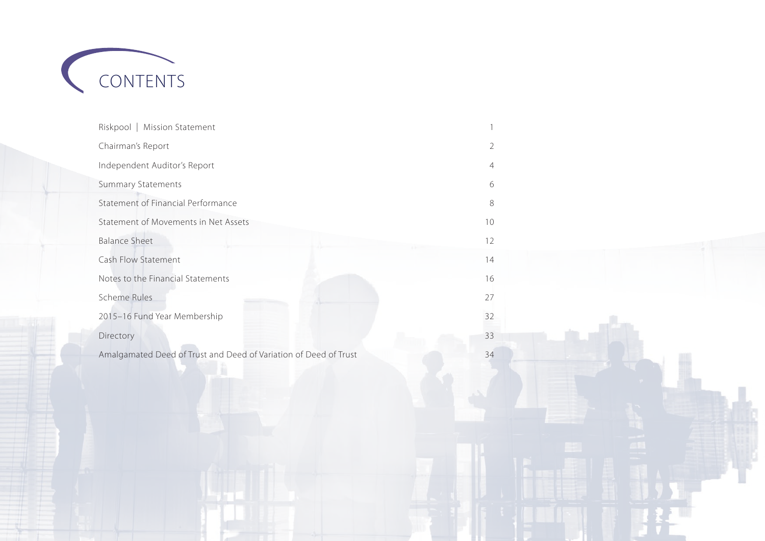# CONTENTS

| | |
|---|---|
| Riskpool \| Mission Statement | 1 |
| Chairman's Report | 2 |
| Independent Auditor's Report | 4 |
| Summary Statements | 6 |
| Statement of Financial Performance | 8 |
| Statement of Movements in Net Assets | 10 |
| Balance Sheet | 12 |
| Cash Flow Statement | 14 |
| Notes to the Financial Statements | 16 |
| Scheme Rules | 27 |
| 2015–16 Fund Year Membership | 32 |
| Directory | 33 |
| Amalgamated Deed of Trust and Deed of Variation of Deed of Trust | 34 |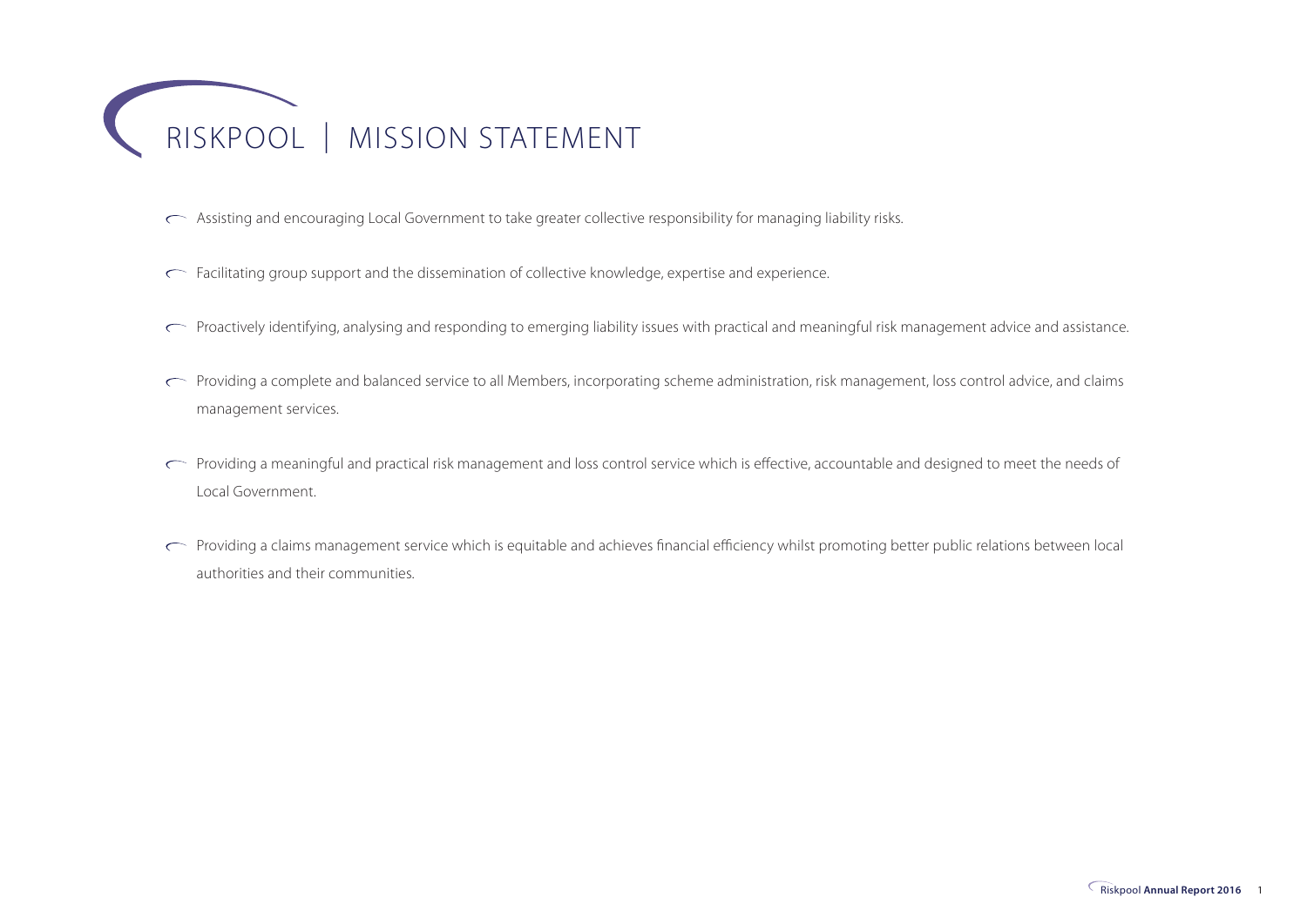# RISKPOOL | MISSION STATEMENT

- Assisting and encouraging Local Government to take greater collective responsibility for managing liability risks.
- Facilitating group support and the dissemination of collective knowledge, expertise and experience.
- Proactively identifying, analysing and responding to emerging liability issues with practical and meaningful risk management advice and assistance.
- Providing a complete and balanced service to all Members, incorporating scheme administration, risk management, loss control advice, and claims management services.
- Providing a meaningful and practical risk management and loss control service which is effective, accountable and designed to meet the needs of Local Government.
- Providing a claims management service which is equitable and achieves financial efficiency whilst promoting better public relations between local authorities and their communities.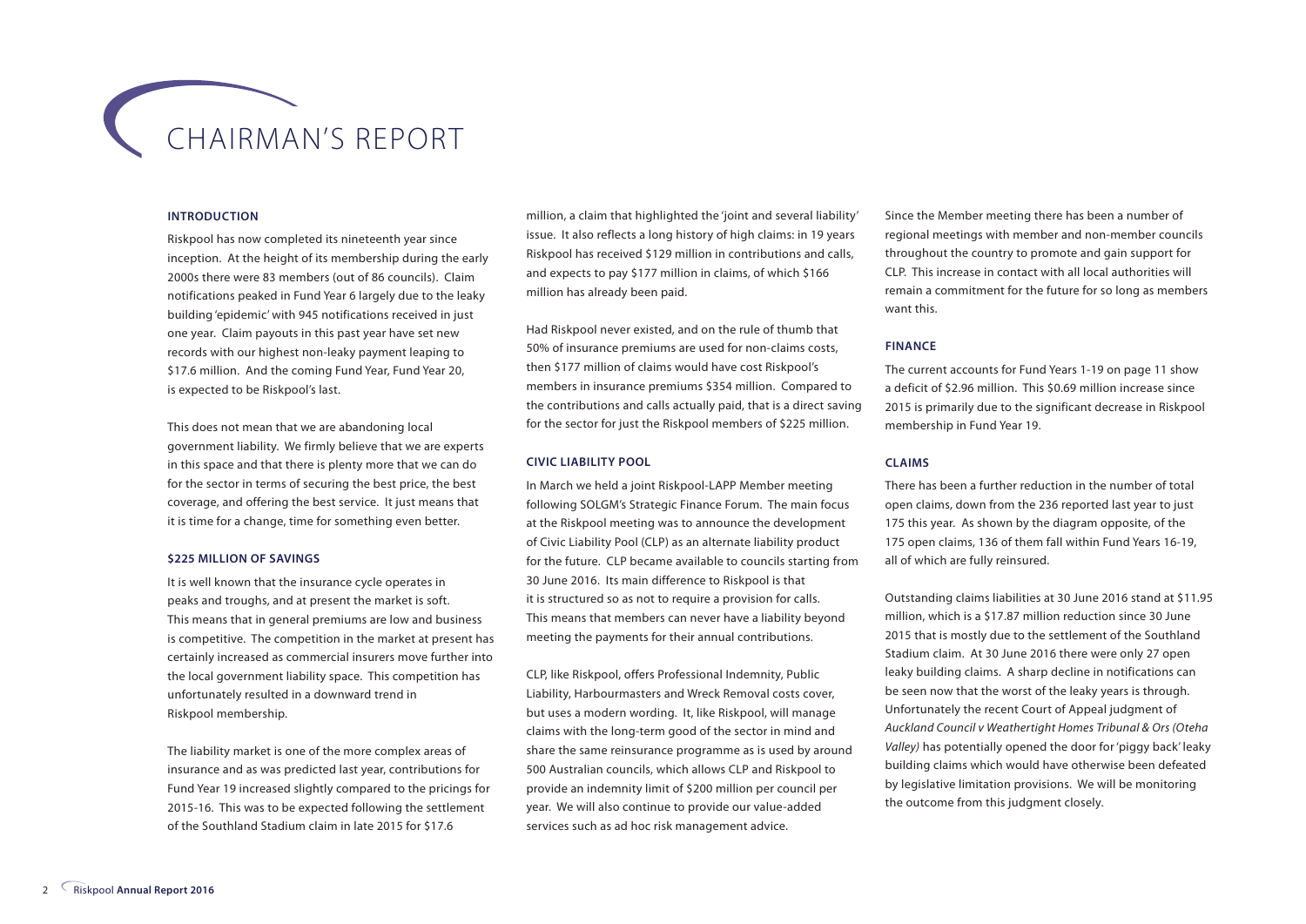# CHAIRMAN'S REPORT

## INTRODUCTION

Riskpool has now completed its nineteenth year since inception. At the height of its membership during the early 2000s there were 83 members (out of 86 councils). Claim notifications peaked in Fund Year 6 largely due to the leaky building 'epidemic' with 945 notifications received in just one year. Claim payouts in this past year have set new records with our highest non-leaky payment leaping to $17.6 million. And the coming Fund Year, Fund Year 20, is expected to be Riskpool's last.

This does not mean that we are abandoning local government liability. We firmly believe that we are experts in this space and that there is plenty more that we can do for the sector in terms of securing the best price, the best coverage, and offering the best service. It just means that it is time for a change, time for something even better.

## $225 MILLION OF SAVINGS

It is well known that the insurance cycle operates in peaks and troughs, and at present the market is soft. This means that in general premiums are low and business is competitive. The competition in the market at present has certainly increased as commercial insurers move further into the local government liability space. This competition has unfortunately resulted in a downward trend in Riskpool membership.

The liability market is one of the more complex areas of insurance and as was predicted last year, contributions for Fund Year 19 increased slightly compared to the pricings for 2015-16. This was to be expected following the settlement of the Southland Stadium claim in late 2015 for $17.6 million, a claim that highlighted the 'joint and several liability' issue. It also reflects a long history of high claims: in 19 years Riskpool has received $129 million in contributions and calls, and expects to pay $177 million in claims, of which $166 million has already been paid.

Had Riskpool never existed, and on the rule of thumb that 50% of insurance premiums are used for non-claims costs, then $177 million of claims would have cost Riskpool's members in insurance premiums $354 million. Compared to the contributions and calls actually paid, that is a direct saving for the sector for just the Riskpool members of $225 million.

## CIVIC LIABILITY POOL

In March we held a joint Riskpool-LAPP Member meeting following SOLGM's Strategic Finance Forum. The main focus at the Riskpool meeting was to announce the development of Civic Liability Pool (CLP) as an alternate liability product for the future. CLP became available to councils starting from 30 June 2016. Its main difference to Riskpool is that it is structured so as not to require a provision for calls. This means that members can never have a liability beyond meeting the payments for their annual contributions.

CLP, like Riskpool, offers Professional Indemnity, Public Liability, Harbourmasters and Wreck Removal costs cover, but uses a modern wording. It, like Riskpool, will manage claims with the long-term good of the sector in mind and share the same reinsurance programme as is used by around 500 Australian councils, which allows CLP and Riskpool to provide an indemnity limit of $200 million per council per year. We will also continue to provide our value-added services such as ad hoc risk management advice.

Since the Member meeting there has been a number of regional meetings with member and non-member councils throughout the country to promote and gain support for CLP. This increase in contact with all local authorities will remain a commitment for the future for so long as members want this.

## FINANCE

The current accounts for Fund Years 1-19 on page 11 show a deficit of $2.96 million. This $0.69 million increase since 2015 is primarily due to the significant decrease in Riskpool membership in Fund Year 19.

## CLAIMS

There has been a further reduction in the number of total open claims, down from the 236 reported last year to just 175 this year. As shown by the diagram opposite, of the 175 open claims, 136 of them fall within Fund Years 16-19, all of which are fully reinsured.

Outstanding claims liabilities at 30 June 2016 stand at $11.95 million, which is a $17.87 million reduction since 30 June 2015 that is mostly due to the settlement of the Southland Stadium claim. At 30 June 2016 there were only 27 open leaky building claims. A sharp decline in notifications can be seen now that the worst of the leaky years is through. Unfortunately the recent Court of Appeal judgment of *Auckland Council v Weathertight Homes Tribunal & Ors (Oteha Valley)* has potentially opened the door for 'piggy back' leaky building claims which would have otherwise been defeated by legislative limitation provisions. We will be monitoring the outcome from this judgment closely.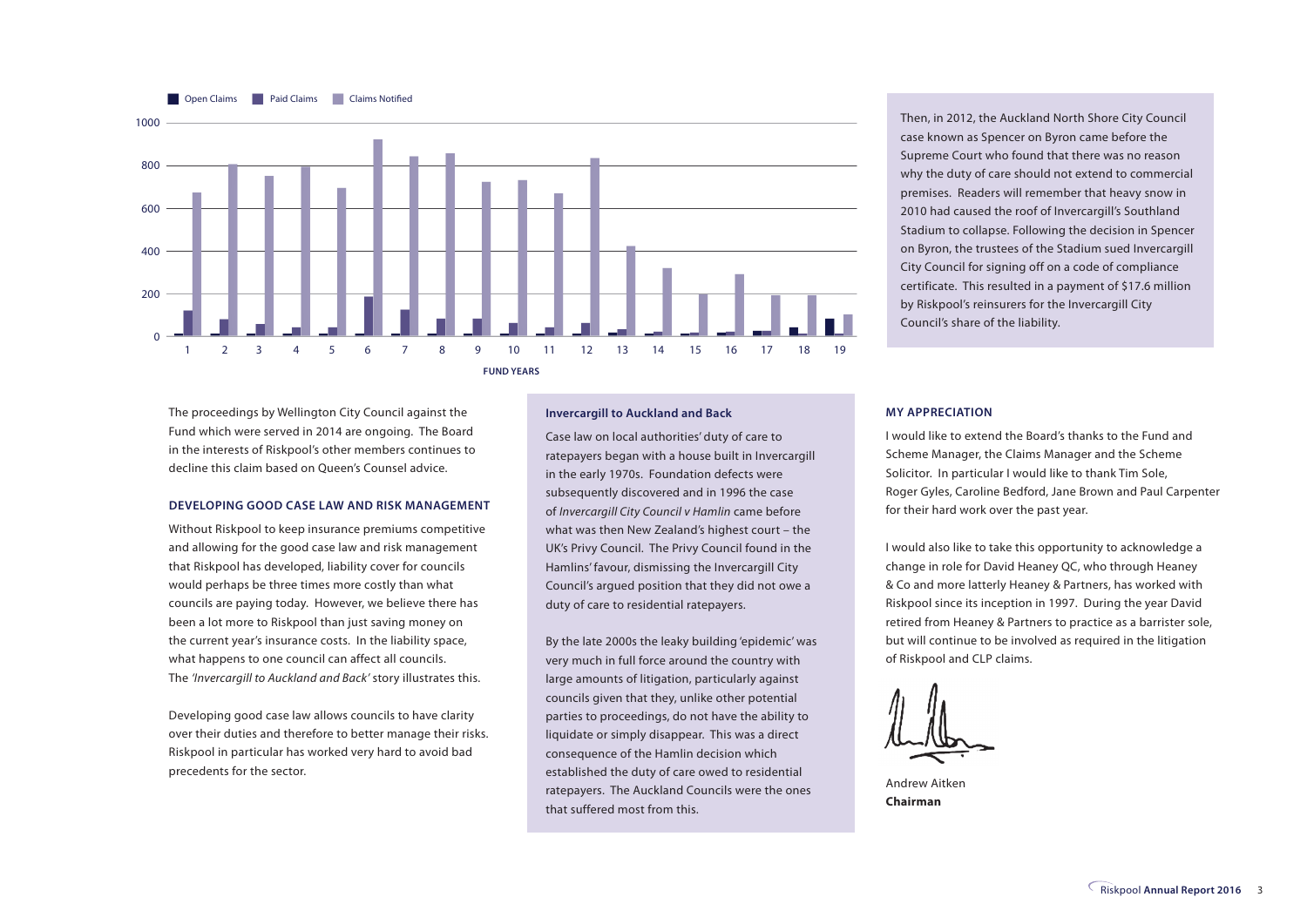Open Claims | Paid Claims | Claims Notified

FUND YEARS

Then, in 2012, the Auckland North Shore City Council case known as Spencer on Byron came before the Supreme Court who found that there was no reason why the duty of care should not extend to commercial premises. Readers will remember that heavy snow in 2010 had caused the roof of Invercargill's Southland Stadium to collapse. Following the decision in Spencer on Byron, the trustees of the Stadium sued Invercargill City Council for signing off on a code of compliance certificate. This resulted in a payment of $17.6 million by Riskpool's reinsurers for the Invercargill City Council's share of the liability.

The proceedings by Wellington City Council against the Fund which were served in 2014 are ongoing. The Board in the interests of Riskpool's other members continues to decline this claim based on Queen's Counsel advice.

### DEVELOPING GOOD CASE LAW AND RISK MANAGEMENT

Without Riskpool to keep insurance premiums competitive and allowing for the good case law and risk management that Riskpool has developed, liability cover for councils would perhaps be three times more costly than what councils are paying today. However, we believe there has been a lot more to Riskpool than just saving money on the current year's insurance costs. In the liability space, what happens to one council can affect all councils. The *'Invercargill to Auckland and Back'* story illustrates this.

Developing good case law allows councils to have clarity over their duties and therefore to better manage their risks. Riskpool in particular has worked very hard to avoid bad precedents for the sector.

### Invercargill to Auckland and Back

Case law on local authorities' duty of care to ratepayers began with a house built in Invercargill in the early 1970s. Foundation defects were subsequently discovered and in 1996 the case of *Invercargill City Council v Hamlin* came before what was then New Zealand's highest court – the UK's Privy Council. The Privy Council found in the Hamlins' favour, dismissing the Invercargill City Council's argued position that they did not owe a duty of care to residential ratepayers.

By the late 2000s the leaky building 'epidemic' was very much in full force around the country with large amounts of litigation, particularly against councils given that they, unlike other potential parties to proceedings, do not have the ability to liquidate or simply disappear. This was a direct consequence of the Hamlin decision which established the duty of care owed to residential ratepayers. The Auckland Councils were the ones that suffered most from this.

### MY APPRECIATION

I would like to extend the Board's thanks to the Fund and Scheme Manager, the Claims Manager and the Scheme Solicitor. In particular I would like to thank Tim Sole, Roger Gyles, Caroline Bedford, Jane Brown and Paul Carpenter for their hard work over the past year.

I would also like to take this opportunity to acknowledge a change in role for David Heaney QC, who through Heaney & Co and more latterly Heaney & Partners, has worked with Riskpool since its inception in 1997. During the year David retired from Heaney & Partners to practice as a barrister sole, but will continue to be involved as required in the litigation of Riskpool and CLP claims.

Andrew Aitken
**Chairman**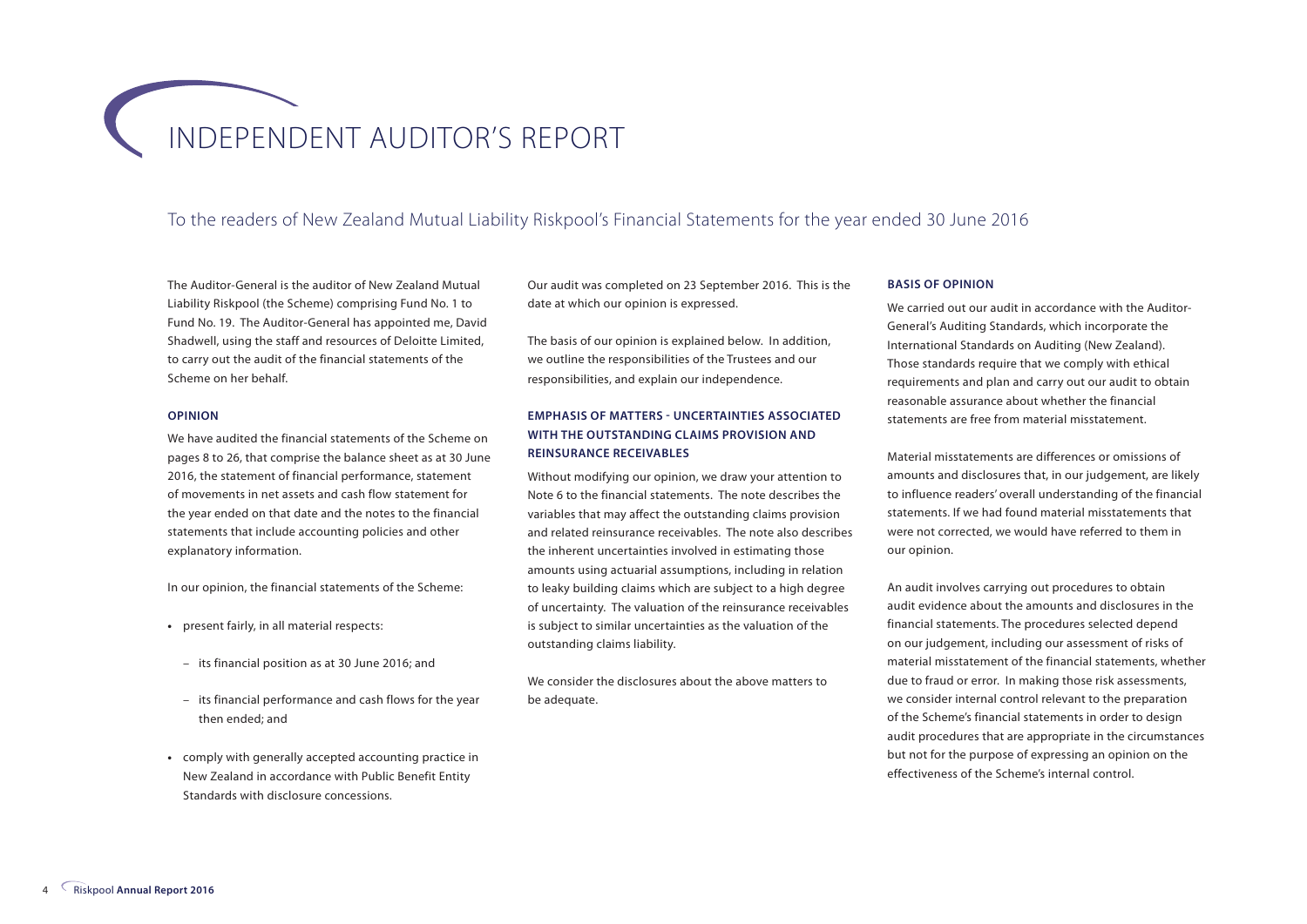# INDEPENDENT AUDITOR'S REPORT

## To the readers of New Zealand Mutual Liability Riskpool's Financial Statements for the year ended 30 June 2016

The Auditor-General is the auditor of New Zealand Mutual Liability Riskpool (the Scheme) comprising Fund No. 1 to Fund No. 19. The Auditor-General has appointed me, David Shadwell, using the staff and resources of Deloitte Limited, to carry out the audit of the financial statements of the Scheme on her behalf.

### OPINION

We have audited the financial statements of the Scheme on pages 8 to 26, that comprise the balance sheet as at 30 June 2016, the statement of financial performance, statement of movements in net assets and cash flow statement for the year ended on that date and the notes to the financial statements that include accounting policies and other explanatory information.

In our opinion, the financial statements of the Scheme:

- present fairly, in all material respects:
  - its financial position as at 30 June 2016; and
  - its financial performance and cash flows for the year then ended; and
- comply with generally accepted accounting practice in New Zealand in accordance with Public Benefit Entity Standards with disclosure concessions.

Our audit was completed on 23 September 2016. This is the date at which our opinion is expressed.

The basis of our opinion is explained below. In addition, we outline the responsibilities of the Trustees and our responsibilities, and explain our independence.

### EMPHASIS OF MATTERS - UNCERTAINTIES ASSOCIATED WITH THE OUTSTANDING CLAIMS PROVISION AND REINSURANCE RECEIVABLES

Without modifying our opinion, we draw your attention to Note 6 to the financial statements. The note describes the variables that may affect the outstanding claims provision and related reinsurance receivables. The note also describes the inherent uncertainties involved in estimating those amounts using actuarial assumptions, including in relation to leaky building claims which are subject to a high degree of uncertainty. The valuation of the reinsurance receivables is subject to similar uncertainties as the valuation of the outstanding claims liability.

We consider the disclosures about the above matters to be adequate.

### BASIS OF OPINION

We carried out our audit in accordance with the Auditor-General's Auditing Standards, which incorporate the International Standards on Auditing (New Zealand). Those standards require that we comply with ethical requirements and plan and carry out our audit to obtain reasonable assurance about whether the financial statements are free from material misstatement.

Material misstatements are differences or omissions of amounts and disclosures that, in our judgement, are likely to influence readers' overall understanding of the financial statements. If we had found material misstatements that were not corrected, we would have referred to them in our opinion.

An audit involves carrying out procedures to obtain audit evidence about the amounts and disclosures in the financial statements. The procedures selected depend on our judgement, including our assessment of risks of material misstatement of the financial statements, whether due to fraud or error. In making those risk assessments, we consider internal control relevant to the preparation of the Scheme's financial statements in order to design audit procedures that are appropriate in the circumstances but not for the purpose of expressing an opinion on the effectiveness of the Scheme's internal control.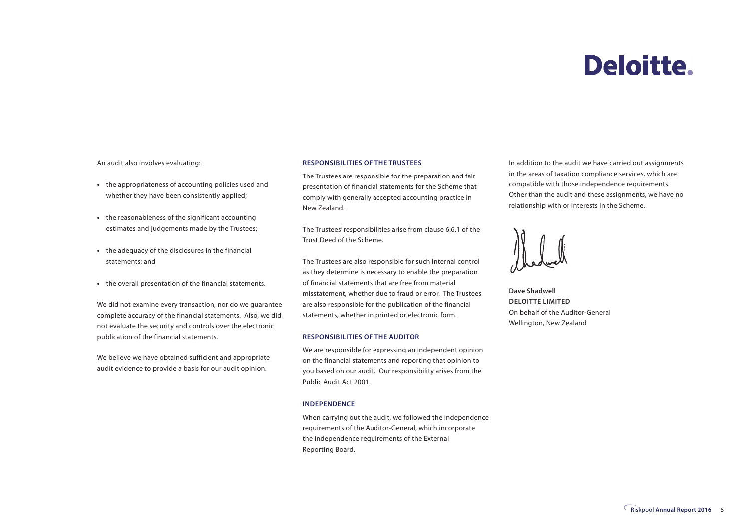Deloitte.

An audit also involves evaluating:

- the appropriateness of accounting policies used and whether they have been consistently applied;
- the reasonableness of the significant accounting estimates and judgements made by the Trustees;
- the adequacy of the disclosures in the financial statements; and
- the overall presentation of the financial statements.

We did not examine every transaction, nor do we guarantee complete accuracy of the financial statements. Also, we did not evaluate the security and controls over the electronic publication of the financial statements.

We believe we have obtained sufficient and appropriate audit evidence to provide a basis for our audit opinion.

### RESPONSIBILITIES OF THE TRUSTEES

The Trustees are responsible for the preparation and fair presentation of financial statements for the Scheme that comply with generally accepted accounting practice in New Zealand.

The Trustees' responsibilities arise from clause 6.6.1 of the Trust Deed of the Scheme.

The Trustees are also responsible for such internal control as they determine is necessary to enable the preparation of financial statements that are free from material misstatement, whether due to fraud or error. The Trustees are also responsible for the publication of the financial statements, whether in printed or electronic form.

### RESPONSIBILITIES OF THE AUDITOR

We are responsible for expressing an independent opinion on the financial statements and reporting that opinion to you based on our audit. Our responsibility arises from the Public Audit Act 2001.

### INDEPENDENCE

When carrying out the audit, we followed the independence requirements of the Auditor-General, which incorporate the independence requirements of the External Reporting Board.

In addition to the audit we have carried out assignments in the areas of taxation compliance services, which are compatible with those independence requirements. Other than the audit and these assignments, we have no relationship with or interests in the Scheme.

**Dave Shadwell**
**DELOITTE LIMITED**
On behalf of the Auditor-General
Wellington, New Zealand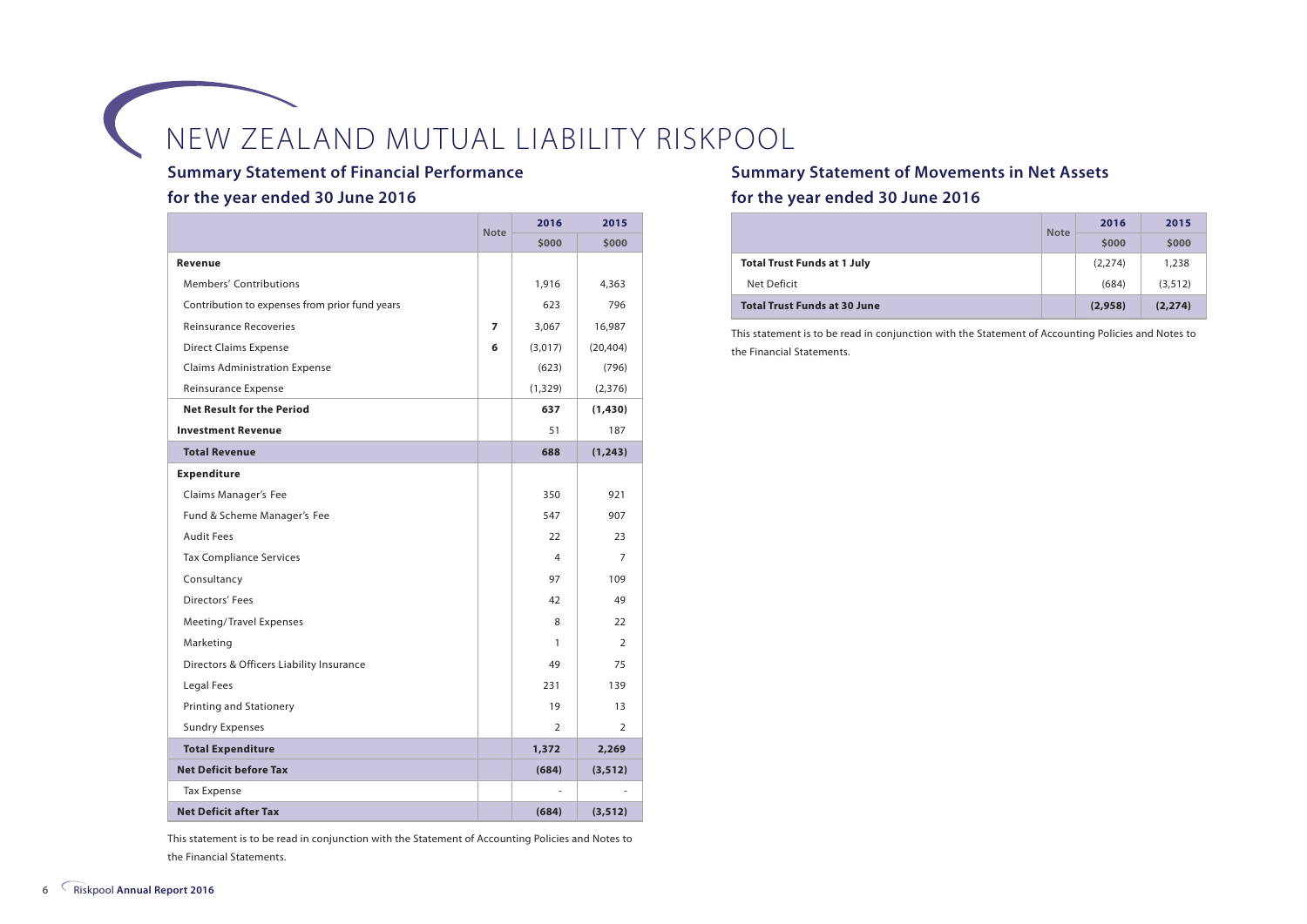# NEW ZEALAND MUTUAL LIABILITY RISKPOOL

## Summary Statement of Financial Performance for the year ended 30 June 2016

| | Note | 2016 | 2015 |
|---|---|---|---|
| | | $000 | $000 |
| **Revenue** | | | |
| Members' Contributions | | 1,916 | 4,363 |
| Contribution to expenses from prior fund years | | 623 | 796 |
| Reinsurance Recoveries | 7 | 3,067 | 16,987 |
| Direct Claims Expense | 6 | (3,017) | (20,404) |
| Claims Administration Expense | | (623) | (796) |
| Reinsurance Expense | | (1,329) | (2,376) |
| **Net Result for the Period** | | **637** | **(1,430)** |
| **Investment Revenue** | | 51 | 187 |
| **Total Revenue** | | **688** | **(1,243)** |
| **Expenditure** | | | |
| Claims Manager's Fee | | 350 | 921 |
| Fund & Scheme Manager's Fee | | 547 | 907 |
| Audit Fees | | 22 | 23 |
| Tax Compliance Services | | 4 | 7 |
| Consultancy | | 97 | 109 |
| Directors' Fees | | 42 | 49 |
| Meeting/Travel Expenses | | 8 | 22 |
| Marketing | | 1 | 2 |
| Directors & Officers Liability Insurance | | 49 | 75 |
| Legal Fees | | 231 | 139 |
| Printing and Stationery | | 19 | 13 |
| Sundry Expenses | | 2 | 2 |
| **Total Expenditure** | | **1,372** | **2,269** |
| **Net Deficit before Tax** | | **(684)** | **(3,512)** |
| Tax Expense | | - | - |
| **Net Deficit after Tax** | | **(684)** | **(3,512)** |

This statement is to be read in conjunction with the Statement of Accounting Policies and Notes to the Financial Statements.

## Summary Statement of Movements in Net Assets for the year ended 30 June 2016

| | Note | 2016 | 2015 |
|---|---|---|---|
| | | $000 | $000 |
| **Total Trust Funds at 1 July** | | (2,274) | 1,238 |
| Net Deficit | | (684) | (3,512) |
| **Total Trust Funds at 30 June** | | **(2,958)** | **(2,274)** |

This statement is to be read in conjunction with the Statement of Accounting Policies and Notes to the Financial Statements.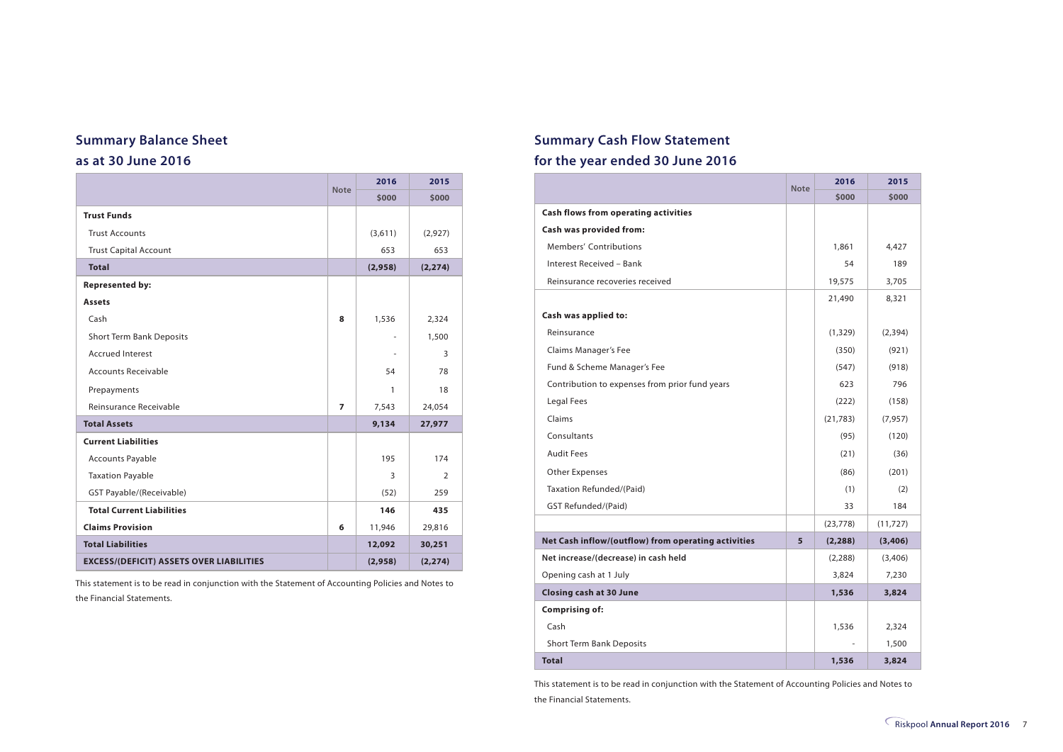## Summary Balance Sheet
## as at 30 June 2016

| | Note | 2016 | 2015 |
|---|---|---|---|
| | | $000 | $000 |
| **Trust Funds** | | | |
| Trust Accounts | | (3,611) | (2,927) |
| Trust Capital Account | | 653 | 653 |
| **Total** | | **(2,958)** | **(2,274)** |
| **Represented by:** | | | |
| **Assets** | | | |
| Cash | **8** | 1,536 | 2,324 |
| Short Term Bank Deposits | | - | 1,500 |
| Accrued Interest | | - | 3 |
| Accounts Receivable | | 54 | 78 |
| Prepayments | | 1 | 18 |
| Reinsurance Receivable | **7** | 7,543 | 24,054 |
| **Total Assets** | | **9,134** | **27,977** |
| **Current Liabilities** | | | |
| Accounts Payable | | 195 | 174 |
| Taxation Payable | | 3 | 2 |
| GST Payable/(Receivable) | | (52) | 259 |
| **Total Current Liabilities** | | **146** | **435** |
| **Claims Provision** | **6** | 11,946 | 29,816 |
| **Total Liabilities** | | **12,092** | **30,251** |
| **EXCESS/(DEFICIT) ASSETS OVER LIABILITIES** | | **(2,958)** | **(2,274)** |

This statement is to be read in conjunction with the Statement of Accounting Policies and Notes to the Financial Statements.

## Summary Cash Flow Statement
## for the year ended 30 June 2016

| | Note | 2016 | 2015 |
|---|---|---|---|
| | | $000 | $000 |
| **Cash flows from operating activities** | | | |
| **Cash was provided from:** | | | |
| Members' Contributions | | 1,861 | 4,427 |
| Interest Received – Bank | | 54 | 189 |
| Reinsurance recoveries received | | 19,575 | 3,705 |
| | | 21,490 | 8,321 |
| **Cash was applied to:** | | | |
| Reinsurance | | (1,329) | (2,394) |
| Claims Manager's Fee | | (350) | (921) |
| Fund & Scheme Manager's Fee | | (547) | (918) |
| Contribution to expenses from prior fund years | | 623 | 796 |
| Legal Fees | | (222) | (158) |
| Claims | | (21,783) | (7,957) |
| Consultants | | (95) | (120) |
| Audit Fees | | (21) | (36) |
| Other Expenses | | (86) | (201) |
| Taxation Refunded/(Paid) | | (1) | (2) |
| GST Refunded/(Paid) | | 33 | 184 |
| | | (23,778) | (11,727) |
| **Net Cash inflow/(outflow) from operating activities** | **5** | **(2,288)** | **(3,406)** |
| **Net increase/(decrease) in cash held** | | (2,288) | (3,406) |
| Opening cash at 1 July | | 3,824 | 7,230 |
| **Closing cash at 30 June** | | **1,536** | **3,824** |
| **Comprising of:** | | | |
| Cash | | 1,536 | 2,324 |
| Short Term Bank Deposits | | - | 1,500 |
| **Total** | | **1,536** | **3,824** |

This statement is to be read in conjunction with the Statement of Accounting Policies and Notes to the Financial Statements.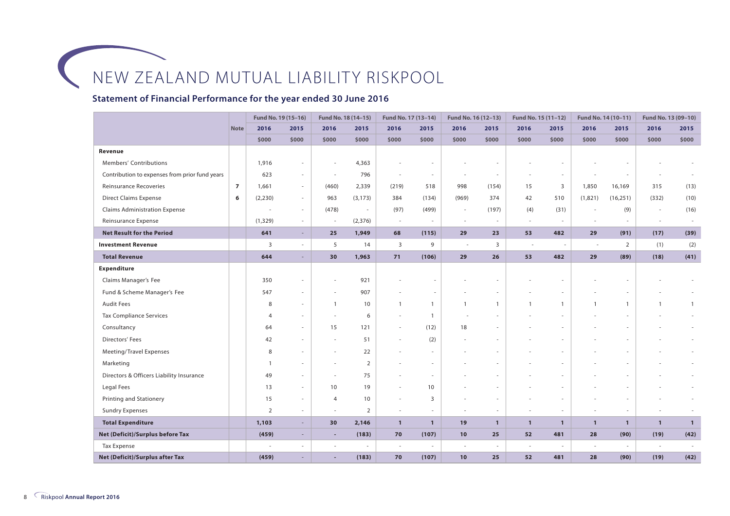# NEW ZEALAND MUTUAL LIABILITY RISKPOOL

## Statement of Financial Performance for the year ended 30 June 2016

| | | Fund No. 19 (15–16) | | Fund No. 18 (14–15) | | Fund No. 17 (13–14) | | Fund No. 16 (12–13) | | Fund No. 15 (11–12) | | Fund No. 14 (10–11) | | Fund No. 13 (09–10) | |
|---|---|---|---|---|---|---|---|---|---|---|---|---|---|---|---|
| | Note | 2016 | 2015 | 2016 | 2015 | 2016 | 2015 | 2016 | 2015 | 2016 | 2015 | 2016 | 2015 | 2016 | 2015 |
| | | $000 | $000 | $000 | $000 | $000 | $000 | $000 | $000 | $000 | $000 | $000 | $000 | $000 | $000 |
| **Revenue** | | | | | | | | | | | | | | | |
| Members' Contributions | | 1,916 | - | - | 4,363 | - | - | - | - | - | - | - | - | - | - |
| Contribution to expenses from prior fund years | | 623 | - | - | 796 | - | - | - | - | - | - | - | - | - | - |
| Reinsurance Recoveries | 7 | 1,661 | - | (460) | 2,339 | (219) | 518 | 998 | (154) | 15 | 3 | 1,850 | 16,169 | 315 | (13) |
| Direct Claims Expense | 6 | (2,230) | - | 963 | (3,173) | 384 | (134) | (969) | 374 | 42 | 510 | (1,821) | (16,251) | (332) | (10) |
| Claims Administration Expense | | - | - | (478) | - | (97) | (499) | - | (197) | (4) | (31) | - | (9) | - | (16) |
| Reinsurance Expense | | (1,329) | - | - | (2,376) | - | - | - | - | - | - | - | - | - | - |
| **Net Result for the Period** | | **641** | **-** | **25** | **1,949** | **68** | **(115)** | **29** | **23** | **53** | **482** | **29** | **(91)** | **(17)** | **(39)** |
| **Investment Revenue** | | 3 | - | 5 | 14 | 3 | 9 | - | 3 | - | - | - | 2 | (1) | (2) |
| **Total Revenue** | | **644** | **-** | **30** | **1,963** | **71** | **(106)** | **29** | **26** | **53** | **482** | **29** | **(89)** | **(18)** | **(41)** |
| **Expenditure** | | | | | | | | | | | | | | | |
| Claims Manager's Fee | | 350 | - | - | 921 | - | - | - | - | - | - | - | - | - | - |
| Fund & Scheme Manager's Fee | | 547 | - | - | 907 | - | - | - | - | - | - | - | - | - | - |
| Audit Fees | | 8 | - | 1 | 10 | 1 | 1 | 1 | 1 | 1 | 1 | 1 | 1 | 1 | 1 |
| Tax Compliance Services | | 4 | - | - | 6 | - | 1 | - | - | - | - | - | - | - | - |
| Consultancy | | 64 | - | 15 | 121 | - | (12) | 18 | - | - | - | - | - | - | - |
| Directors' Fees | | 42 | - | - | 51 | - | (2) | - | - | - | - | - | - | - | - |
| Meeting/Travel Expenses | | 8 | - | - | 22 | - | - | - | - | - | - | - | - | - | - |
| Marketing | | 1 | - | - | 2 | - | - | - | - | - | - | - | - | - | - |
| Directors & Officers Liability Insurance | | 49 | - | - | 75 | - | - | - | - | - | - | - | - | - | - |
| Legal Fees | | 13 | - | 10 | 19 | - | 10 | - | - | - | - | - | - | - | - |
| Printing and Stationery | | 15 | - | 4 | 10 | - | 3 | - | - | - | - | - | - | - | - |
| Sundry Expenses | | 2 | - | - | 2 | - | - | - | - | - | - | - | - | - | - |
| **Total Expenditure** | | **1,103** | **-** | **30** | **2,146** | **1** | **1** | **19** | **1** | **1** | **1** | **1** | **1** | **1** | **1** |
| **Net (Deficit)/Surplus before Tax** | | **(459)** | **-** | **-** | **(183)** | **70** | **(107)** | **10** | **25** | **52** | **481** | **28** | **(90)** | **(19)** | **(42)** |
| Tax Expense | | - | - | - | - | - | - | - | - | - | - | - | - | - | - |
| **Net (Deficit)/Surplus after Tax** | | **(459)** | **-** | **-** | **(183)** | **70** | **(107)** | **10** | **25** | **52** | **481** | **28** | **(90)** | **(19)** | **(42)** |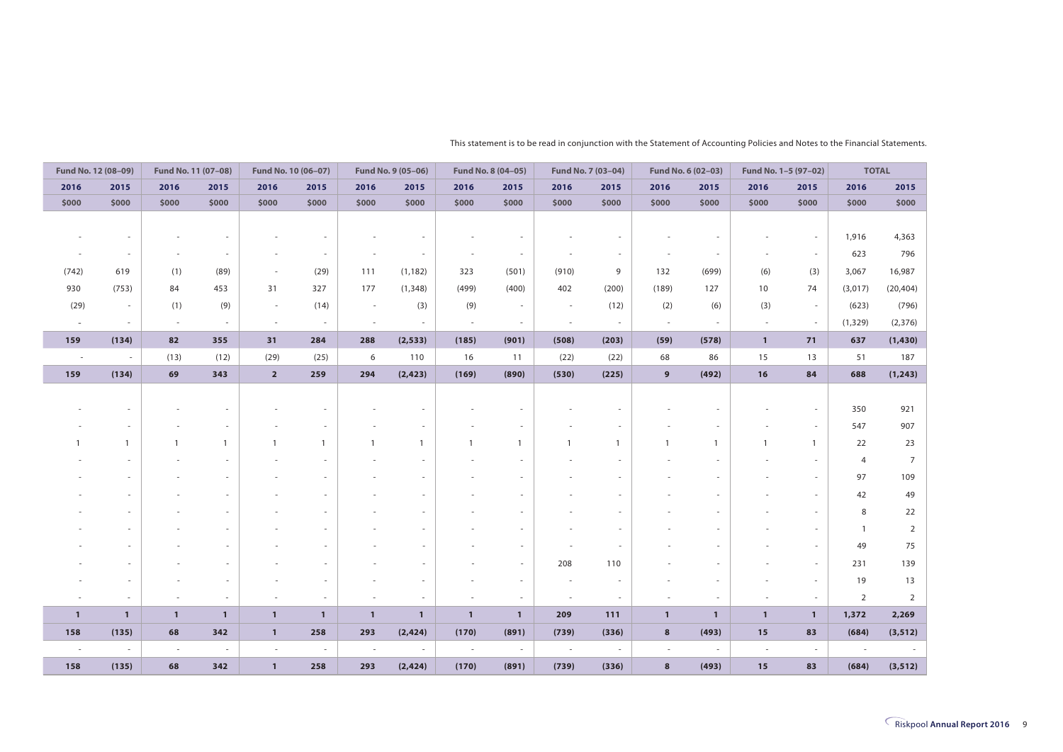This statement is to be read in conjunction with the Statement of Accounting Policies and Notes to the Financial Statements.

| Fund No. 12 (08–09) | | Fund No. 11 (07–08) | | Fund No. 10 (06–07) | | Fund No. 9 (05–06) | | Fund No. 8 (04–05) | | Fund No. 7 (03–04) | | Fund No. 6 (02–03) | | Fund No. 1–5 (97–02) | | TOTAL | |
|---|---|---|---|---|---|---|---|---|---|---|---|---|---|---|---|---|---|
| 2016 | 2015 | 2016 | 2015 | 2016 | 2015 | 2016 | 2015 | 2016 | 2015 | 2016 | 2015 | 2016 | 2015 | 2016 | 2015 | 2016 | 2015 |
| $000 | $000 | $000 | $000 | $000 | $000 | $000 | $000 | $000 | $000 | $000 | $000 | $000 | $000 | $000 | $000 | $000 | $000 |
| - | - | - | - | - | - | - | - | - | - | - | - | - | - | - | - | 1,916 | 4,363 |
| - | - | - | - | - | - | - | - | - | - | - | - | - | - | - | - | 623 | 796 |
| (742) | 619 | (1) | (89) | - | (29) | 111 | (1,182) | 323 | (501) | (910) | 9 | 132 | (699) | (6) | (3) | 3,067 | 16,987 |
| 930 | (753) | 84 | 453 | 31 | 327 | 177 | (1,348) | (499) | (400) | 402 | (200) | (189) | 127 | 10 | 74 | (3,017) | (20,404) |
| (29) | - | (1) | (9) | - | (14) | - | (3) | (9) | - | - | (12) | (2) | (6) | (3) | - | (623) | (796) |
| - | - | - | - | - | - | - | - | - | - | - | - | - | - | - | - | (1,329) | (2,376) |
| **159** | **(134)** | **82** | **355** | **31** | **284** | **288** | **(2,533)** | **(185)** | **(901)** | **(508)** | **(203)** | **(59)** | **(578)** | **1** | **71** | **637** | **(1,430)** |
| - | - | (13) | (12) | (29) | (25) | 6 | 110 | 16 | 11 | (22) | (22) | 68 | 86 | 15 | 13 | 51 | 187 |
| **159** | **(134)** | **69** | **343** | **2** | **259** | **294** | **(2,423)** | **(169)** | **(890)** | **(530)** | **(225)** | **9** | **(492)** | **16** | **84** | **688** | **(1,243)** |
| - | - | - | - | - | - | - | - | - | - | - | - | - | - | - | - | 350 | 921 |
| - | - | - | - | - | - | - | - | - | - | - | - | - | - | - | - | 547 | 907 |
| 1 | 1 | 1 | 1 | 1 | 1 | 1 | 1 | 1 | 1 | 1 | 1 | 1 | 1 | 1 | 1 | 22 | 23 |
| - | - | - | - | - | - | - | - | - | - | - | - | - | - | - | - | 4 | 7 |
| - | - | - | - | - | - | - | - | - | - | - | - | - | - | - | - | 97 | 109 |
| - | - | - | - | - | - | - | - | - | - | - | - | - | - | - | - | 42 | 49 |
| - | - | - | - | - | - | - | - | - | - | - | - | - | - | - | - | 8 | 22 |
| - | - | - | - | - | - | - | - | - | - | - | - | - | - | - | - | 1 | 2 |
| - | - | - | - | - | - | - | - | - | - | - | - | - | - | - | - | 49 | 75 |
| - | - | - | - | - | - | - | - | - | - | 208 | 110 | - | - | - | - | 231 | 139 |
| - | - | - | - | - | - | - | - | - | - | - | - | - | - | - | - | 19 | 13 |
| - | - | - | - | - | - | - | - | - | - | - | - | - | - | - | - | 2 | 2 |
| **1** | **1** | **1** | **1** | **1** | **1** | **1** | **1** | **1** | **1** | **209** | **111** | **1** | **1** | **1** | **1** | **1,372** | **2,269** |
| **158** | **(135)** | **68** | **342** | **1** | **258** | **293** | **(2,424)** | **(170)** | **(891)** | **(739)** | **(336)** | **8** | **(493)** | **15** | **83** | **(684)** | **(3,512)** |
| - | - | - | - | - | - | - | - | - | - | - | - | - | - | - | - | - | - |
| **158** | **(135)** | **68** | **342** | **1** | **258** | **293** | **(2,424)** | **(170)** | **(891)** | **(739)** | **(336)** | **8** | **(493)** | **15** | **83** | **(684)** | **(3,512)** |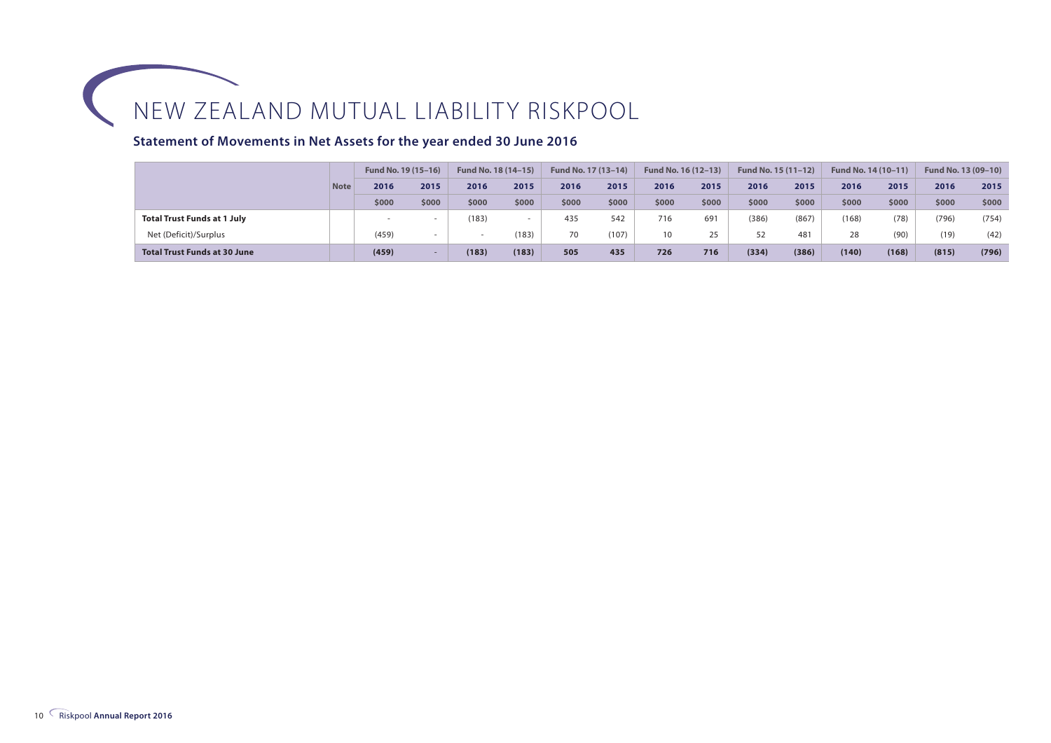# NEW ZEALAND MUTUAL LIABILITY RISKPOOL

## Statement of Movements in Net Assets for the year ended 30 June 2016

| | Note | Fund No. 19 (15–16) | | Fund No. 18 (14–15) | | Fund No. 17 (13–14) | | Fund No. 16 (12–13) | | Fund No. 15 (11–12) | | Fund No. 14 (10–11) | | Fund No. 13 (09–10) | |
|---|---|---|---|---|---|---|---|---|---|---|---|---|---|---|---|
| | | 2016 | 2015 | 2016 | 2015 | 2016 | 2015 | 2016 | 2015 | 2016 | 2015 | 2016 | 2015 | 2016 | 2015 |
| | | $000 | $000 | $000 | $000 | $000 | $000 | $000 | $000 | $000 | $000 | $000 | $000 | $000 | $000 |
| **Total Trust Funds at 1 July** | | - | - | (183) | - | 435 | 542 | 716 | 691 | (386) | (867) | (168) | (78) | (796) | (754) |
| Net (Deficit)/Surplus | | (459) | - | - | (183) | 70 | (107) | 10 | 25 | 52 | 481 | 28 | (90) | (19) | (42) |
| **Total Trust Funds at 30 June** | | **(459)** | - | **(183)** | **(183)** | **505** | **435** | **726** | **716** | **(334)** | **(386)** | **(140)** | **(168)** | **(815)** | **(796)** |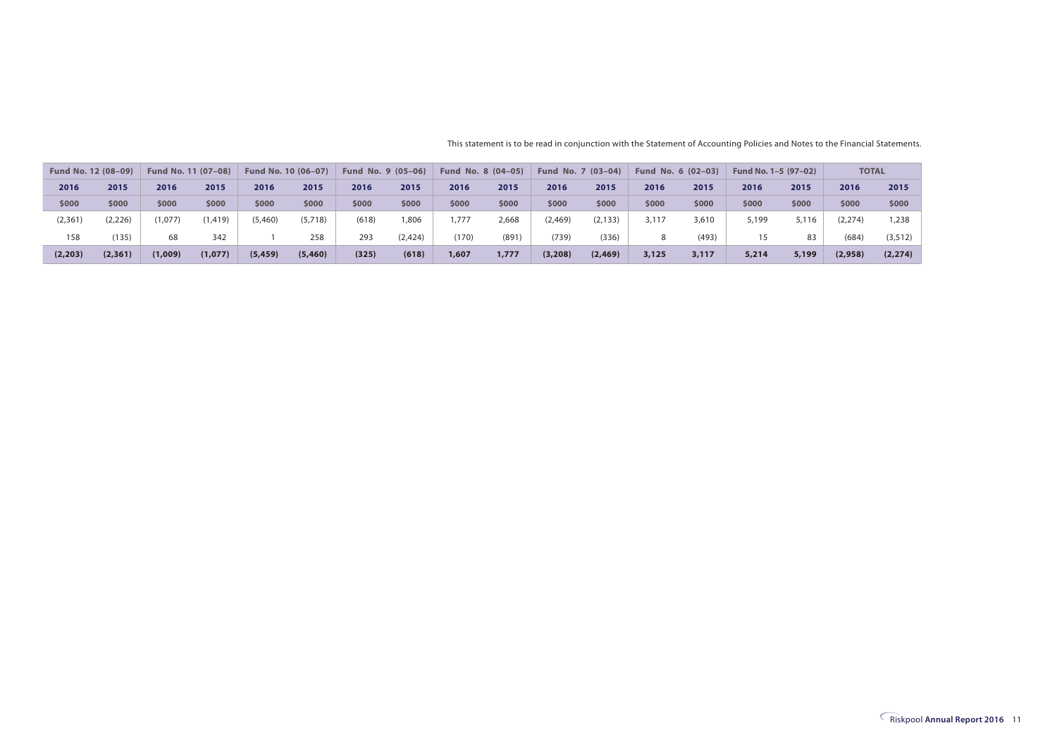This statement is to be read in conjunction with the Statement of Accounting Policies and Notes to the Financial Statements.

| Fund No. 12 (08–09) | | Fund No. 11 (07–08) | | Fund No. 10 (06–07) | | Fund No. 9 (05–06) | | Fund No. 8 (04–05) | | Fund No. 7 (03–04) | | Fund No. 6 (02–03) | | Fund No. 1–5 (97–02) | | TOTAL | |
|---|---|---|---|---|---|---|---|---|---|---|---|---|---|---|---|---|---|
| **2016** | **2015** | **2016** | **2015** | **2016** | **2015** | **2016** | **2015** | **2016** | **2015** | **2016** | **2015** | **2016** | **2015** | **2016** | **2015** | **2016** | **2015** |
| **$000** | **$000** | **$000** | **$000** | **$000** | **$000** | **$000** | **$000** | **$000** | **$000** | **$000** | **$000** | **$000** | **$000** | **$000** | **$000** | **$000** | **$000** |
| (2,361) | (2,226) | (1,077) | (1,419) | (5,460) | (5,718) | (618) | 1,806 | 1,777 | 2,668 | (2,469) | (2,133) | 3,117 | 3,610 | 5,199 | 5,116 | (2,274) | 1,238 |
| 158 | (135) | 68 | 342 | 1 | 258 | 293 | (2,424) | (170) | (891) | (739) | (336) | 8 | (493) | 15 | 83 | (684) | (3,512) |
| **(2,203)** | **(2,361)** | **(1,009)** | **(1,077)** | **(5,459)** | **(5,460)** | **(325)** | **(618)** | **1,607** | **1,777** | **(3,208)** | **(2,469)** | **3,125** | **3,117** | **5,214** | **5,199** | **(2,958)** | **(2,274)** |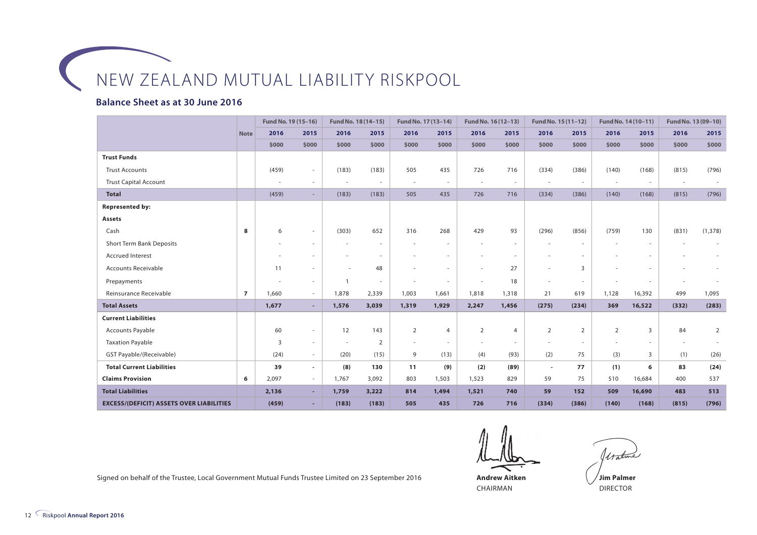# NEW ZEALAND MUTUAL LIABILITY RISKPOOL

## Balance Sheet as at 30 June 2016

| | Note | Fund No. 19 (15–16) | | Fund No. 18 (14–15) | | Fund No. 17 (13–14) | | Fund No. 16 (12–13) | | Fund No. 15 (11–12) | | Fund No. 14 (10–11) | | Fund No. 13 (09–10) | |
|---|---|---|---|---|---|---|---|---|---|---|---|---|---|---|---|
| | | **2016** | **2015** | **2016** | **2015** | **2016** | **2015** | **2016** | **2015** | **2016** | **2015** | **2016** | **2015** | **2016** | **2015** |
| | | **$000** | **$000** | **$000** | **$000** | **$000** | **$000** | **$000** | **$000** | **$000** | **$000** | **$000** | **$000** | **$000** | **$000** |
| **Trust Funds** | | | | | | | | | | | | | | | |
| Trust Accounts | | (459) | - | (183) | (183) | 505 | 435 | 726 | 716 | (334) | (386) | (140) | (168) | (815) | (796) |
| Trust Capital Account | | - | - | - | - | - | - | - | - | - | - | - | - | - | - |
| **Total** | | (459) | - | (183) | (183) | 505 | 435 | 726 | 716 | (334) | (386) | (140) | (168) | (815) | (796) |
| **Represented by:** | | | | | | | | | | | | | | | |
| **Assets** | | | | | | | | | | | | | | | |
| Cash | **8** | 6 | - | (303) | 652 | 316 | 268 | 429 | 93 | (296) | (856) | (759) | 130 | (831) | (1,378) |
| Short Term Bank Deposits | | - | - | - | - | - | - | - | - | - | - | - | - | - | - |
| Accrued Interest | | - | - | - | - | - | - | - | - | - | - | - | - | - | - |
| Accounts Receivable | | 11 | - | - | 48 | - | - | - | 27 | - | 3 | - | - | - | - |
| Prepayments | | - | - | 1 | - | - | - | - | 18 | - | - | - | - | - | - |
| Reinsurance Receivable | **7** | 1,660 | - | 1,878 | 2,339 | 1,003 | 1,661 | 1,818 | 1,318 | 21 | 619 | 1,128 | 16,392 | 499 | 1,095 |
| **Total Assets** | | **1,677** | **-** | **1,576** | **3,039** | **1,319** | **1,929** | **2,247** | **1,456** | **(275)** | **(234)** | **369** | **16,522** | **(332)** | **(283)** |
| **Current Liabilities** | | | | | | | | | | | | | | | |
| Accounts Payable | | 60 | - | 12 | 143 | 2 | 4 | 2 | 4 | 2 | 2 | 2 | 3 | 84 | 2 |
| Taxation Payable | | 3 | - | - | 2 | - | - | - | - | - | - | - | - | - | - |
| GST Payable/(Receivable) | | (24) | - | (20) | (15) | 9 | (13) | (4) | (93) | (2) | 75 | (3) | 3 | (1) | (26) |
| **Total Current Liabilities** | | **39** | **-** | **(8)** | **130** | **11** | **(9)** | **(2)** | **(89)** | **-** | **77** | **(1)** | **6** | **83** | **(24)** |
| **Claims Provision** | **6** | 2,097 | - | 1,767 | 3,092 | 803 | 1,503 | 1,523 | 829 | 59 | 75 | 510 | 16,684 | 400 | 537 |
| **Total Liabilities** | | **2,136** | **-** | **1,759** | **3,222** | **814** | **1,494** | **1,521** | **740** | **59** | **152** | **509** | **16,690** | **483** | **513** |
| **EXCESS/(DEFICIT) ASSETS OVER LIABILITIES** | | **(459)** | **-** | **(183)** | **(183)** | **505** | **435** | **726** | **716** | **(334)** | **(386)** | **(140)** | **(168)** | **(815)** | **(796)** |

Signed on behalf of the Trustee, Local Government Mutual Funds Trustee Limited on 23 September 2016

**Andrew Aitken**
CHAIRMAN

**Jim Palmer**
DIRECTOR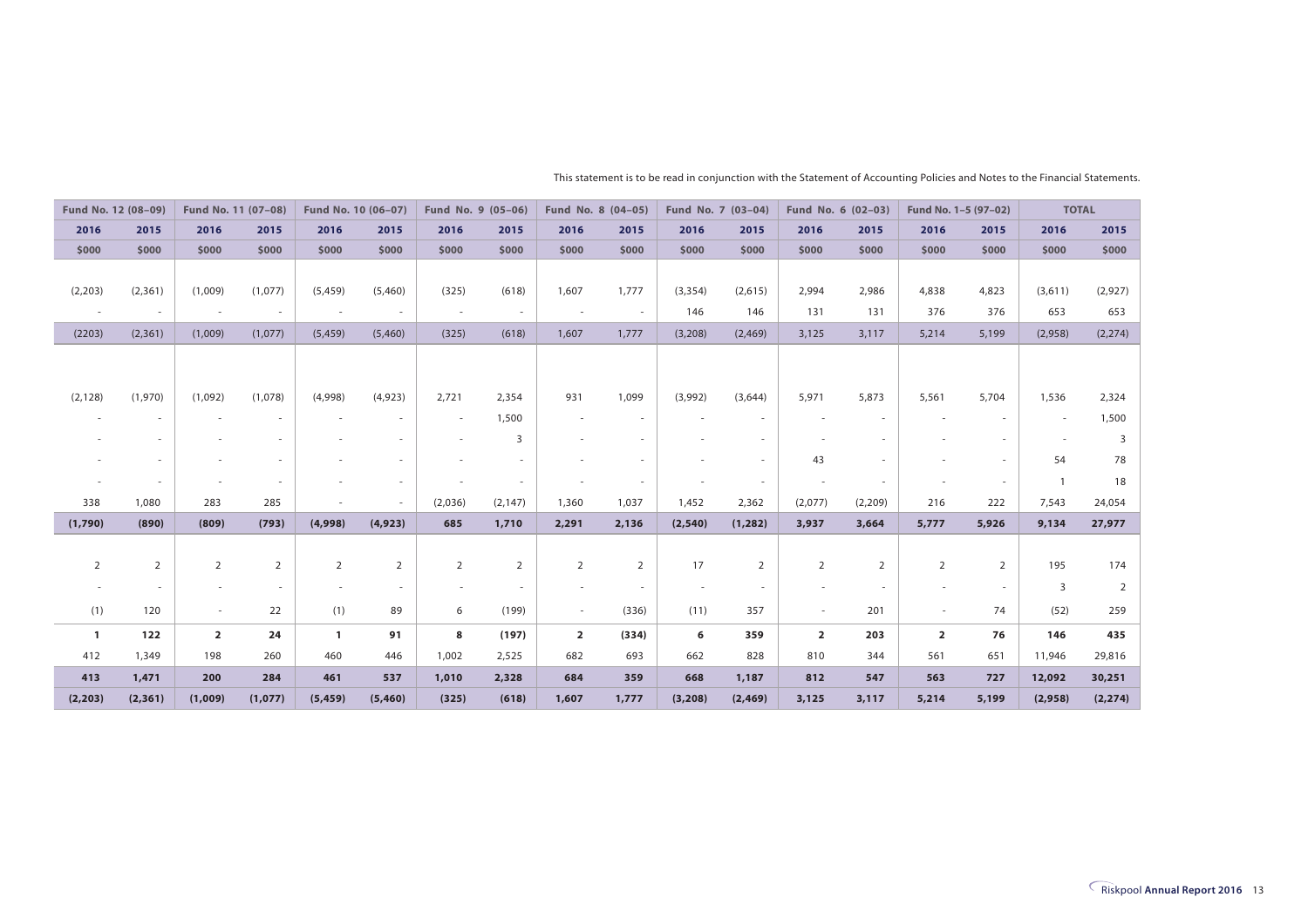This statement is to be read in conjunction with the Statement of Accounting Policies and Notes to the Financial Statements.

| Fund No. 12 (08–09) | | Fund No. 11 (07–08) | | Fund No. 10 (06–07) | | Fund No. 9 (05–06) | | Fund No. 8 (04–05) | | Fund No. 7 (03–04) | | Fund No. 6 (02–03) | | Fund No. 1–5 (97–02) | | TOTAL | |
|---|---|---|---|---|---|---|---|---|---|---|---|---|---|---|---|---|---|
| 2016 | 2015 | 2016 | 2015 | 2016 | 2015 | 2016 | 2015 | 2016 | 2015 | 2016 | 2015 | 2016 | 2015 | 2016 | 2015 | 2016 | 2015 |
| $000 | $000 | $000 | $000 | $000 | $000 | $000 | $000 | $000 | $000 | $000 | $000 | $000 | $000 | $000 | $000 | $000 | $000 |
| (2,203) | (2,361) | (1,009) | (1,077) | (5,459) | (5,460) | (325) | (618) | 1,607 | 1,777 | (3,354) | (2,615) | 2,994 | 2,986 | 4,838 | 4,823 | (3,611) | (2,927) |
| - | - | - | - | - | - | - | - | - | - | 146 | 146 | 131 | 131 | 376 | 376 | 653 | 653 |
| (2203) | (2,361) | (1,009) | (1,077) | (5,459) | (5,460) | (325) | (618) | 1,607 | 1,777 | (3,208) | (2,469) | 3,125 | 3,117 | 5,214 | 5,199 | (2,958) | (2,274) |
| (2,128) | (1,970) | (1,092) | (1,078) | (4,998) | (4,923) | 2,721 | 2,354 | 931 | 1,099 | (3,992) | (3,644) | 5,971 | 5,873 | 5,561 | 5,704 | 1,536 | 2,324 |
| - | - | - | - | - | - | - | 1,500 | - | - | - | - | - | - | - | - | - | 1,500 |
| - | - | - | - | - | - | - | 3 | - | - | - | - | - | - | - | - | - | 3 |
| - | - | - | - | - | - | - | - | - | - | - | - | 43 | - | - | - | 54 | 78 |
| - | - | - | - | - | - | - | - | - | - | - | - | - | - | - | - | 1 | 18 |
| 338 | 1,080 | 283 | 285 | - | - | (2,036) | (2,147) | 1,360 | 1,037 | 1,452 | 2,362 | (2,077) | (2,209) | 216 | 222 | 7,543 | 24,054 |
| **(1,790)** | **(890)** | **(809)** | **(793)** | **(4,998)** | **(4,923)** | **685** | **1,710** | **2,291** | **2,136** | **(2,540)** | **(1,282)** | **3,937** | **3,664** | **5,777** | **5,926** | **9,134** | **27,977** |
| 2 | 2 | 2 | 2 | 2 | 2 | 2 | 2 | 2 | 2 | 17 | 2 | 2 | 2 | 2 | 2 | 195 | 174 |
| - | - | - | - | - | - | - | - | - | - | - | - | - | - | - | - | 3 | 2 |
| (1) | 120 | - | 22 | (1) | 89 | 6 | (199) | - | (336) | (11) | 357 | - | 201 | - | 74 | (52) | 259 |
| **1** | **122** | **2** | **24** | **1** | **91** | **8** | **(197)** | **2** | **(334)** | **6** | **359** | **2** | **203** | **2** | **76** | **146** | **435** |
| 412 | 1,349 | 198 | 260 | 460 | 446 | 1,002 | 2,525 | 682 | 693 | 662 | 828 | 810 | 344 | 561 | 651 | 11,946 | 29,816 |
| **413** | **1,471** | **200** | **284** | **461** | **537** | **1,010** | **2,328** | **684** | **359** | **668** | **1,187** | **812** | **547** | **563** | **727** | **12,092** | **30,251** |
| **(2,203)** | **(2,361)** | **(1,009)** | **(1,077)** | **(5,459)** | **(5,460)** | **(325)** | **(618)** | **1,607** | **1,777** | **(3,208)** | **(2,469)** | **3,125** | **3,117** | **5,214** | **5,199** | **(2,958)** | **(2,274)** |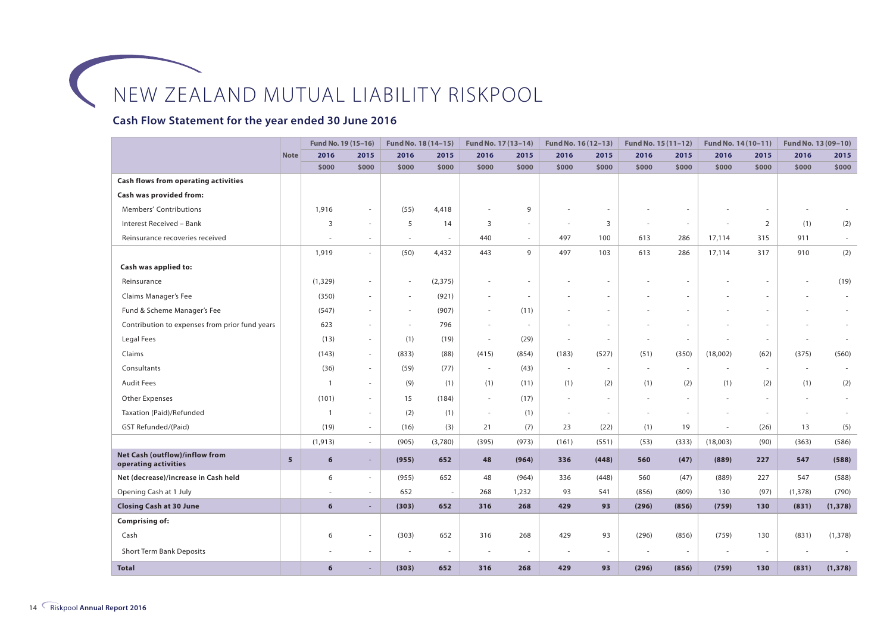# NEW ZEALAND MUTUAL LIABILITY RISKPOOL

## Cash Flow Statement for the year ended 30 June 2016

| | Note | Fund No. 19 (15–16) | | Fund No. 18 (14–15) | | Fund No. 17 (13–14) | | Fund No. 16 (12–13) | | Fund No. 15 (11–12) | | Fund No. 14 (10–11) | | Fund No. 13 (09–10) | |
|---|---|---|---|---|---|---|---|---|---|---|---|---|---|---|---|
| | | 2016 | 2015 | 2016 | 2015 | 2016 | 2015 | 2016 | 2015 | 2016 | 2015 | 2016 | 2015 | 2016 | 2015 |
| | | $000 | $000 | $000 | $000 | $000 | $000 | $000 | $000 | $000 | $000 | $000 | $000 | $000 | $000 |
| **Cash flows from operating activities** | | | | | | | | | | | | | | | |
| **Cash was provided from:** | | | | | | | | | | | | | | | |
| Members' Contributions | | 1,916 | - | (55) | 4,418 | - | 9 | - | - | - | - | - | - | - | - |
| Interest Received – Bank | | 3 | - | 5 | 14 | 3 | - | - | 3 | - | - | - | 2 | (1) | (2) |
| Reinsurance recoveries received | | - | - | - | - | 440 | - | 497 | 100 | 613 | 286 | 17,114 | 315 | 911 | - |
| | | 1,919 | - | (50) | 4,432 | 443 | 9 | 497 | 103 | 613 | 286 | 17,114 | 317 | 910 | (2) |
| **Cash was applied to:** | | | | | | | | | | | | | | | |
| Reinsurance | | (1,329) | - | - | (2,375) | - | - | - | - | - | - | - | - | - | (19) |
| Claims Manager's Fee | | (350) | - | - | (921) | - | - | - | - | - | - | - | - | - | - |
| Fund & Scheme Manager's Fee | | (547) | - | - | (907) | - | (11) | - | - | - | - | - | - | - | - |
| Contribution to expenses from prior fund years | | 623 | - | - | 796 | - | - | - | - | - | - | - | - | - | - |
| Legal Fees | | (13) | - | (1) | (19) | - | (29) | - | - | - | - | - | - | - | - |
| Claims | | (143) | - | (833) | (88) | (415) | (854) | (183) | (527) | (51) | (350) | (18,002) | (62) | (375) | (560) |
| Consultants | | (36) | - | (59) | (77) | - | (43) | - | - | - | - | - | - | - | - |
| Audit Fees | | 1 | - | (9) | (1) | (1) | (11) | (1) | (2) | (1) | (2) | (1) | (2) | (1) | (2) |
| Other Expenses | | (101) | - | 15 | (184) | - | (17) | - | - | - | - | - | - | - | - |
| Taxation (Paid)/Refunded | | 1 | - | (2) | (1) | - | (1) | - | - | - | - | - | - | - | - |
| GST Refunded/(Paid) | | (19) | - | (16) | (3) | 21 | (7) | 23 | (22) | (1) | 19 | - | (26) | 13 | (5) |
| | | (1,913) | - | (905) | (3,780) | (395) | (973) | (161) | (551) | (53) | (333) | (18,003) | (90) | (363) | (586) |
| **Net Cash (outflow)/inflow from operating activities** | **5** | **6** | **-** | **(955)** | **652** | **48** | **(964)** | **336** | **(448)** | **560** | **(47)** | **(889)** | **227** | **547** | **(588)** |
| **Net (decrease)/increase in Cash held** | | 6 | - | (955) | 652 | 48 | (964) | 336 | (448) | 560 | (47) | (889) | 227 | 547 | (588) |
| Opening Cash at 1 July | | - | - | 652 | - | 268 | 1,232 | 93 | 541 | (856) | (809) | 130 | (97) | (1,378) | (790) |
| **Closing Cash at 30 June** | | **6** | **-** | **(303)** | **652** | **316** | **268** | **429** | **93** | **(296)** | **(856)** | **(759)** | **130** | **(831)** | **(1,378)** |
| **Comprising of:** | | | | | | | | | | | | | | | |
| Cash | | 6 | - | (303) | 652 | 316 | 268 | 429 | 93 | (296) | (856) | (759) | 130 | (831) | (1,378) |
| Short Term Bank Deposits | | - | - | - | - | - | - | - | - | - | - | - | - | - | - |
| **Total** | | **6** | **-** | **(303)** | **652** | **316** | **268** | **429** | **93** | **(296)** | **(856)** | **(759)** | **130** | **(831)** | **(1,378)** |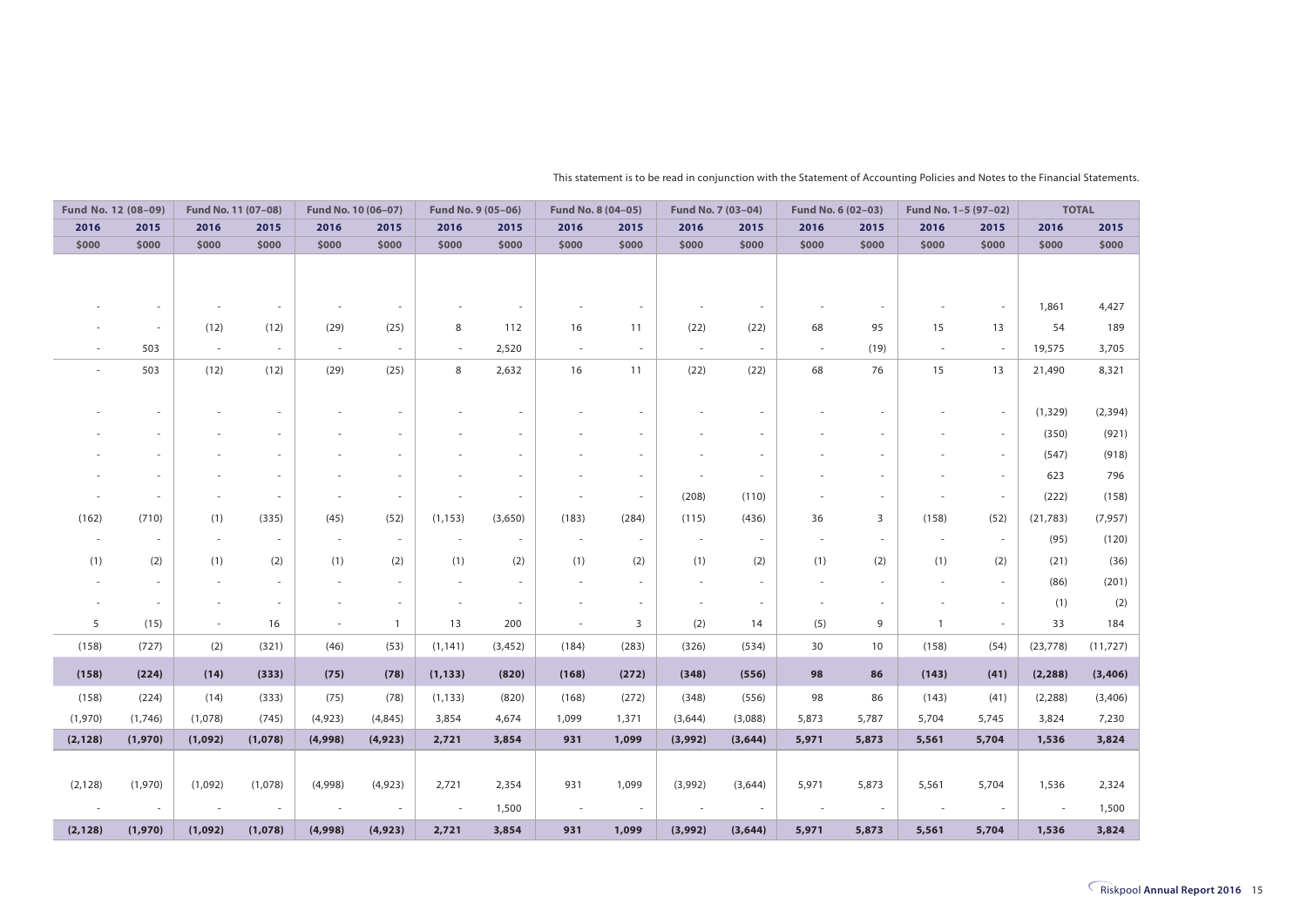This statement is to be read in conjunction with the Statement of Accounting Policies and Notes to the Financial Statements.

| Fund No. 12 (08–09) | | Fund No. 11 (07–08) | | Fund No. 10 (06–07) | | Fund No. 9 (05–06) | | Fund No. 8 (04–05) | | Fund No. 7 (03–04) | | Fund No. 6 (02–03) | | Fund No. 1–5 (97–02) | | TOTAL | |
|---|---|---|---|---|---|---|---|---|---|---|---|---|---|---|---|---|---|
| **2016** | **2015** | **2016** | **2015** | **2016** | **2015** | **2016** | **2015** | **2016** | **2015** | **2016** | **2015** | **2016** | **2015** | **2016** | **2015** | **2016** | **2015** |
| **$000** | **$000** | **$000** | **$000** | **$000** | **$000** | **$000** | **$000** | **$000** | **$000** | **$000** | **$000** | **$000** | **$000** | **$000** | **$000** | **$000** | **$000** |
| - | - | - | - | - | - | - | - | - | - | - | - | - | - | - | - | 1,861 | 4,427 |
| - | - | (12) | (12) | (29) | (25) | 8 | 112 | 16 | 11 | (22) | (22) | 68 | 95 | 15 | 13 | 54 | 189 |
| - | 503 | - | - | - | - | - | 2,520 | - | - | - | - | - | (19) | - | - | 19,575 | 3,705 |
| - | 503 | (12) | (12) | (29) | (25) | 8 | 2,632 | 16 | 11 | (22) | (22) | 68 | 76 | 15 | 13 | 21,490 | 8,321 |
| - | - | - | - | - | - | - | - | - | - | - | - | - | - | - | - | (1,329) | (2,394) |
| - | - | - | - | - | - | - | - | - | - | - | - | - | - | - | - | (350) | (921) |
| - | - | - | - | - | - | - | - | - | - | - | - | - | - | - | - | (547) | (918) |
| - | - | - | - | - | - | - | - | - | - | - | - | - | - | - | - | 623 | 796 |
| - | - | - | - | - | - | - | - | - | - | (208) | (110) | - | - | - | - | (222) | (158) |
| (162) | (710) | (1) | (335) | (45) | (52) | (1,153) | (3,650) | (183) | (284) | (115) | (436) | 36 | 3 | (158) | (52) | (21,783) | (7,957) |
| - | - | - | - | - | - | - | - | - | - | - | - | - | - | - | - | (95) | (120) |
| (1) | (2) | (1) | (2) | (1) | (2) | (1) | (2) | (1) | (2) | (1) | (2) | (1) | (2) | (1) | (2) | (21) | (36) |
| - | - | - | - | - | - | - | - | - | - | - | - | - | - | - | - | (86) | (201) |
| - | - | - | - | - | - | - | - | - | - | - | - | - | - | - | - | (1) | (2) |
| 5 | (15) | - | 16 | - | 1 | 13 | 200 | - | 3 | (2) | 14 | (5) | 9 | 1 | - | 33 | 184 |
| (158) | (727) | (2) | (321) | (46) | (53) | (1,141) | (3,452) | (184) | (283) | (326) | (534) | 30 | 10 | (158) | (54) | (23,778) | (11,727) |
| **(158)** | **(224)** | **(14)** | **(333)** | **(75)** | **(78)** | **(1,133)** | **(820)** | **(168)** | **(272)** | **(348)** | **(556)** | **98** | **86** | **(143)** | **(41)** | **(2,288)** | **(3,406)** |
| (158) | (224) | (14) | (333) | (75) | (78) | (1,133) | (820) | (168) | (272) | (348) | (556) | 98 | 86 | (143) | (41) | (2,288) | (3,406) |
| (1,970) | (1,746) | (1,078) | (745) | (4,923) | (4,845) | 3,854 | 4,674 | 1,099 | 1,371 | (3,644) | (3,088) | 5,873 | 5,787 | 5,704 | 5,745 | 3,824 | 7,230 |
| **(2,128)** | **(1,970)** | **(1,092)** | **(1,078)** | **(4,998)** | **(4,923)** | **2,721** | **3,854** | **931** | **1,099** | **(3,992)** | **(3,644)** | **5,971** | **5,873** | **5,561** | **5,704** | **1,536** | **3,824** |
| (2,128) | (1,970) | (1,092) | (1,078) | (4,998) | (4,923) | 2,721 | 2,354 | 931 | 1,099 | (3,992) | (3,644) | 5,971 | 5,873 | 5,561 | 5,704 | 1,536 | 2,324 |
| - | - | - | - | - | - | - | 1,500 | - | - | - | - | - | - | - | - | - | 1,500 |
| **(2,128)** | **(1,970)** | **(1,092)** | **(1,078)** | **(4,998)** | **(4,923)** | **2,721** | **3,854** | **931** | **1,099** | **(3,992)** | **(3,644)** | **5,971** | **5,873** | **5,561** | **5,704** | **1,536** | **3,824** |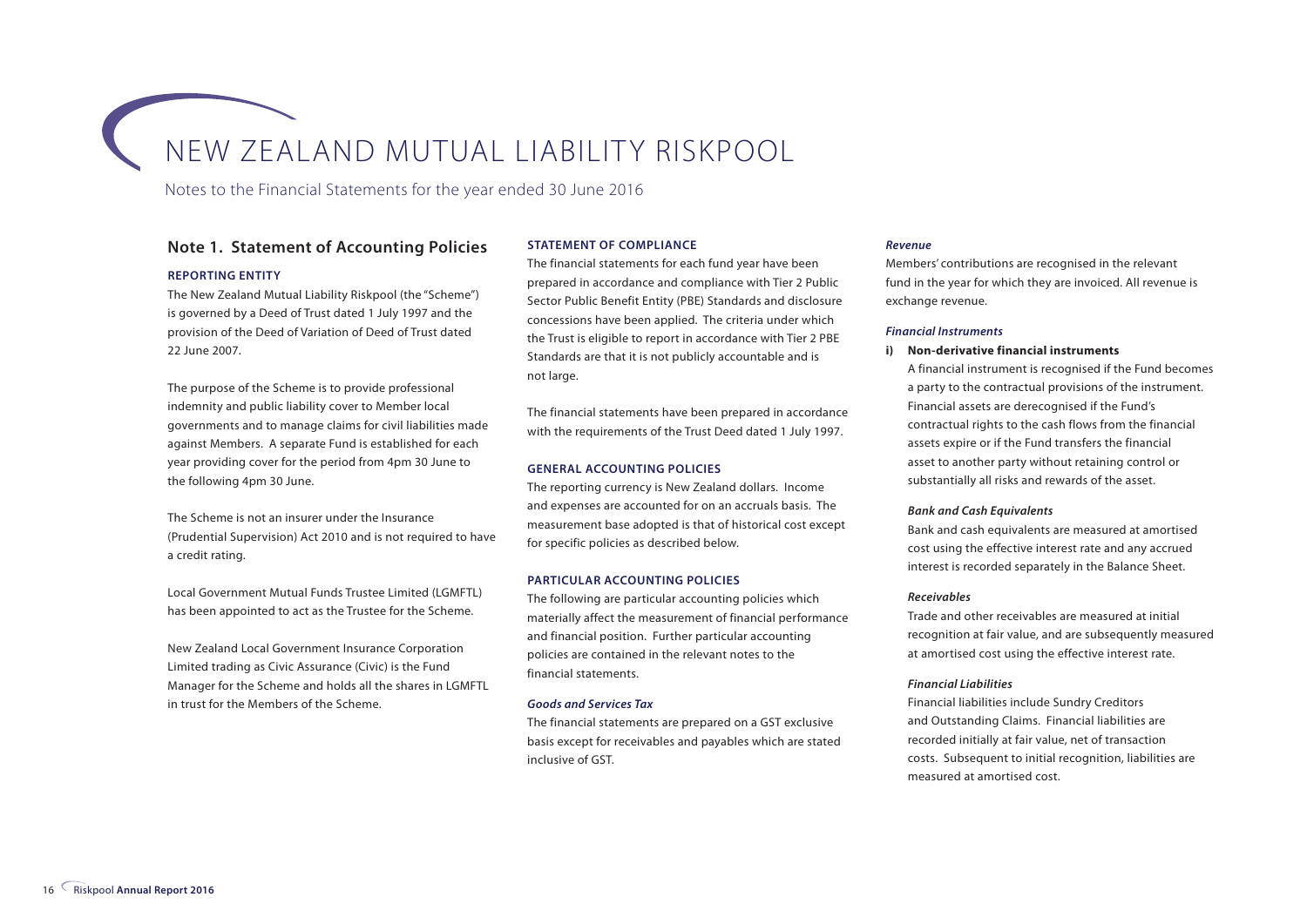# NEW ZEALAND MUTUAL LIABILITY RISKPOOL

Notes to the Financial Statements for the year ended 30 June 2016

## Note 1. Statement of Accounting Policies

### REPORTING ENTITY

The New Zealand Mutual Liability Riskpool (the "Scheme") is governed by a Deed of Trust dated 1 July 1997 and the provision of the Deed of Variation of Deed of Trust dated 22 June 2007.

The purpose of the Scheme is to provide professional indemnity and public liability cover to Member local governments and to manage claims for civil liabilities made against Members. A separate Fund is established for each year providing cover for the period from 4pm 30 June to the following 4pm 30 June.

The Scheme is not an insurer under the Insurance (Prudential Supervision) Act 2010 and is not required to have a credit rating.

Local Government Mutual Funds Trustee Limited (LGMFTL) has been appointed to act as the Trustee for the Scheme.

New Zealand Local Government Insurance Corporation Limited trading as Civic Assurance (Civic) is the Fund Manager for the Scheme and holds all the shares in LGMFTL in trust for the Members of the Scheme.

### STATEMENT OF COMPLIANCE

The financial statements for each fund year have been prepared in accordance and compliance with Tier 2 Public Sector Public Benefit Entity (PBE) Standards and disclosure concessions have been applied. The criteria under which the Trust is eligible to report in accordance with Tier 2 PBE Standards are that it is not publicly accountable and is not large.

The financial statements have been prepared in accordance with the requirements of the Trust Deed dated 1 July 1997.

### GENERAL ACCOUNTING POLICIES

The reporting currency is New Zealand dollars. Income and expenses are accounted for on an accruals basis. The measurement base adopted is that of historical cost except for specific policies as described below.

### PARTICULAR ACCOUNTING POLICIES

The following are particular accounting policies which materially affect the measurement of financial performance and financial position. Further particular accounting policies are contained in the relevant notes to the financial statements.

#### *Goods and Services Tax*

The financial statements are prepared on a GST exclusive basis except for receivables and payables which are stated inclusive of GST.

#### *Revenue*

Members' contributions are recognised in the relevant fund in the year for which they are invoiced. All revenue is exchange revenue.

#### *Financial Instruments*

**i) Non-derivative financial instruments**

A financial instrument is recognised if the Fund becomes a party to the contractual provisions of the instrument. Financial assets are derecognised if the Fund's contractual rights to the cash flows from the financial assets expire or if the Fund transfers the financial asset to another party without retaining control or substantially all risks and rewards of the asset.

#### *Bank and Cash Equivalents*

Bank and cash equivalents are measured at amortised cost using the effective interest rate and any accrued interest is recorded separately in the Balance Sheet.

#### *Receivables*

Trade and other receivables are measured at initial recognition at fair value, and are subsequently measured at amortised cost using the effective interest rate.

#### *Financial Liabilities*

Financial liabilities include Sundry Creditors and Outstanding Claims. Financial liabilities are recorded initially at fair value, net of transaction costs. Subsequent to initial recognition, liabilities are measured at amortised cost.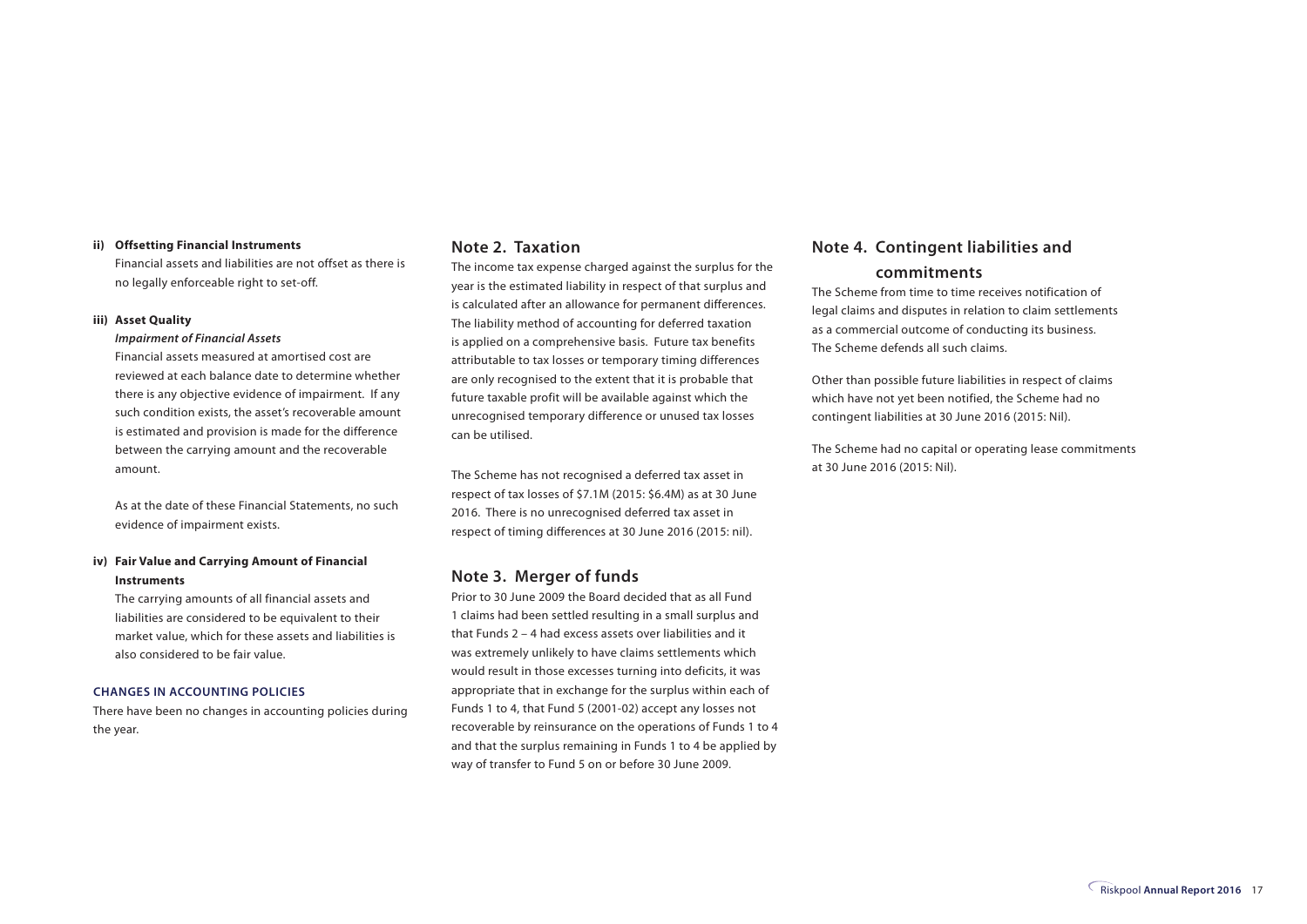**ii) Offsetting Financial Instruments**

Financial assets and liabilities are not offset as there is no legally enforceable right to set-off.

**iii) Asset Quality**

***Impairment of Financial Assets***

Financial assets measured at amortised cost are reviewed at each balance date to determine whether there is any objective evidence of impairment. If any such condition exists, the asset's recoverable amount is estimated and provision is made for the difference between the carrying amount and the recoverable amount.

As at the date of these Financial Statements, no such evidence of impairment exists.

**iv) Fair Value and Carrying Amount of Financial Instruments**

The carrying amounts of all financial assets and liabilities are considered to be equivalent to their market value, which for these assets and liabilities is also considered to be fair value.

### CHANGES IN ACCOUNTING POLICIES

There have been no changes in accounting policies during the year.

## Note 2. Taxation

The income tax expense charged against the surplus for the year is the estimated liability in respect of that surplus and is calculated after an allowance for permanent differences. The liability method of accounting for deferred taxation is applied on a comprehensive basis. Future tax benefits attributable to tax losses or temporary timing differences are only recognised to the extent that it is probable that future taxable profit will be available against which the unrecognised temporary difference or unused tax losses can be utilised.

The Scheme has not recognised a deferred tax asset in respect of tax losses of $7.1M (2015: $6.4M) as at 30 June 2016. There is no unrecognised deferred tax asset in respect of timing differences at 30 June 2016 (2015: nil).

## Note 3. Merger of funds

Prior to 30 June 2009 the Board decided that as all Fund 1 claims had been settled resulting in a small surplus and that Funds 2 – 4 had excess assets over liabilities and it was extremely unlikely to have claims settlements which would result in those excesses turning into deficits, it was appropriate that in exchange for the surplus within each of Funds 1 to 4, that Fund 5 (2001-02) accept any losses not recoverable by reinsurance on the operations of Funds 1 to 4 and that the surplus remaining in Funds 1 to 4 be applied by way of transfer to Fund 5 on or before 30 June 2009.

## Note 4. Contingent liabilities and commitments

The Scheme from time to time receives notification of legal claims and disputes in relation to claim settlements as a commercial outcome of conducting its business. The Scheme defends all such claims.

Other than possible future liabilities in respect of claims which have not yet been notified, the Scheme had no contingent liabilities at 30 June 2016 (2015: Nil).

The Scheme had no capital or operating lease commitments at 30 June 2016 (2015: Nil).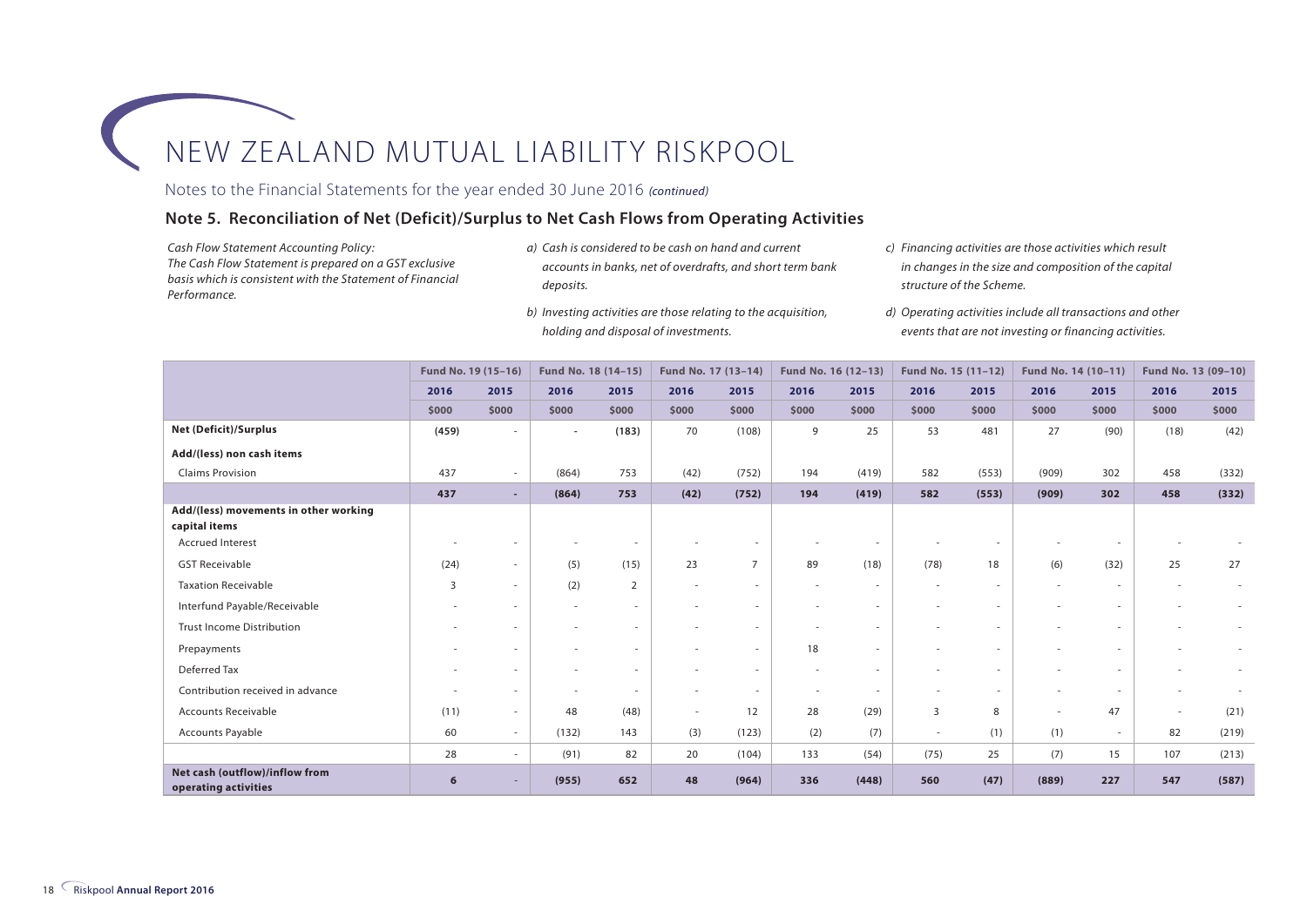# NEW ZEALAND MUTUAL LIABILITY RISKPOOL

Notes to the Financial Statements for the year ended 30 June 2016 *(continued)*

## Note 5. Reconciliation of Net (Deficit)/Surplus to Net Cash Flows from Operating Activities

*Cash Flow Statement Accounting Policy:*
*The Cash Flow Statement is prepared on a GST exclusive basis which is consistent with the Statement of Financial Performance.*

*a) Cash is considered to be cash on hand and current accounts in banks, net of overdrafts, and short term bank deposits.*

*b) Investing activities are those relating to the acquisition, holding and disposal of investments.*

*c) Financing activities are those activities which result in changes in the size and composition of the capital structure of the Scheme.*

*d) Operating activities include all transactions and other events that are not investing or financing activities.*

| | Fund No. 19 (15–16) | | Fund No. 18 (14–15) | | Fund No. 17 (13–14) | | Fund No. 16 (12–13) | | Fund No. 15 (11–12) | | Fund No. 14 (10–11) | | Fund No. 13 (09–10) | |
|---|---|---|---|---|---|---|---|---|---|---|---|---|---|---|
| | **2016** | **2015** | **2016** | **2015** | **2016** | **2015** | **2016** | **2015** | **2016** | **2015** | **2016** | **2015** | **2016** | **2015** |
| | **$000** | **$000** | **$000** | **$000** | **$000** | **$000** | **$000** | **$000** | **$000** | **$000** | **$000** | **$000** | **$000** | **$000** |
| **Net (Deficit)/Surplus** | **(459)** | - | - | **(183)** | 70 | (108) | 9 | 25 | 53 | 481 | 27 | (90) | (18) | (42) |
| **Add/(less) non cash items** | | | | | | | | | | | | | | |
| Claims Provision | 437 | - | (864) | 753 | (42) | (752) | 194 | (419) | 582 | (553) | (909) | 302 | 458 | (332) |
| | **437** | **-** | **(864)** | **753** | **(42)** | **(752)** | **194** | **(419)** | **582** | **(553)** | **(909)** | **302** | **458** | **(332)** |
| **Add/(less) movements in other working capital items** | | | | | | | | | | | | | | |
| Accrued Interest | - | - | - | - | - | - | - | - | - | - | - | - | - | - |
| GST Receivable | (24) | - | (5) | (15) | 23 | 7 | 89 | (18) | (78) | 18 | (6) | (32) | 25 | 27 |
| Taxation Receivable | 3 | - | (2) | 2 | - | - | - | - | - | - | - | - | - | - |
| Interfund Payable/Receivable | - | - | - | - | - | - | - | - | - | - | - | - | - | - |
| Trust Income Distribution | - | - | - | - | - | - | - | - | - | - | - | - | - | - |
| Prepayments | - | - | - | - | - | - | 18 | - | - | - | - | - | - | - |
| Deferred Tax | - | - | - | - | - | - | - | - | - | - | - | - | - | - |
| Contribution received in advance | - | - | - | - | - | - | - | - | - | - | - | - | - | - |
| Accounts Receivable | (11) | - | 48 | (48) | - | 12 | 28 | (29) | 3 | 8 | - | 47 | - | (21) |
| Accounts Payable | 60 | - | (132) | 143 | (3) | (123) | (2) | (7) | - | (1) | (1) | - | 82 | (219) |
| | 28 | - | (91) | 82 | 20 | (104) | 133 | (54) | (75) | 25 | (7) | 15 | 107 | (213) |
| **Net cash (outflow)/inflow from operating activities** | **6** | - | **(955)** | **652** | **48** | **(964)** | **336** | **(448)** | **560** | **(47)** | **(889)** | **227** | **547** | **(587)** |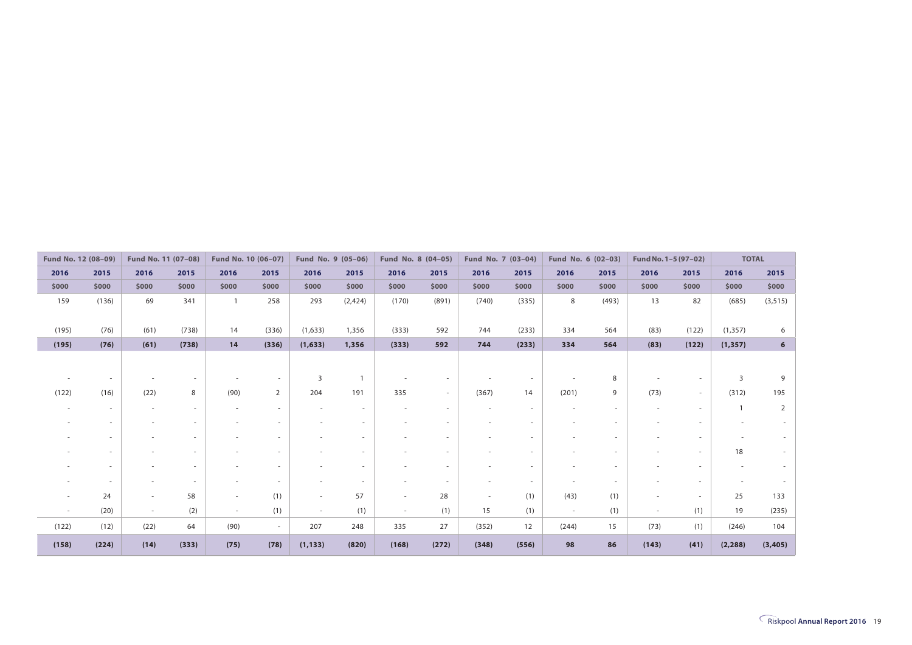| Fund No. 12 (08–09) | | Fund No. 11 (07–08) | | Fund No. 10 (06–07) | | Fund No. 9 (05–06) | | Fund No. 8 (04–05) | | Fund No. 7 (03–04) | | Fund No. 6 (02–03) | | Fund No. 1–5 (97–02) | | TOTAL | |
|---|---|---|---|---|---|---|---|---|---|---|---|---|---|---|---|---|---|
| 2016 | 2015 | 2016 | 2015 | 2016 | 2015 | 2016 | 2015 | 2016 | 2015 | 2016 | 2015 | 2016 | 2015 | 2016 | 2015 | 2016 | 2015 |
| $000 | $000 | $000 | $000 | $000 | $000 | $000 | $000 | $000 | $000 | $000 | $000 | $000 | $000 | $000 | $000 | $000 | $000 |
| 159 | (136) | 69 | 341 | 1 | 258 | 293 | (2,424) | (170) | (891) | (740) | (335) | 8 | (493) | 13 | 82 | (685) | (3,515) |
| (195) | (76) | (61) | (738) | 14 | (336) | (1,633) | 1,356 | (333) | 592 | 744 | (233) | 334 | 564 | (83) | (122) | (1,357) | 6 |
| **(195)** | **(76)** | **(61)** | **(738)** | **14** | **(336)** | **(1,633)** | **1,356** | **(333)** | **592** | **744** | **(233)** | **334** | **564** | **(83)** | **(122)** | **(1,357)** | **6** |
| - | - | - | - | - | - | 3 | 1 | - | - | - | - | - | 8 | - | - | 3 | 9 |
| (122) | (16) | (22) | 8 | (90) | 2 | 204 | 191 | 335 | - | (367) | 14 | (201) | 9 | (73) | - | (312) | 195 |
| - | - | - | - | - | - | - | - | - | - | - | - | - | - | - | - | 1 | 2 |
| - | - | - | - | - | - | - | - | - | - | - | - | - | - | - | - | - | - |
| - | - | - | - | - | - | - | - | - | - | - | - | - | - | - | - | - | - |
| - | - | - | - | - | - | - | - | - | - | - | - | - | - | - | - | 18 | - |
| - | - | - | - | - | - | - | - | - | - | - | - | - | - | - | - | - | - |
| - | - | - | - | - | - | - | - | - | - | - | - | - | - | - | - | - | - |
| - | 24 | - | 58 | - | (1) | - | 57 | - | 28 | - | (1) | (43) | (1) | - | - | 25 | 133 |
| - | (20) | - | (2) | - | (1) | - | (1) | - | (1) | 15 | (1) | - | (1) | - | (1) | 19 | (235) |
| (122) | (12) | (22) | 64 | (90) | - | 207 | 248 | 335 | 27 | (352) | 12 | (244) | 15 | (73) | (1) | (246) | 104 |
| **(158)** | **(224)** | **(14)** | **(333)** | **(75)** | **(78)** | **(1,133)** | **(820)** | **(168)** | **(272)** | **(348)** | **(556)** | **98** | **86** | **(143)** | **(41)** | **(2,288)** | **(3,405)** |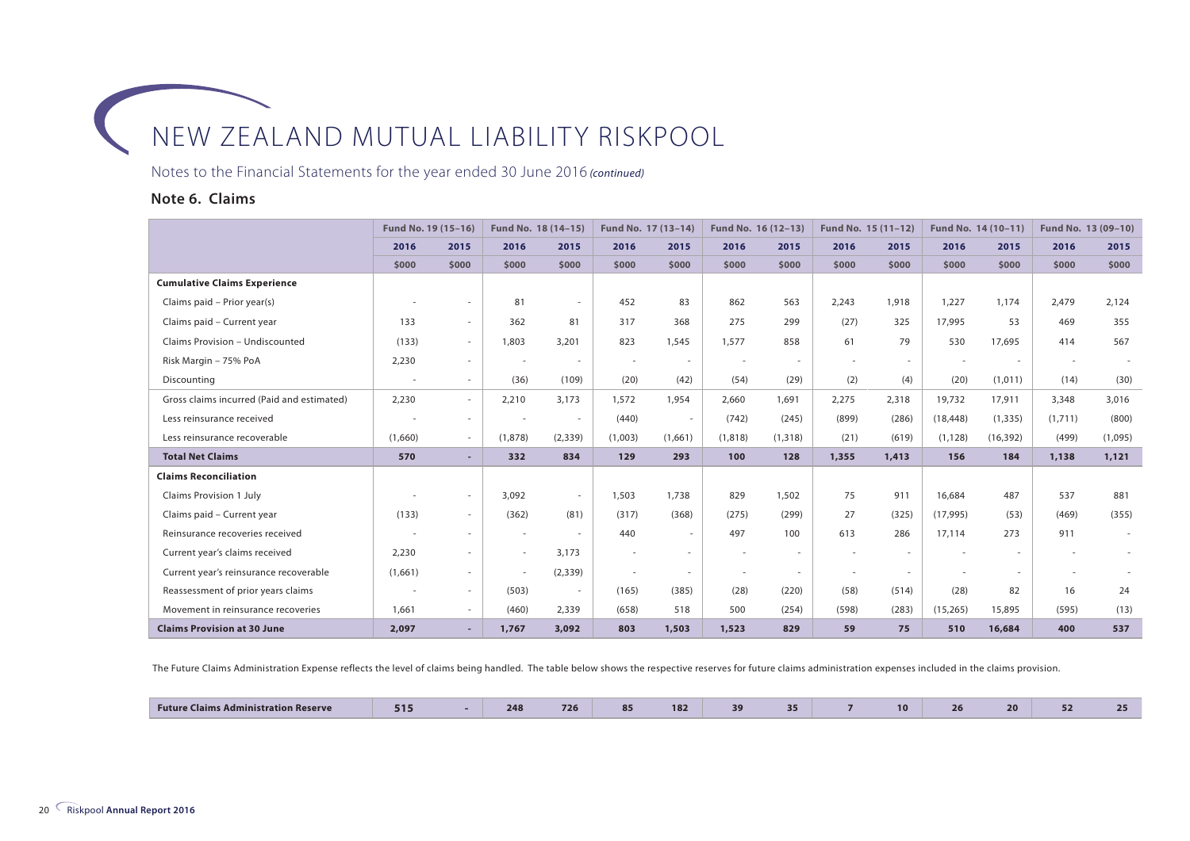# NEW ZEALAND MUTUAL LIABILITY RISKPOOL

Notes to the Financial Statements for the year ended 30 June 2016 *(continued)*

## Note 6. Claims

| | Fund No. 19 (15–16) | | Fund No. 18 (14–15) | | Fund No. 17 (13–14) | | Fund No. 16 (12–13) | | Fund No. 15 (11–12) | | Fund No. 14 (10–11) | | Fund No. 13 (09–10) | |
|---|---|---|---|---|---|---|---|---|---|---|---|---|---|---|
| | **2016** | **2015** | **2016** | **2015** | **2016** | **2015** | **2016** | **2015** | **2016** | **2015** | **2016** | **2015** | **2016** | **2015** |
| | **$000** | **$000** | **$000** | **$000** | **$000** | **$000** | **$000** | **$000** | **$000** | **$000** | **$000** | **$000** | **$000** | **$000** |
| **Cumulative Claims Experience** | | | | | | | | | | | | | | |
| Claims paid – Prior year(s) | - | - | 81 | - | 452 | 83 | 862 | 563 | 2,243 | 1,918 | 1,227 | 1,174 | 2,479 | 2,124 |
| Claims paid – Current year | 133 | - | 362 | 81 | 317 | 368 | 275 | 299 | (27) | 325 | 17,995 | 53 | 469 | 355 |
| Claims Provision – Undiscounted | (133) | - | 1,803 | 3,201 | 823 | 1,545 | 1,577 | 858 | 61 | 79 | 530 | 17,695 | 414 | 567 |
| Risk Margin – 75% PoA | 2,230 | - | - | - | - | - | - | - | - | - | - | - | - | - |
| Discounting | - | - | (36) | (109) | (20) | (42) | (54) | (29) | (2) | (4) | (20) | (1,011) | (14) | (30) |
| Gross claims incurred (Paid and estimated) | 2,230 | - | 2,210 | 3,173 | 1,572 | 1,954 | 2,660 | 1,691 | 2,275 | 2,318 | 19,732 | 17,911 | 3,348 | 3,016 |
| Less reinsurance received | - | - | - | - | (440) | - | (742) | (245) | (899) | (286) | (18,448) | (1,335) | (1,711) | (800) |
| Less reinsurance recoverable | (1,660) | - | (1,878) | (2,339) | (1,003) | (1,661) | (1,818) | (1,318) | (21) | (619) | (1,128) | (16,392) | (499) | (1,095) |
| **Total Net Claims** | **570** | **-** | **332** | **834** | **129** | **293** | **100** | **128** | **1,355** | **1,413** | **156** | **184** | **1,138** | **1,121** |
| **Claims Reconciliation** | | | | | | | | | | | | | | |
| Claims Provision 1 July | - | - | 3,092 | - | 1,503 | 1,738 | 829 | 1,502 | 75 | 911 | 16,684 | 487 | 537 | 881 |
| Claims paid – Current year | (133) | - | (362) | (81) | (317) | (368) | (275) | (299) | 27 | (325) | (17,995) | (53) | (469) | (355) |
| Reinsurance recoveries received | - | - | - | - | 440 | - | 497 | 100 | 613 | 286 | 17,114 | 273 | 911 | - |
| Current year's claims received | 2,230 | - | - | 3,173 | - | - | - | - | - | - | - | - | - | - |
| Current year's reinsurance recoverable | (1,661) | - | - | (2,339) | - | - | - | - | - | - | - | - | - | - |
| Reassessment of prior years claims | - | - | (503) | - | (165) | (385) | (28) | (220) | (58) | (514) | (28) | 82 | 16 | 24 |
| Movement in reinsurance recoveries | 1,661 | - | (460) | 2,339 | (658) | 518 | 500 | (254) | (598) | (283) | (15,265) | 15,895 | (595) | (13) |
| **Claims Provision at 30 June** | **2,097** | **-** | **1,767** | **3,092** | **803** | **1,503** | **1,523** | **829** | **59** | **75** | **510** | **16,684** | **400** | **537** |

The Future Claims Administration Expense reflects the level of claims being handled. The table below shows the respective reserves for future claims administration expenses included in the claims provision.

| | | | | | | | | | | | | | | |
|---|---|---|---|---|---|---|---|---|---|---|---|---|---|---|
| **Future Claims Administration Reserve** | **515** | **-** | **248** | **726** | **85** | **182** | **39** | **35** | **7** | **10** | **26** | **20** | **52** | **25** |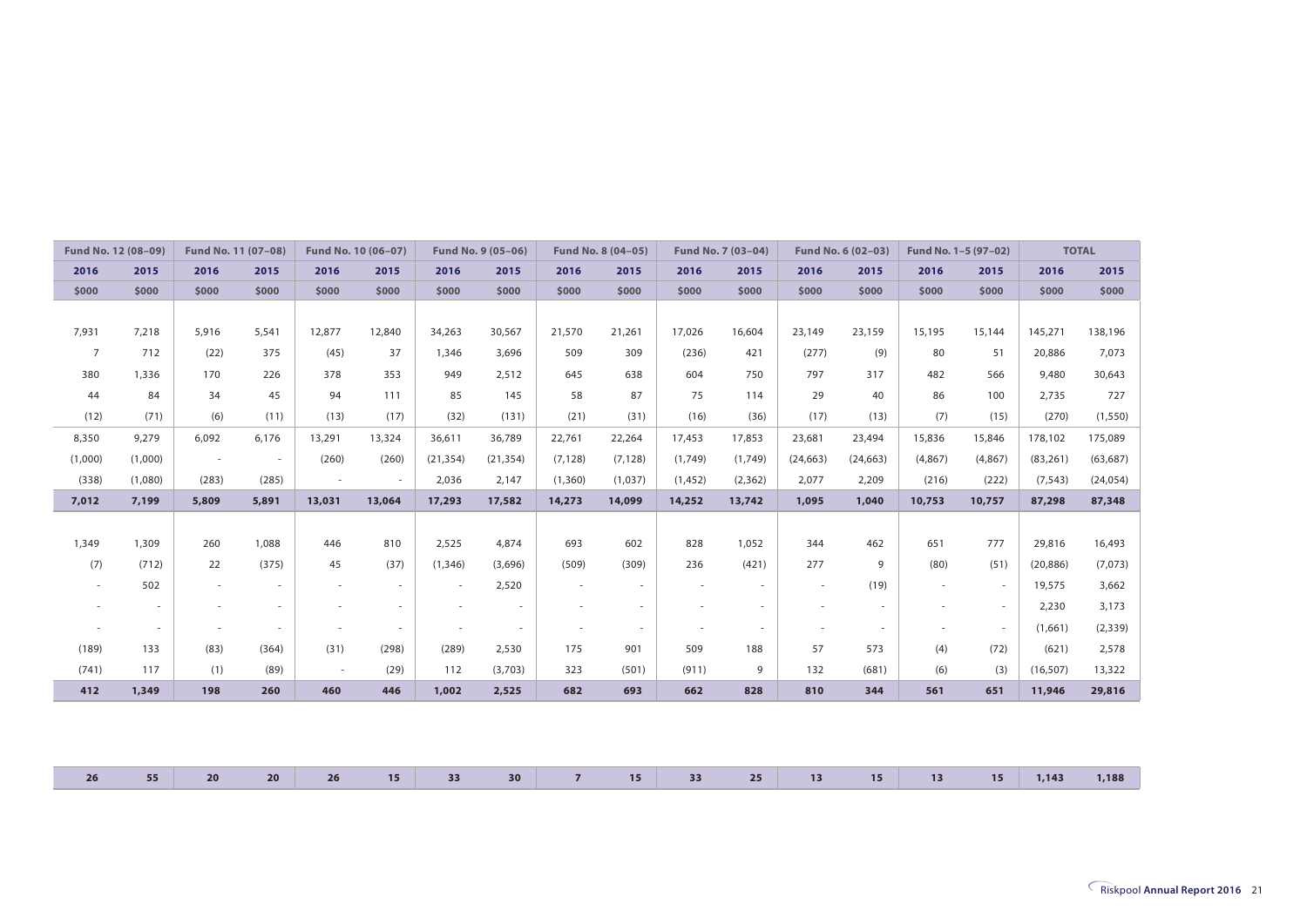| Fund No. 12 (08–09) | | Fund No. 11 (07–08) | | Fund No. 10 (06–07) | | Fund No. 9 (05–06) | | Fund No. 8 (04–05) | | Fund No. 7 (03–04) | | Fund No. 6 (02–03) | | Fund No. 1–5 (97–02) | | TOTAL | |
|---|---|---|---|---|---|---|---|---|---|---|---|---|---|---|---|---|---|
| 2016 | 2015 | 2016 | 2015 | 2016 | 2015 | 2016 | 2015 | 2016 | 2015 | 2016 | 2015 | 2016 | 2015 | 2016 | 2015 | 2016 | 2015 |
| $000 | $000 | $000 | $000 | $000 | $000 | $000 | $000 | $000 | $000 | $000 | $000 | $000 | $000 | $000 | $000 | $000 | $000 |
| | | | | | | | | | | | | | | | | | |
| 7,931 | 7,218 | 5,916 | 5,541 | 12,877 | 12,840 | 34,263 | 30,567 | 21,570 | 21,261 | 17,026 | 16,604 | 23,149 | 23,159 | 15,195 | 15,144 | 145,271 | 138,196 |
| 7 | 712 | (22) | 375 | (45) | 37 | 1,346 | 3,696 | 509 | 309 | (236) | 421 | (277) | (9) | 80 | 51 | 20,886 | 7,073 |
| 380 | 1,336 | 170 | 226 | 378 | 353 | 949 | 2,512 | 645 | 638 | 604 | 750 | 797 | 317 | 482 | 566 | 9,480 | 30,643 |
| 44 | 84 | 34 | 45 | 94 | 111 | 85 | 145 | 58 | 87 | 75 | 114 | 29 | 40 | 86 | 100 | 2,735 | 727 |
| (12) | (71) | (6) | (11) | (13) | (17) | (32) | (131) | (21) | (31) | (16) | (36) | (17) | (13) | (7) | (15) | (270) | (1,550) |
| 8,350 | 9,279 | 6,092 | 6,176 | 13,291 | 13,324 | 36,611 | 36,789 | 22,761 | 22,264 | 17,453 | 17,853 | 23,681 | 23,494 | 15,836 | 15,846 | 178,102 | 175,089 |
| (1,000) | (1,000) | - | - | (260) | (260) | (21,354) | (21,354) | (7,128) | (7,128) | (1,749) | (1,749) | (24,663) | (24,663) | (4,867) | (4,867) | (83,261) | (63,687) |
| (338) | (1,080) | (283) | (285) | - | - | 2,036 | 2,147 | (1,360) | (1,037) | (1,452) | (2,362) | 2,077 | 2,209 | (216) | (222) | (7,543) | (24,054) |
| **7,012** | **7,199** | **5,809** | **5,891** | **13,031** | **13,064** | **17,293** | **17,582** | **14,273** | **14,099** | **14,252** | **13,742** | **1,095** | **1,040** | **10,753** | **10,757** | **87,298** | **87,348** |
| | | | | | | | | | | | | | | | | | |
| 1,349 | 1,309 | 260 | 1,088 | 446 | 810 | 2,525 | 4,874 | 693 | 602 | 828 | 1,052 | 344 | 462 | 651 | 777 | 29,816 | 16,493 |
| (7) | (712) | 22 | (375) | 45 | (37) | (1,346) | (3,696) | (509) | (309) | 236 | (421) | 277 | 9 | (80) | (51) | (20,886) | (7,073) |
| - | 502 | - | - | - | - | - | 2,520 | - | - | - | - | - | (19) | - | - | 19,575 | 3,662 |
| - | - | - | - | - | - | - | - | - | - | - | - | - | - | - | - | 2,230 | 3,173 |
| - | - | - | - | - | - | - | - | - | - | - | - | - | - | - | - | (1,661) | (2,339) |
| (189) | 133 | (83) | (364) | (31) | (298) | (289) | 2,530 | 175 | 901 | 509 | 188 | 57 | 573 | (4) | (72) | (621) | 2,578 |
| (741) | 117 | (1) | (89) | - | (29) | 112 | (3,703) | 323 | (501) | (911) | 9 | 132 | (681) | (6) | (3) | (16,507) | 13,322 |
| **412** | **1,349** | **198** | **260** | **460** | **446** | **1,002** | **2,525** | **682** | **693** | **662** | **828** | **810** | **344** | **561** | **651** | **11,946** | **29,816** |

| **26** | **55** | **20** | **20** | **26** | **15** | **33** | **30** | **7** | **15** | **33** | **25** | **13** | **15** | **13** | **15** | **1,143** | **1,188** |
|---|---|---|---|---|---|---|---|---|---|---|---|---|---|---|---|---|---|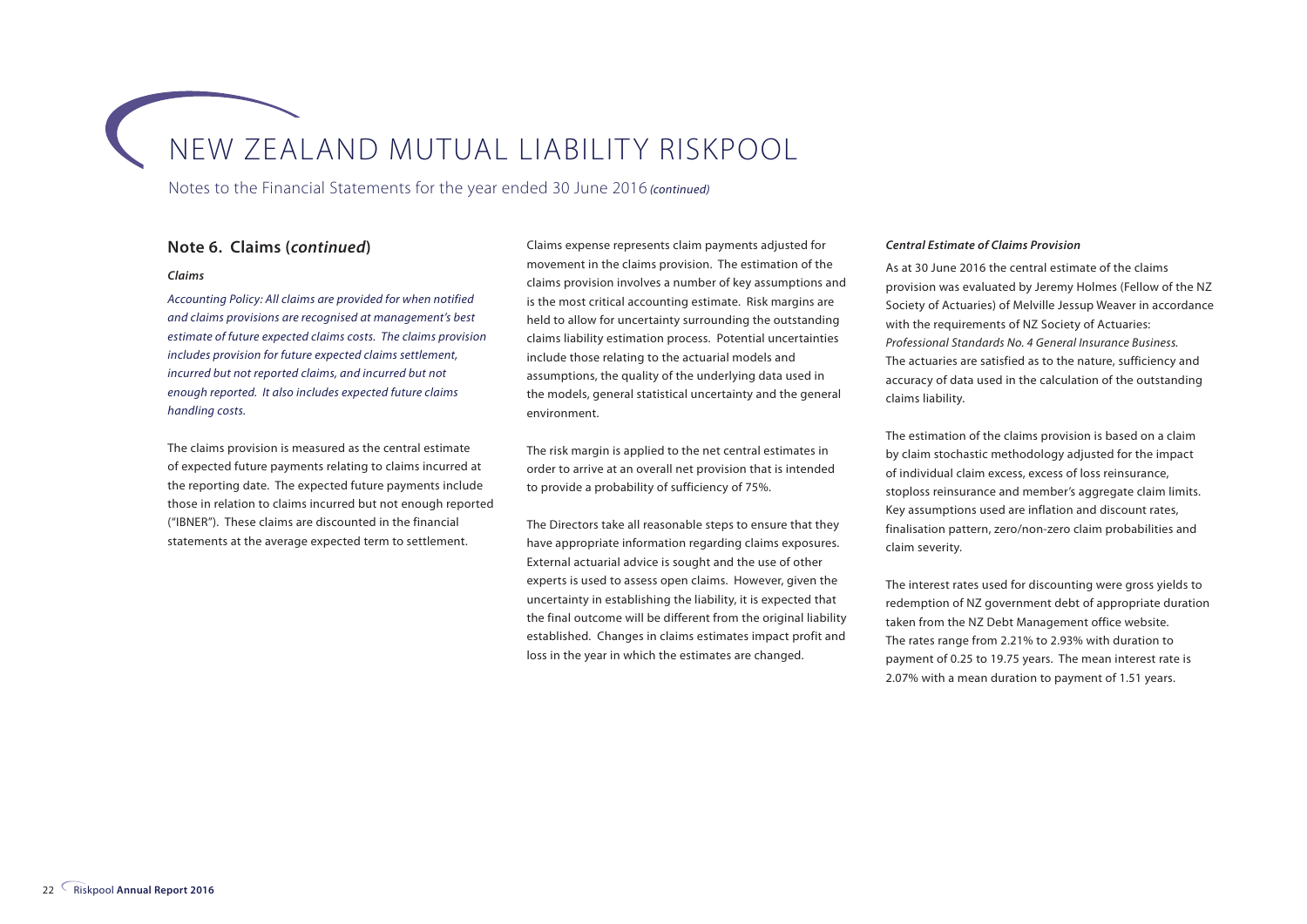# NEW ZEALAND MUTUAL LIABILITY RISKPOOL

Notes to the Financial Statements for the year ended 30 June 2016 *(continued)*

## Note 6. Claims (*continued*)

***Claims***

*Accounting Policy: All claims are provided for when notified and claims provisions are recognised at management's best estimate of future expected claims costs. The claims provision includes provision for future expected claims settlement, incurred but not reported claims, and incurred but not enough reported. It also includes expected future claims handling costs.*

The claims provision is measured as the central estimate of expected future payments relating to claims incurred at the reporting date. The expected future payments include those in relation to claims incurred but not enough reported ("IBNER"). These claims are discounted in the financial statements at the average expected term to settlement.

Claims expense represents claim payments adjusted for movement in the claims provision. The estimation of the claims provision involves a number of key assumptions and is the most critical accounting estimate. Risk margins are held to allow for uncertainty surrounding the outstanding claims liability estimation process. Potential uncertainties include those relating to the actuarial models and assumptions, the quality of the underlying data used in the models, general statistical uncertainty and the general environment.

The risk margin is applied to the net central estimates in order to arrive at an overall net provision that is intended to provide a probability of sufficiency of 75%.

The Directors take all reasonable steps to ensure that they have appropriate information regarding claims exposures. External actuarial advice is sought and the use of other experts is used to assess open claims. However, given the uncertainty in establishing the liability, it is expected that the final outcome will be different from the original liability established. Changes in claims estimates impact profit and loss in the year in which the estimates are changed.

***Central Estimate of Claims Provision***

As at 30 June 2016 the central estimate of the claims provision was evaluated by Jeremy Holmes (Fellow of the NZ Society of Actuaries) of Melville Jessup Weaver in accordance with the requirements of NZ Society of Actuaries: *Professional Standards No. 4 General Insurance Business.* The actuaries are satisfied as to the nature, sufficiency and accuracy of data used in the calculation of the outstanding claims liability.

The estimation of the claims provision is based on a claim by claim stochastic methodology adjusted for the impact of individual claim excess, excess of loss reinsurance, stoploss reinsurance and member's aggregate claim limits. Key assumptions used are inflation and discount rates, finalisation pattern, zero/non-zero claim probabilities and claim severity.

The interest rates used for discounting were gross yields to redemption of NZ government debt of appropriate duration taken from the NZ Debt Management office website. The rates range from 2.21% to 2.93% with duration to payment of 0.25 to 19.75 years. The mean interest rate is 2.07% with a mean duration to payment of 1.51 years.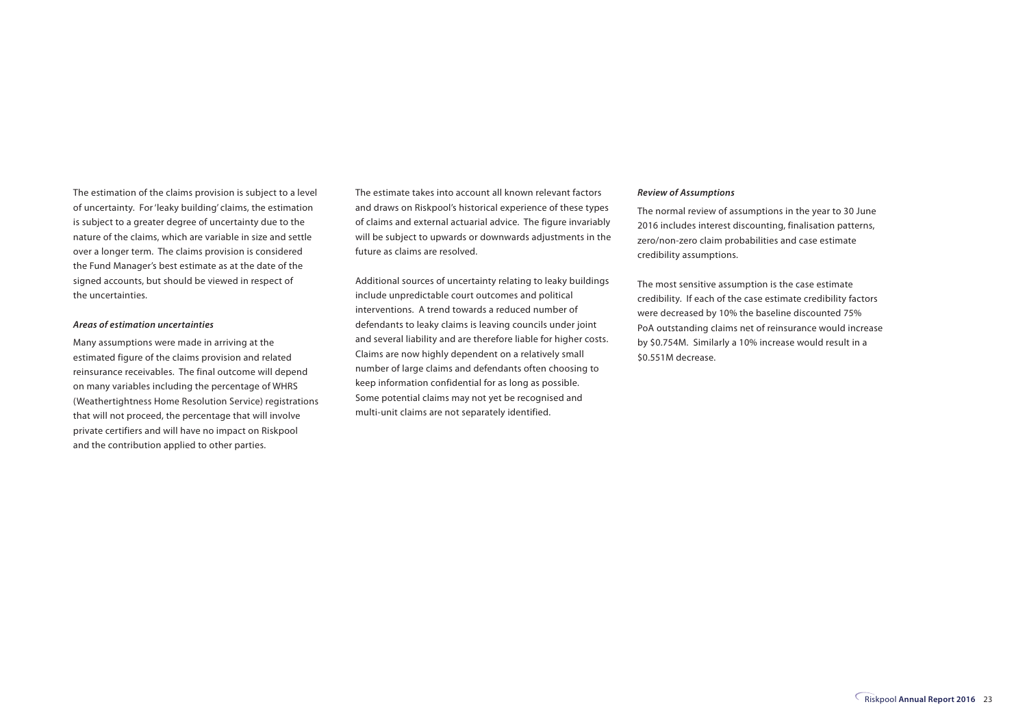The estimation of the claims provision is subject to a level of uncertainty. For 'leaky building' claims, the estimation is subject to a greater degree of uncertainty due to the nature of the claims, which are variable in size and settle over a longer term. The claims provision is considered the Fund Manager's best estimate as at the date of the signed accounts, but should be viewed in respect of the uncertainties.

***Areas of estimation uncertainties***

Many assumptions were made in arriving at the estimated figure of the claims provision and related reinsurance receivables. The final outcome will depend on many variables including the percentage of WHRS (Weathertightness Home Resolution Service) registrations that will not proceed, the percentage that will involve private certifiers and will have no impact on Riskpool and the contribution applied to other parties.

The estimate takes into account all known relevant factors and draws on Riskpool's historical experience of these types of claims and external actuarial advice. The figure invariably will be subject to upwards or downwards adjustments in the future as claims are resolved.

Additional sources of uncertainty relating to leaky buildings include unpredictable court outcomes and political interventions. A trend towards a reduced number of defendants to leaky claims is leaving councils under joint and several liability and are therefore liable for higher costs. Claims are now highly dependent on a relatively small number of large claims and defendants often choosing to keep information confidential for as long as possible. Some potential claims may not yet be recognised and multi-unit claims are not separately identified.

***Review of Assumptions***

The normal review of assumptions in the year to 30 June 2016 includes interest discounting, finalisation patterns, zero/non-zero claim probabilities and case estimate credibility assumptions.

The most sensitive assumption is the case estimate credibility. If each of the case estimate credibility factors were decreased by 10% the baseline discounted 75% PoA outstanding claims net of reinsurance would increase by $0.754M. Similarly a 10% increase would result in a $0.551M decrease.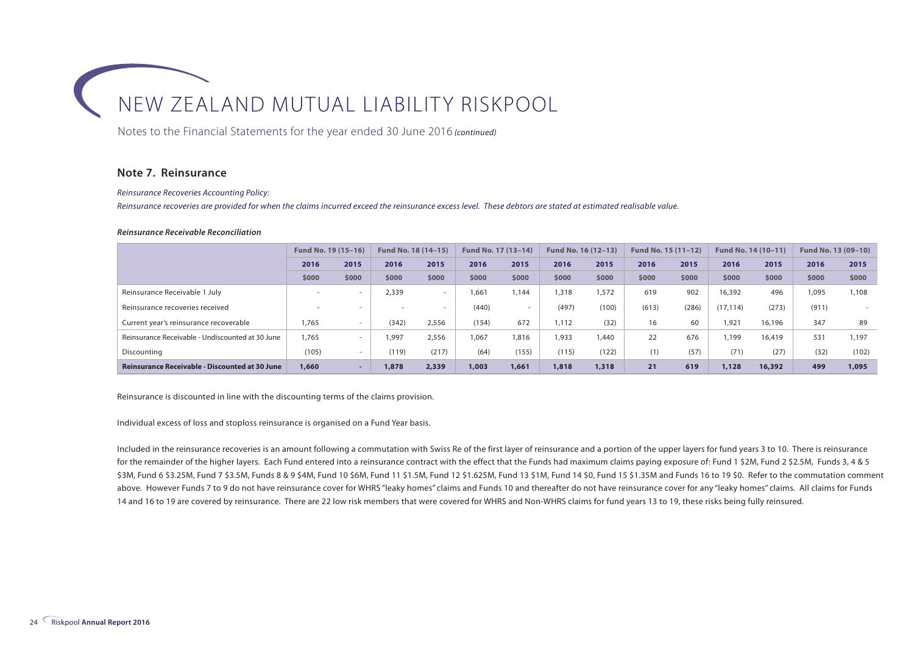# NEW ZEALAND MUTUAL LIABILITY RISKPOOL

Notes to the Financial Statements for the year ended 30 June 2016 *(continued)*

## Note 7. Reinsurance

*Reinsurance Recoveries Accounting Policy:*

*Reinsurance recoveries are provided for when the claims incurred exceed the reinsurance excess level. These debtors are stated at estimated realisable value.*

***Reinsurance Receivable Reconciliation***

| | Fund No. 19 (15–16) | | Fund No. 18 (14–15) | | Fund No. 17 (13–14) | | Fund No. 16 (12–13) | | Fund No. 15 (11–12) | | Fund No. 14 (10–11) | | Fund No. 13 (09–10) | |
|---|---|---|---|---|---|---|---|---|---|---|---|---|---|---|
| | 2016 | 2015 | 2016 | 2015 | 2016 | 2015 | 2016 | 2015 | 2016 | 2015 | 2016 | 2015 | 2016 | 2015 |
| | $000 | $000 | $000 | $000 | $000 | $000 | $000 | $000 | $000 | $000 | $000 | $000 | $000 | $000 |
| Reinsurance Receivable 1 July | - | - | 2,339 | - | 1,661 | 1,144 | 1,318 | 1,572 | 619 | 902 | 16,392 | 496 | 1,095 | 1,108 |
| Reinsurance recoveries received | - | - | - | - | (440) | - | (497) | (100) | (613) | (286) | (17,114) | (273) | (911) | - |
| Current year's reinsurance recoverable | 1,765 | - | (342) | 2,556 | (154) | 672 | 1,112 | (32) | 16 | 60 | 1,921 | 16,196 | 347 | 89 |
| Reinsurance Receivable - Undiscounted at 30 June | 1,765 | - | 1,997 | 2,556 | 1,067 | 1,816 | 1,933 | 1,440 | 22 | 676 | 1,199 | 16,419 | 531 | 1,197 |
| Discounting | (105) | - | (119) | (217) | (64) | (155) | (115) | (122) | (1) | (57) | (71) | (27) | (32) | (102) |
| **Reinsurance Receivable - Discounted at 30 June** | **1,660** | **-** | **1,878** | **2,339** | **1,003** | **1,661** | **1,818** | **1,318** | **21** | **619** | **1,128** | **16,392** | **499** | **1,095** |

Reinsurance is discounted in line with the discounting terms of the claims provision.

Individual excess of loss and stoploss reinsurance is organised on a Fund Year basis.

Included in the reinsurance recoveries is an amount following a commutation with Swiss Re of the first layer of reinsurance and a portion of the upper layers for fund years 3 to 10. There is reinsurance for the remainder of the higher layers. Each Fund entered into a reinsurance contract with the effect that the Funds had maximum claims paying exposure of: Fund 1 $2M, Fund 2 $2.5M, Funds 3, 4 & 5 $3M, Fund 6 $3.25M, Fund 7 $3.5M, Funds 8 & 9 $4M, Fund 10 $6M, Fund 11 $1.5M, Fund 12 $1.625M, Fund 13 $1M, Fund 14 $0, Fund 15 $1.35M and Funds 16 to 19 $0. Refer to the commutation comment above. However Funds 7 to 9 do not have reinsurance cover for WHRS "leaky homes" claims and Funds 10 and thereafter do not have reinsurance cover for any "leaky homes" claims. All claims for Funds 14 and 16 to 19 are covered by reinsurance. There are 22 low risk members that were covered for WHRS and Non-WHRS claims for fund years 13 to 19, these risks being fully reinsured.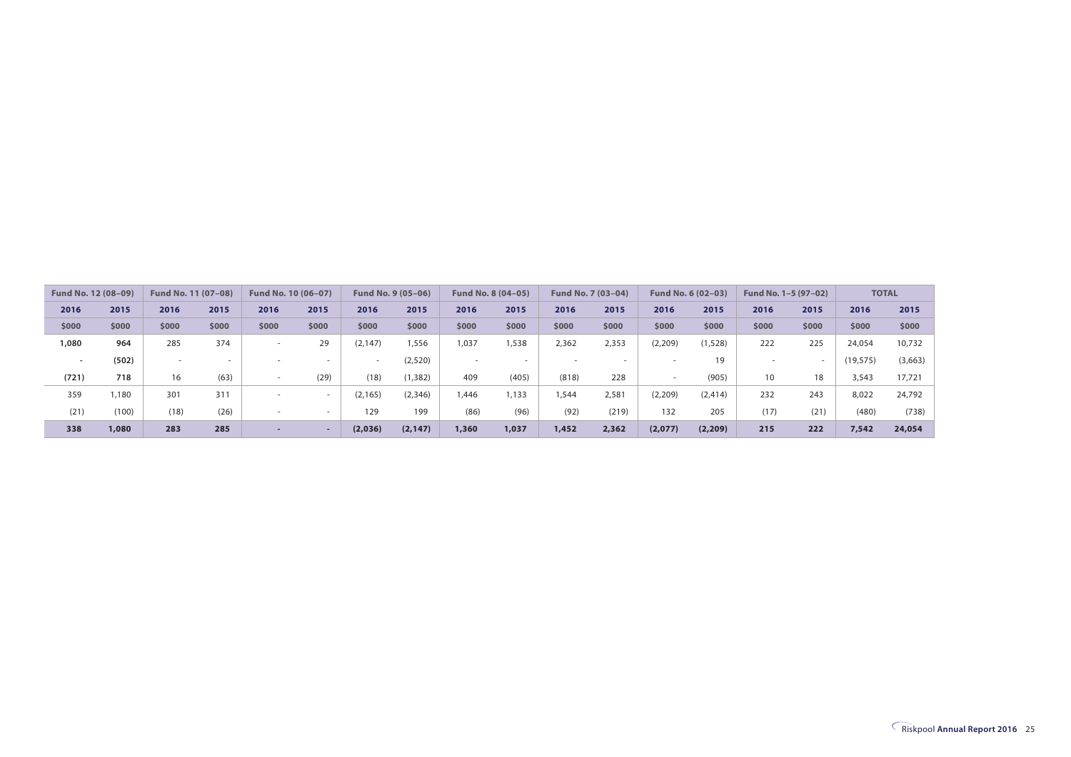| Fund No. 12 (08–09) | | Fund No. 11 (07–08) | | Fund No. 10 (06–07) | | Fund No. 9 (05–06) | | Fund No. 8 (04–05) | | Fund No. 7 (03–04) | | Fund No. 6 (02–03) | | Fund No. 1–5 (97–02) | | TOTAL | |
|---|---|---|---|---|---|---|---|---|---|---|---|---|---|---|---|---|---|
| 2016 | 2015 | 2016 | 2015 | 2016 | 2015 | 2016 | 2015 | 2016 | 2015 | 2016 | 2015 | 2016 | 2015 | 2016 | 2015 | 2016 | 2015 |
| $000 | $000 | $000 | $000 | $000 | $000 | $000 | $000 | $000 | $000 | $000 | $000 | $000 | $000 | $000 | $000 | $000 | $000 |
| **1,080** | **964** | 285 | 374 | - | 29 | (2,147) | 1,556 | 1,037 | 1,538 | 2,362 | 2,353 | (2,209) | (1,528) | 222 | 225 | 24,054 | 10,732 |
| - | **(502)** | - | - | - | - | - | (2,520) | - | - | - | - | - | 19 | - | - | (19,575) | (3,663) |
| **(721)** | **718** | 16 | (63) | - | (29) | (18) | (1,382) | 409 | (405) | (818) | 228 | - | (905) | 10 | 18 | 3,543 | 17,721 |
| 359 | 1,180 | 301 | 311 | - | - | (2,165) | (2,346) | 1,446 | 1,133 | 1,544 | 2,581 | (2,209) | (2,414) | 232 | 243 | 8,022 | 24,792 |
| (21) | (100) | (18) | (26) | - | - | 129 | 199 | (86) | (96) | (92) | (219) | 132 | 205 | (17) | (21) | (480) | (738) |
| **338** | **1,080** | **283** | **285** | **-** | **-** | **(2,036)** | **(2,147)** | **1,360** | **1,037** | **1,452** | **2,362** | **(2,077)** | **(2,209)** | **215** | **222** | **7,542** | **24,054** |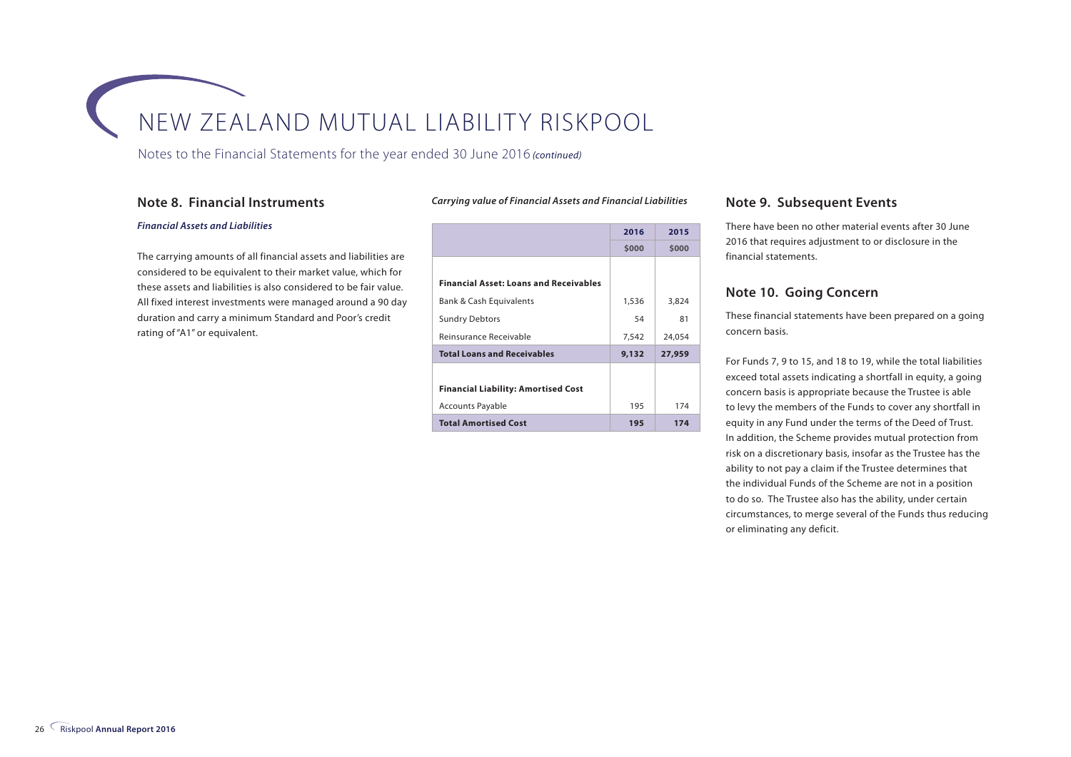# NEW ZEALAND MUTUAL LIABILITY RISKPOOL

Notes to the Financial Statements for the year ended 30 June 2016 *(continued)*

## Note 8. Financial Instruments

***Financial Assets and Liabilities***

The carrying amounts of all financial assets and liabilities are considered to be equivalent to their market value, which for these assets and liabilities is also considered to be fair value. All fixed interest investments were managed around a 90 day duration and carry a minimum Standard and Poor's credit rating of "A1" or equivalent.

***Carrying value of Financial Assets and Financial Liabilities***

| | 2016 | 2015 |
|---|---|---|
| | $000 | $000 |
| **Financial Asset: Loans and Receivables** | | |
| Bank & Cash Equivalents | 1,536 | 3,824 |
| Sundry Debtors | 54 | 81 |
| Reinsurance Receivable | 7,542 | 24,054 |
| **Total Loans and Receivables** | **9,132** | **27,959** |
| **Financial Liability: Amortised Cost** | | |
| Accounts Payable | 195 | 174 |
| **Total Amortised Cost** | **195** | **174** |

## Note 9. Subsequent Events

There have been no other material events after 30 June 2016 that requires adjustment to or disclosure in the financial statements.

## Note 10. Going Concern

These financial statements have been prepared on a going concern basis.

For Funds 7, 9 to 15, and 18 to 19, while the total liabilities exceed total assets indicating a shortfall in equity, a going concern basis is appropriate because the Trustee is able to levy the members of the Funds to cover any shortfall in equity in any Fund under the terms of the Deed of Trust. In addition, the Scheme provides mutual protection from risk on a discretionary basis, insofar as the Trustee has the ability to not pay a claim if the Trustee determines that the individual Funds of the Scheme are not in a position to do so. The Trustee also has the ability, under certain circumstances, to merge several of the Funds thus reducing or eliminating any deficit.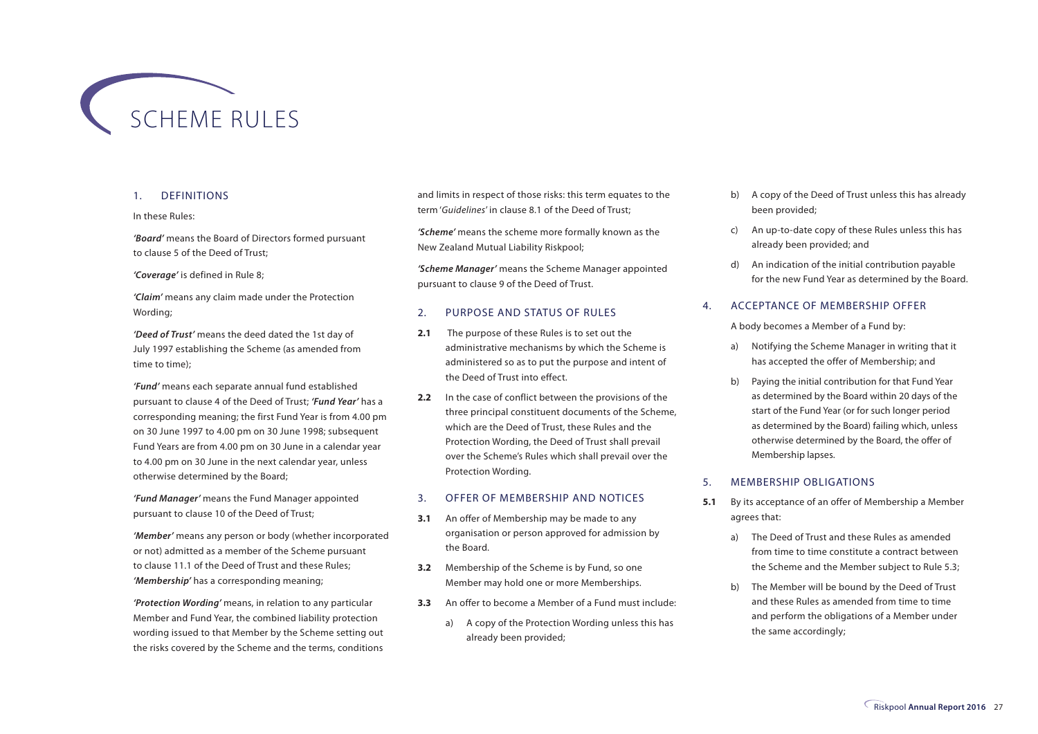# SCHEME RULES

## 1. DEFINITIONS

In these Rules:

***'Board'*** means the Board of Directors formed pursuant to clause 5 of the Deed of Trust;

***'Coverage'*** is defined in Rule 8;

***'Claim'*** means any claim made under the Protection Wording;

***'Deed of Trust'*** means the deed dated the 1st day of July 1997 establishing the Scheme (as amended from time to time);

***'Fund'*** means each separate annual fund established pursuant to clause 4 of the Deed of Trust; ***'Fund Year'*** has a corresponding meaning; the first Fund Year is from 4.00 pm on 30 June 1997 to 4.00 pm on 30 June 1998; subsequent Fund Years are from 4.00 pm on 30 June in a calendar year to 4.00 pm on 30 June in the next calendar year, unless otherwise determined by the Board;

***'Fund Manager'*** means the Fund Manager appointed pursuant to clause 10 of the Deed of Trust;

***'Member'*** means any person or body (whether incorporated or not) admitted as a member of the Scheme pursuant to clause 11.1 of the Deed of Trust and these Rules; ***'Membership'*** has a corresponding meaning;

***'Protection Wording'*** means, in relation to any particular Member and Fund Year, the combined liability protection wording issued to that Member by the Scheme setting out the risks covered by the Scheme and the terms, conditions and limits in respect of those risks: this term equates to the term '*Guidelines*' in clause 8.1 of the Deed of Trust;

***'Scheme'*** means the scheme more formally known as the New Zealand Mutual Liability Riskpool;

***'Scheme Manager'*** means the Scheme Manager appointed pursuant to clause 9 of the Deed of Trust.

## 2. PURPOSE AND STATUS OF RULES

**2.1** The purpose of these Rules is to set out the administrative mechanisms by which the Scheme is administered so as to put the purpose and intent of the Deed of Trust into effect.

**2.2** In the case of conflict between the provisions of the three principal constituent documents of the Scheme, which are the Deed of Trust, these Rules and the Protection Wording, the Deed of Trust shall prevail over the Scheme's Rules which shall prevail over the Protection Wording.

## 3. OFFER OF MEMBERSHIP AND NOTICES

**3.1** An offer of Membership may be made to any organisation or person approved for admission by the Board.

**3.2** Membership of the Scheme is by Fund, so one Member may hold one or more Memberships.

**3.3** An offer to become a Member of a Fund must include:

a) A copy of the Protection Wording unless this has already been provided;

b) A copy of the Deed of Trust unless this has already been provided;

c) An up-to-date copy of these Rules unless this has already been provided; and

d) An indication of the initial contribution payable for the new Fund Year as determined by the Board.

## 4. ACCEPTANCE OF MEMBERSHIP OFFER

A body becomes a Member of a Fund by:

a) Notifying the Scheme Manager in writing that it has accepted the offer of Membership; and

b) Paying the initial contribution for that Fund Year as determined by the Board within 20 days of the start of the Fund Year (or for such longer period as determined by the Board) failing which, unless otherwise determined by the Board, the offer of Membership lapses.

## 5. MEMBERSHIP OBLIGATIONS

**5.1** By its acceptance of an offer of Membership a Member agrees that:

a) The Deed of Trust and these Rules as amended from time to time constitute a contract between the Scheme and the Member subject to Rule 5.3;

b) The Member will be bound by the Deed of Trust and these Rules as amended from time to time and perform the obligations of a Member under the same accordingly;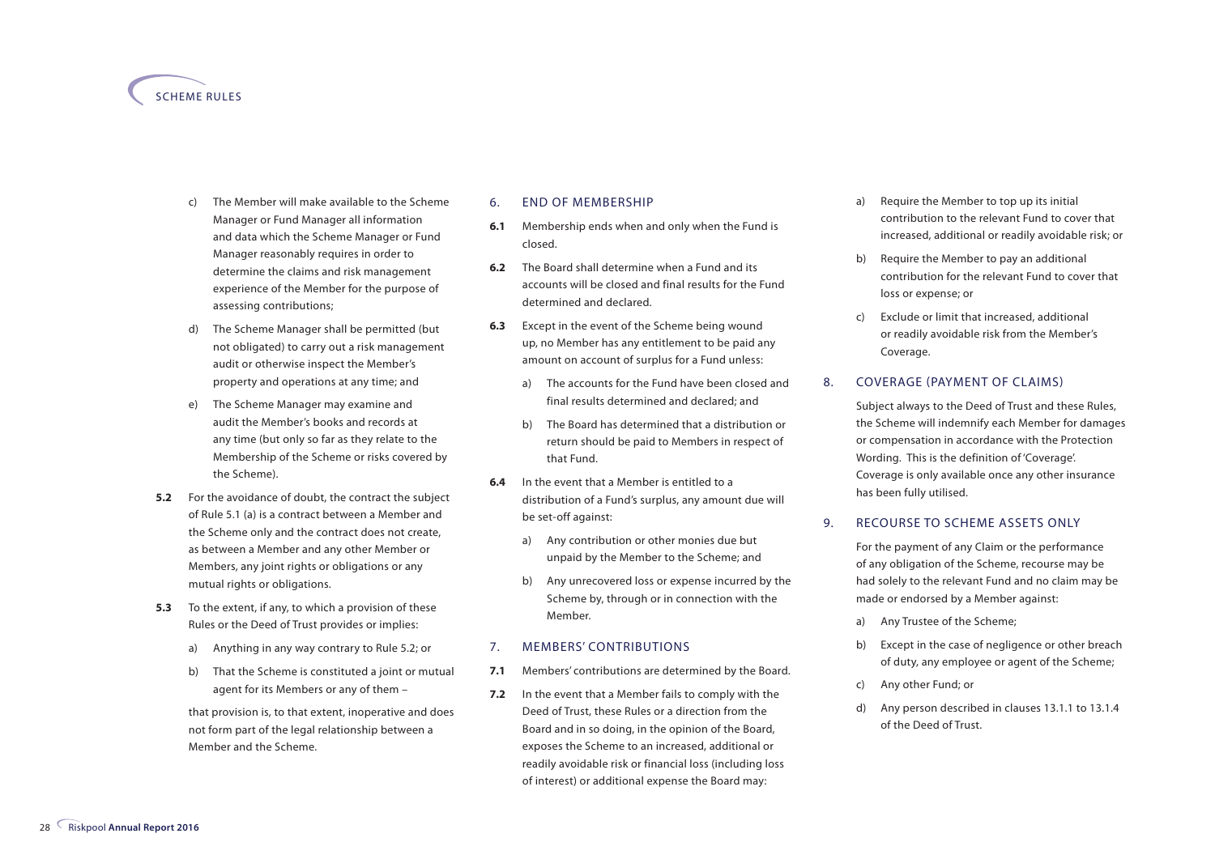c) The Member will make available to the Scheme Manager or Fund Manager all information and data which the Scheme Manager or Fund Manager reasonably requires in order to determine the claims and risk management experience of the Member for the purpose of assessing contributions;

d) The Scheme Manager shall be permitted (but not obligated) to carry out a risk management audit or otherwise inspect the Member's property and operations at any time; and

e) The Scheme Manager may examine and audit the Member's books and records at any time (but only so far as they relate to the Membership of the Scheme or risks covered by the Scheme).

**5.2** For the avoidance of doubt, the contract the subject of Rule 5.1 (a) is a contract between a Member and the Scheme only and the contract does not create, as between a Member and any other Member or Members, any joint rights or obligations or any mutual rights or obligations.

**5.3** To the extent, if any, to which a provision of these Rules or the Deed of Trust provides or implies:

a) Anything in any way contrary to Rule 5.2; or

b) That the Scheme is constituted a joint or mutual agent for its Members or any of them –

that provision is, to that extent, inoperative and does not form part of the legal relationship between a Member and the Scheme.

## 6. END OF MEMBERSHIP

**6.1** Membership ends when and only when the Fund is closed.

**6.2** The Board shall determine when a Fund and its accounts will be closed and final results for the Fund determined and declared.

**6.3** Except in the event of the Scheme being wound up, no Member has any entitlement to be paid any amount on account of surplus for a Fund unless:

a) The accounts for the Fund have been closed and final results determined and declared; and

b) The Board has determined that a distribution or return should be paid to Members in respect of that Fund.

**6.4** In the event that a Member is entitled to a distribution of a Fund's surplus, any amount due will be set-off against:

a) Any contribution or other monies due but unpaid by the Member to the Scheme; and

b) Any unrecovered loss or expense incurred by the Scheme by, through or in connection with the Member.

## 7. MEMBERS' CONTRIBUTIONS

**7.1** Members' contributions are determined by the Board.

**7.2** In the event that a Member fails to comply with the Deed of Trust, these Rules or a direction from the Board and in so doing, in the opinion of the Board, exposes the Scheme to an increased, additional or readily avoidable risk or financial loss (including loss of interest) or additional expense the Board may:

a) Require the Member to top up its initial contribution to the relevant Fund to cover that increased, additional or readily avoidable risk; or

b) Require the Member to pay an additional contribution for the relevant Fund to cover that loss or expense; or

c) Exclude or limit that increased, additional or readily avoidable risk from the Member's Coverage.

## 8. COVERAGE (PAYMENT OF CLAIMS)

Subject always to the Deed of Trust and these Rules, the Scheme will indemnify each Member for damages or compensation in accordance with the Protection Wording. This is the definition of 'Coverage'. Coverage is only available once any other insurance has been fully utilised.

## 9. RECOURSE TO SCHEME ASSETS ONLY

For the payment of any Claim or the performance of any obligation of the Scheme, recourse may be had solely to the relevant Fund and no claim may be made or endorsed by a Member against:

a) Any Trustee of the Scheme;

b) Except in the case of negligence or other breach of duty, any employee or agent of the Scheme;

c) Any other Fund; or

d) Any person described in clauses 13.1.1 to 13.1.4 of the Deed of Trust.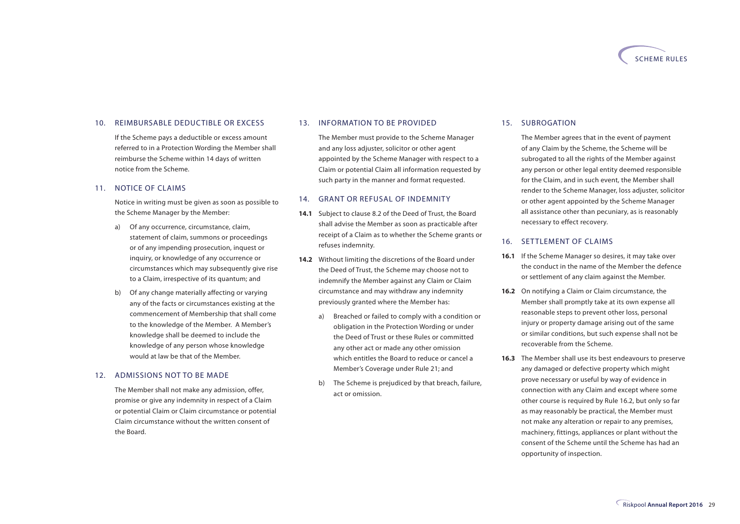## 10. REIMBURSABLE DEDUCTIBLE OR EXCESS

If the Scheme pays a deductible or excess amount referred to in a Protection Wording the Member shall reimburse the Scheme within 14 days of written notice from the Scheme.

## 11. NOTICE OF CLAIMS

Notice in writing must be given as soon as possible to the Scheme Manager by the Member:

a) Of any occurrence, circumstance, claim, statement of claim, summons or proceedings or of any impending prosecution, inquest or inquiry, or knowledge of any occurrence or circumstances which may subsequently give rise to a Claim, irrespective of its quantum; and

b) Of any change materially affecting or varying any of the facts or circumstances existing at the commencement of Membership that shall come to the knowledge of the Member. A Member's knowledge shall be deemed to include the knowledge of any person whose knowledge would at law be that of the Member.

## 12. ADMISSIONS NOT TO BE MADE

The Member shall not make any admission, offer, promise or give any indemnity in respect of a Claim or potential Claim or Claim circumstance or potential Claim circumstance without the written consent of the Board.

## 13. INFORMATION TO BE PROVIDED

The Member must provide to the Scheme Manager and any loss adjuster, solicitor or other agent appointed by the Scheme Manager with respect to a Claim or potential Claim all information requested by such party in the manner and format requested.

## 14. GRANT OR REFUSAL OF INDEMNITY

**14.1** Subject to clause 8.2 of the Deed of Trust, the Board shall advise the Member as soon as practicable after receipt of a Claim as to whether the Scheme grants or refuses indemnity.

**14.2** Without limiting the discretions of the Board under the Deed of Trust, the Scheme may choose not to indemnify the Member against any Claim or Claim circumstance and may withdraw any indemnity previously granted where the Member has:

a) Breached or failed to comply with a condition or obligation in the Protection Wording or under the Deed of Trust or these Rules or committed any other act or made any other omission which entitles the Board to reduce or cancel a Member's Coverage under Rule 21; and

b) The Scheme is prejudiced by that breach, failure, act or omission.

## 15. SUBROGATION

The Member agrees that in the event of payment of any Claim by the Scheme, the Scheme will be subrogated to all the rights of the Member against any person or other legal entity deemed responsible for the Claim, and in such event, the Member shall render to the Scheme Manager, loss adjuster, solicitor or other agent appointed by the Scheme Manager all assistance other than pecuniary, as is reasonably necessary to effect recovery.

## 16. SETTLEMENT OF CLAIMS

**16.1** If the Scheme Manager so desires, it may take over the conduct in the name of the Member the defence or settlement of any claim against the Member.

**16.2** On notifying a Claim or Claim circumstance, the Member shall promptly take at its own expense all reasonable steps to prevent other loss, personal injury or property damage arising out of the same or similar conditions, but such expense shall not be recoverable from the Scheme.

**16.3** The Member shall use its best endeavours to preserve any damaged or defective property which might prove necessary or useful by way of evidence in connection with any Claim and except where some other course is required by Rule 16.2, but only so far as may reasonably be practical, the Member must not make any alteration or repair to any premises, machinery, fittings, appliances or plant without the consent of the Scheme until the Scheme has had an opportunity of inspection.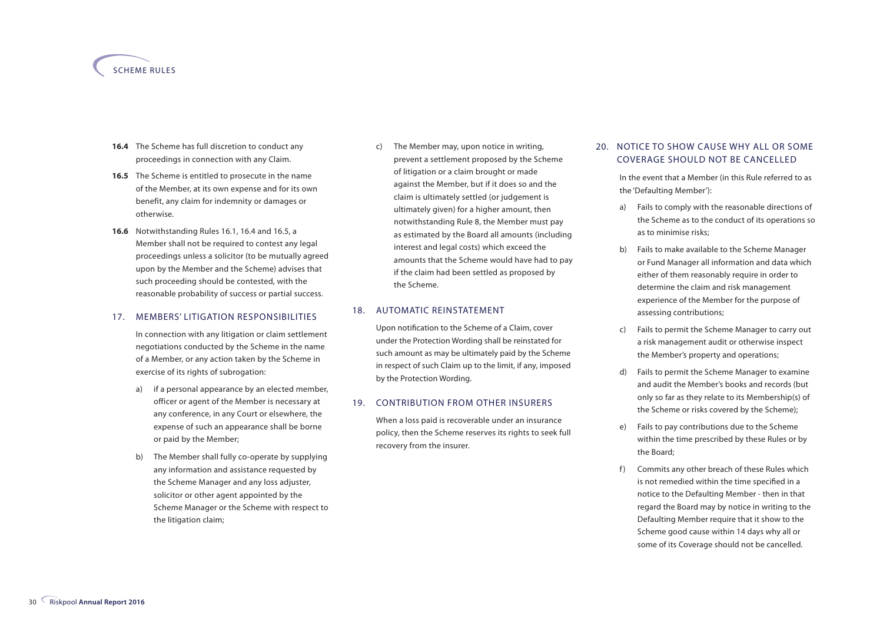**16.4** The Scheme has full discretion to conduct any proceedings in connection with any Claim.

**16.5** The Scheme is entitled to prosecute in the name of the Member, at its own expense and for its own benefit, any claim for indemnity or damages or otherwise.

**16.6** Notwithstanding Rules 16.1, 16.4 and 16.5, a Member shall not be required to contest any legal proceedings unless a solicitor (to be mutually agreed upon by the Member and the Scheme) advises that such proceeding should be contested, with the reasonable probability of success or partial success.

## 17. MEMBERS' LITIGATION RESPONSIBILITIES

In connection with any litigation or claim settlement negotiations conducted by the Scheme in the name of a Member, or any action taken by the Scheme in exercise of its rights of subrogation:

a) if a personal appearance by an elected member, officer or agent of the Member is necessary at any conference, in any Court or elsewhere, the expense of such an appearance shall be borne or paid by the Member;

b) The Member shall fully co-operate by supplying any information and assistance requested by the Scheme Manager and any loss adjuster, solicitor or other agent appointed by the Scheme Manager or the Scheme with respect to the litigation claim;

c) The Member may, upon notice in writing, prevent a settlement proposed by the Scheme of litigation or a claim brought or made against the Member, but if it does so and the claim is ultimately settled (or judgement is ultimately given) for a higher amount, then notwithstanding Rule 8, the Member must pay as estimated by the Board all amounts (including interest and legal costs) which exceed the amounts that the Scheme would have had to pay if the claim had been settled as proposed by the Scheme.

## 18. AUTOMATIC REINSTATEMENT

Upon notification to the Scheme of a Claim, cover under the Protection Wording shall be reinstated for such amount as may be ultimately paid by the Scheme in respect of such Claim up to the limit, if any, imposed by the Protection Wording.

## 19. CONTRIBUTION FROM OTHER INSURERS

When a loss paid is recoverable under an insurance policy, then the Scheme reserves its rights to seek full recovery from the insurer.

## 20. NOTICE TO SHOW CAUSE WHY ALL OR SOME COVERAGE SHOULD NOT BE CANCELLED

In the event that a Member (in this Rule referred to as the 'Defaulting Member'):

a) Fails to comply with the reasonable directions of the Scheme as to the conduct of its operations so as to minimise risks;

b) Fails to make available to the Scheme Manager or Fund Manager all information and data which either of them reasonably require in order to determine the claim and risk management experience of the Member for the purpose of assessing contributions;

c) Fails to permit the Scheme Manager to carry out a risk management audit or otherwise inspect the Member's property and operations;

d) Fails to permit the Scheme Manager to examine and audit the Member's books and records (but only so far as they relate to its Membership(s) of the Scheme or risks covered by the Scheme);

e) Fails to pay contributions due to the Scheme within the time prescribed by these Rules or by the Board;

f) Commits any other breach of these Rules which is not remedied within the time specified in a notice to the Defaulting Member - then in that regard the Board may by notice in writing to the Defaulting Member require that it show to the Scheme good cause within 14 days why all or some of its Coverage should not be cancelled.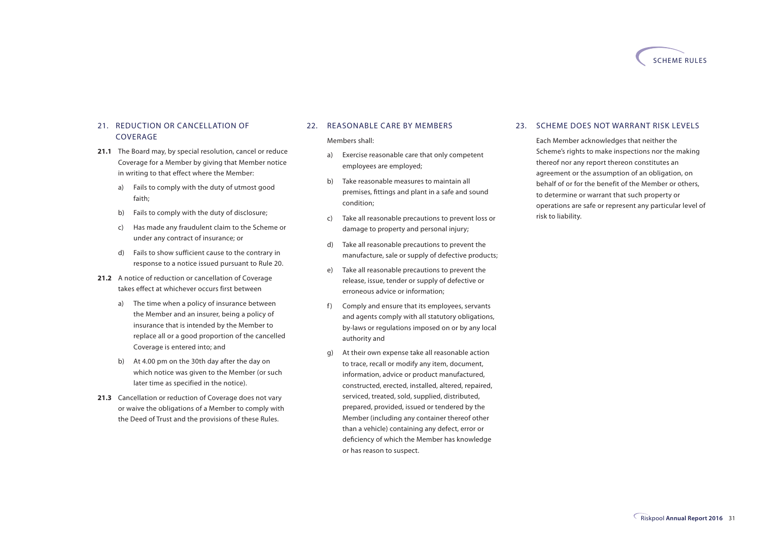## 21. REDUCTION OR CANCELLATION OF COVERAGE

**21.1** The Board may, by special resolution, cancel or reduce Coverage for a Member by giving that Member notice in writing to that effect where the Member:

a) Fails to comply with the duty of utmost good faith;

b) Fails to comply with the duty of disclosure;

c) Has made any fraudulent claim to the Scheme or under any contract of insurance; or

d) Fails to show sufficient cause to the contrary in response to a notice issued pursuant to Rule 20.

**21.2** A notice of reduction or cancellation of Coverage takes effect at whichever occurs first between

a) The time when a policy of insurance between the Member and an insurer, being a policy of insurance that is intended by the Member to replace all or a good proportion of the cancelled Coverage is entered into; and

b) At 4.00 pm on the 30th day after the day on which notice was given to the Member (or such later time as specified in the notice).

**21.3** Cancellation or reduction of Coverage does not vary or waive the obligations of a Member to comply with the Deed of Trust and the provisions of these Rules.

## 22. REASONABLE CARE BY MEMBERS

Members shall:

a) Exercise reasonable care that only competent employees are employed;

b) Take reasonable measures to maintain all premises, fittings and plant in a safe and sound condition;

c) Take all reasonable precautions to prevent loss or damage to property and personal injury;

d) Take all reasonable precautions to prevent the manufacture, sale or supply of defective products;

e) Take all reasonable precautions to prevent the release, issue, tender or supply of defective or erroneous advice or information;

f) Comply and ensure that its employees, servants and agents comply with all statutory obligations, by-laws or regulations imposed on or by any local authority and

g) At their own expense take all reasonable action to trace, recall or modify any item, document, information, advice or product manufactured, constructed, erected, installed, altered, repaired, serviced, treated, sold, supplied, distributed, prepared, provided, issued or tendered by the Member (including any container thereof other than a vehicle) containing any defect, error or deficiency of which the Member has knowledge or has reason to suspect.

## 23. SCHEME DOES NOT WARRANT RISK LEVELS

Each Member acknowledges that neither the Scheme's rights to make inspections nor the making thereof nor any report thereon constitutes an agreement or the assumption of an obligation, on behalf of or for the benefit of the Member or others, to determine or warrant that such property or operations are safe or represent any particular level of risk to liability.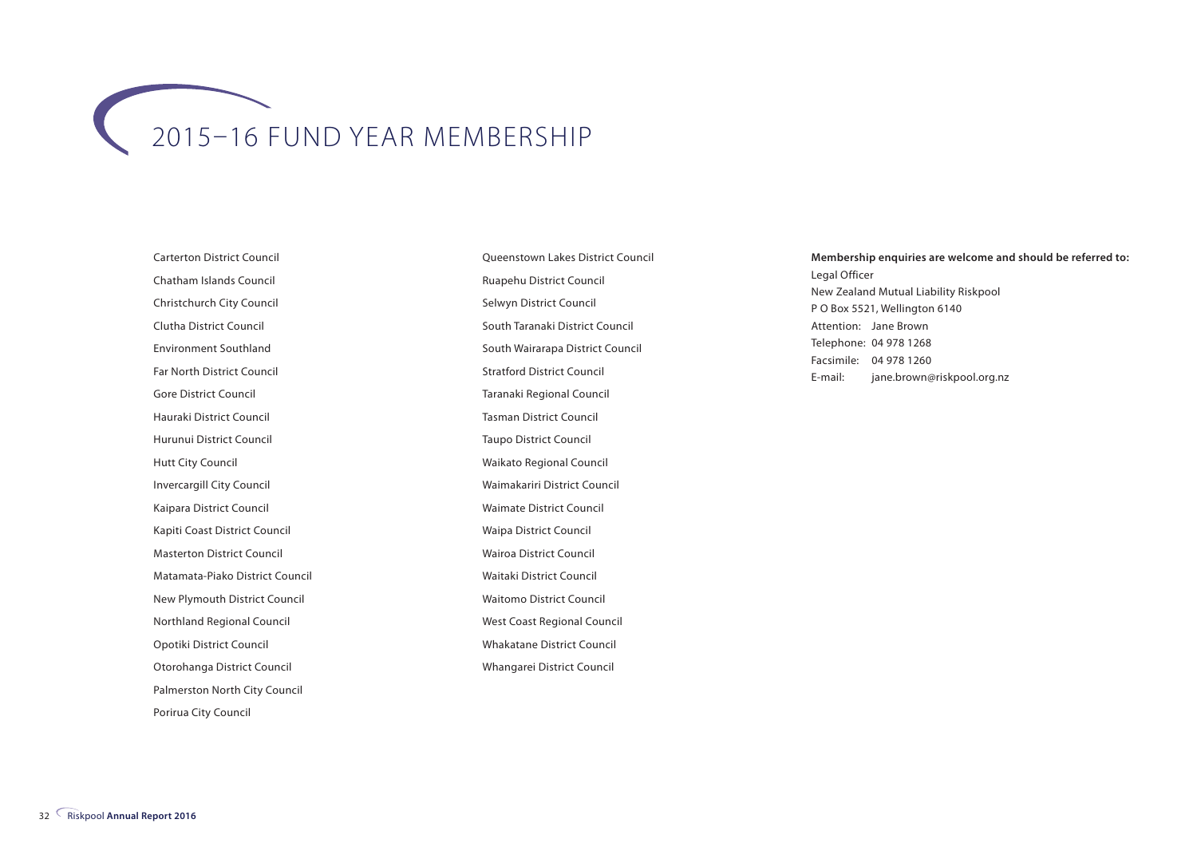# 2015–16 FUND YEAR MEMBERSHIP

Carterton District Council

Chatham Islands Council

Christchurch City Council

Clutha District Council

Environment Southland

Far North District Council

Gore District Council

Hauraki District Council

Hurunui District Council

Hutt City Council

Invercargill City Council

Kaipara District Council

Kapiti Coast District Council

Masterton District Council

Matamata-Piako District Council

New Plymouth District Council

Northland Regional Council

Opotiki District Council

Otorohanga District Council

Palmerston North City Council

Porirua City Council

Queenstown Lakes District Council

Ruapehu District Council

Selwyn District Council

South Taranaki District Council

South Wairarapa District Council

Stratford District Council

Taranaki Regional Council

Tasman District Council

Taupo District Council

Waikato Regional Council

Waimakariri District Council

Waimate District Council

Waipa District Council

Wairoa District Council

Waitaki District Council

Waitomo District Council

West Coast Regional Council

Whakatane District Council

Whangarei District Council

**Membership enquiries are welcome and should be referred to:**

Legal Officer
New Zealand Mutual Liability Riskpool
P O Box 5521, Wellington 6140
Attention: Jane Brown
Telephone: 04 978 1268
Facsimile: 04 978 1260
E-mail: jane.brown@riskpool.org.nz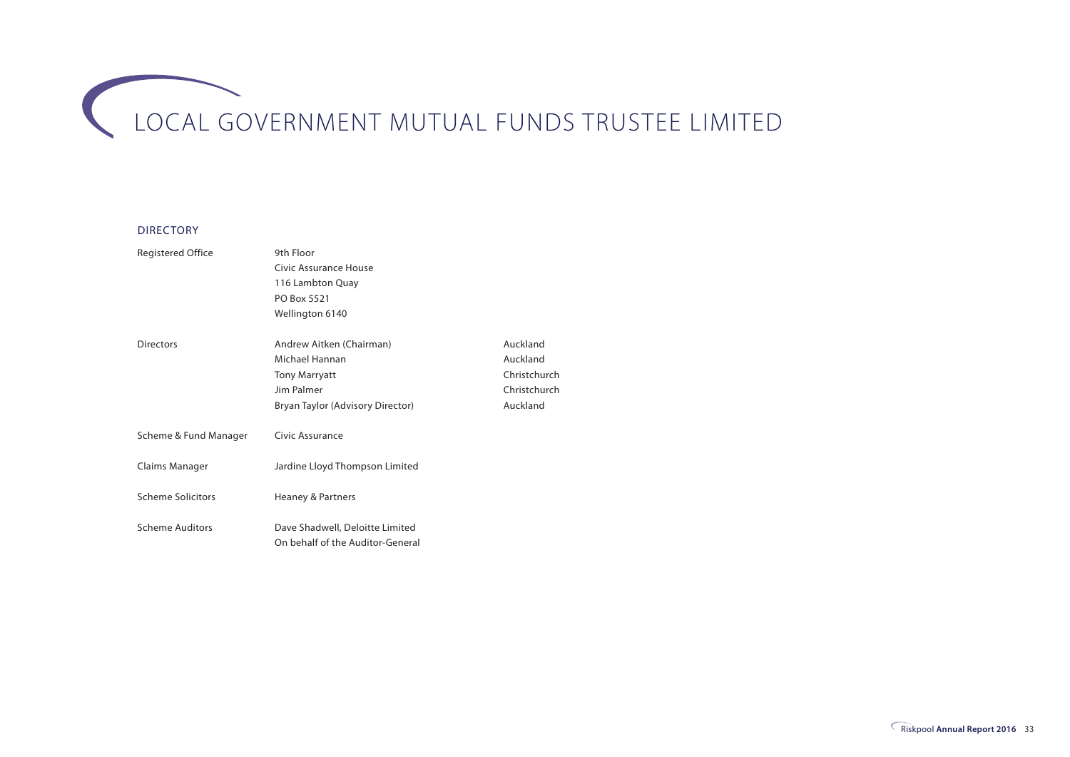# LOCAL GOVERNMENT MUTUAL FUNDS TRUSTEE LIMITED

## DIRECTORY

| | | |
|---|---|---|
| Registered Office | 9th Floor<br>Civic Assurance House<br>116 Lambton Quay<br>PO Box 5521<br>Wellington 6140 | |
| Directors | Andrew Aitken (Chairman) | Auckland |
| | Michael Hannan | Auckland |
| | Tony Marryatt | Christchurch |
| | Jim Palmer | Christchurch |
| | Bryan Taylor (Advisory Director) | Auckland |
| Scheme & Fund Manager | Civic Assurance | |
| Claims Manager | Jardine Lloyd Thompson Limited | |
| Scheme Solicitors | Heaney & Partners | |
| Scheme Auditors | Dave Shadwell, Deloitte Limited<br>On behalf of the Auditor-General | |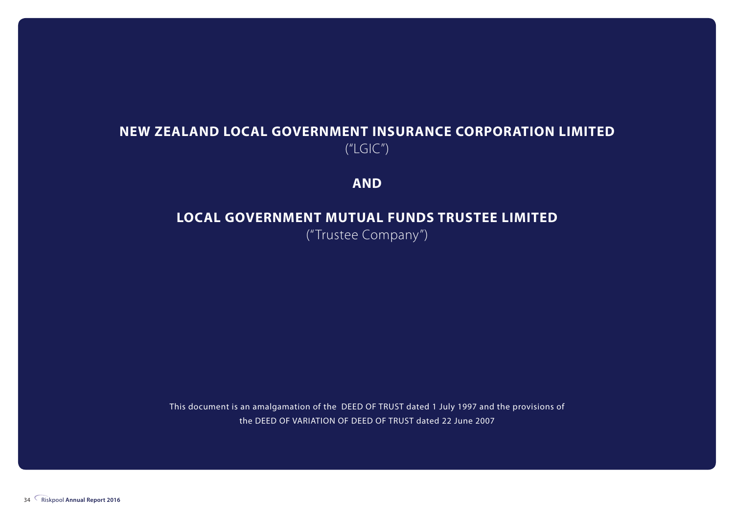**NEW ZEALAND LOCAL GOVERNMENT INSURANCE CORPORATION LIMITED**

("LGIC")

**AND**

**LOCAL GOVERNMENT MUTUAL FUNDS TRUSTEE LIMITED**

("Trustee Company")

This document is an amalgamation of the DEED OF TRUST dated 1 July 1997 and the provisions of the DEED OF VARIATION OF DEED OF TRUST dated 22 June 2007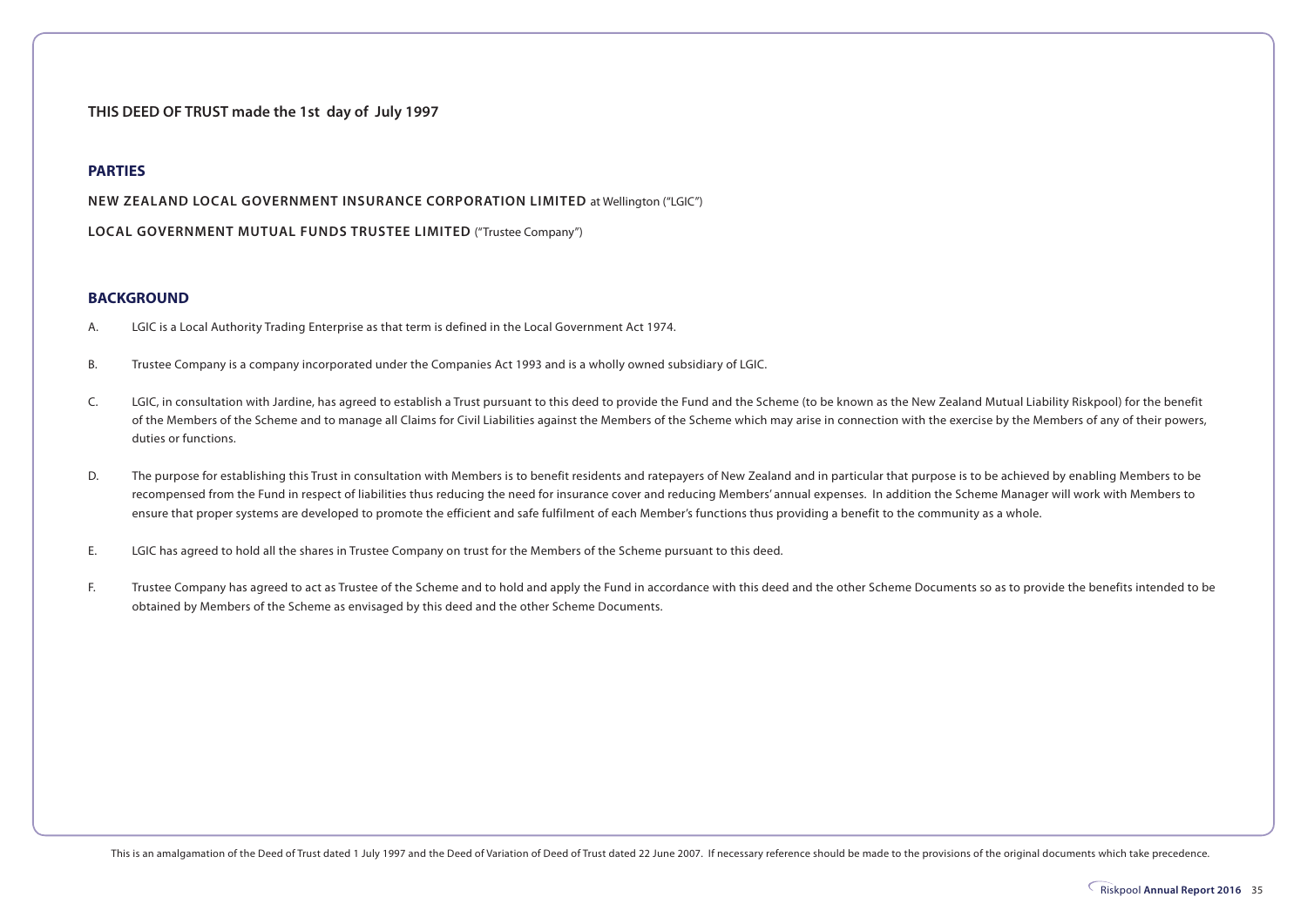**THIS DEED OF TRUST made the 1st day of July 1997**

## PARTIES

**NEW ZEALAND LOCAL GOVERNMENT INSURANCE CORPORATION LIMITED** at Wellington ("LGIC")

**LOCAL GOVERNMENT MUTUAL FUNDS TRUSTEE LIMITED** ("Trustee Company")

## BACKGROUND

A. LGIC is a Local Authority Trading Enterprise as that term is defined in the Local Government Act 1974.

B. Trustee Company is a company incorporated under the Companies Act 1993 and is a wholly owned subsidiary of LGIC.

C. LGIC, in consultation with Jardine, has agreed to establish a Trust pursuant to this deed to provide the Fund and the Scheme (to be known as the New Zealand Mutual Liability Riskpool) for the benefit of the Members of the Scheme and to manage all Claims for Civil Liabilities against the Members of the Scheme which may arise in connection with the exercise by the Members of any of their powers, duties or functions.

D. The purpose for establishing this Trust in consultation with Members is to benefit residents and ratepayers of New Zealand and in particular that purpose is to be achieved by enabling Members to be recompensed from the Fund in respect of liabilities thus reducing the need for insurance cover and reducing Members' annual expenses. In addition the Scheme Manager will work with Members to ensure that proper systems are developed to promote the efficient and safe fulfilment of each Member's functions thus providing a benefit to the community as a whole.

E. LGIC has agreed to hold all the shares in Trustee Company on trust for the Members of the Scheme pursuant to this deed.

F. Trustee Company has agreed to act as Trustee of the Scheme and to hold and apply the Fund in accordance with this deed and the other Scheme Documents so as to provide the benefits intended to be obtained by Members of the Scheme as envisaged by this deed and the other Scheme Documents.

This is an amalgamation of the Deed of Trust dated 1 July 1997 and the Deed of Variation of Deed of Trust dated 22 June 2007. If necessary reference should be made to the provisions of the original documents which take precedence.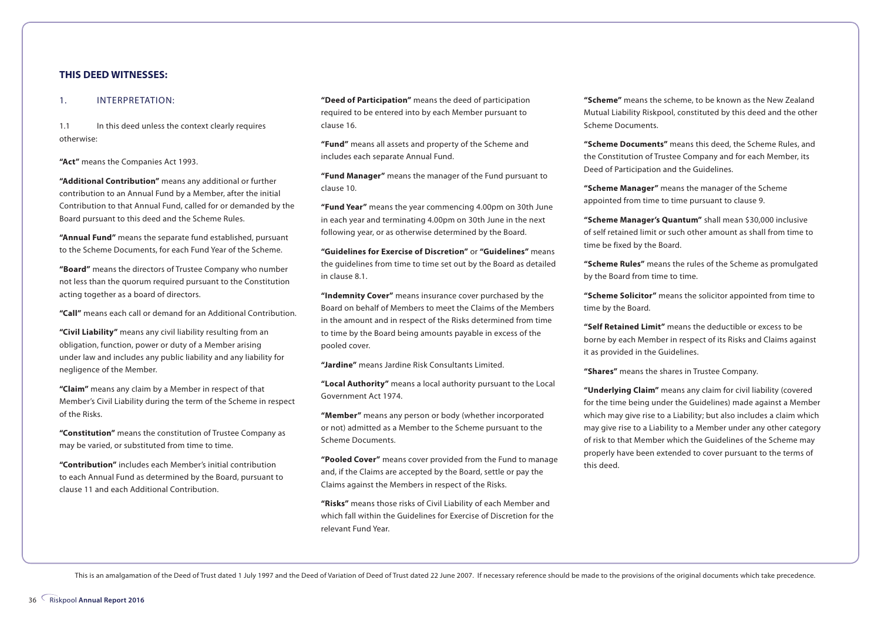## THIS DEED WITNESSES:

1. INTERPRETATION:

1.1 In this deed unless the context clearly requires otherwise:

**"Act"** means the Companies Act 1993.

**"Additional Contribution"** means any additional or further contribution to an Annual Fund by a Member, after the initial Contribution to that Annual Fund, called for or demanded by the Board pursuant to this deed and the Scheme Rules.

**"Annual Fund"** means the separate fund established, pursuant to the Scheme Documents, for each Fund Year of the Scheme.

**"Board"** means the directors of Trustee Company who number not less than the quorum required pursuant to the Constitution acting together as a board of directors.

**"Call"** means each call or demand for an Additional Contribution.

**"Civil Liability"** means any civil liability resulting from an obligation, function, power or duty of a Member arising under law and includes any public liability and any liability for negligence of the Member.

**"Claim"** means any claim by a Member in respect of that Member's Civil Liability during the term of the Scheme in respect of the Risks.

**"Constitution"** means the constitution of Trustee Company as may be varied, or substituted from time to time.

**"Contribution"** includes each Member's initial contribution to each Annual Fund as determined by the Board, pursuant to clause 11 and each Additional Contribution.

**"Deed of Participation"** means the deed of participation required to be entered into by each Member pursuant to clause 16.

**"Fund"** means all assets and property of the Scheme and includes each separate Annual Fund.

**"Fund Manager"** means the manager of the Fund pursuant to clause 10.

**"Fund Year"** means the year commencing 4.00pm on 30th June in each year and terminating 4.00pm on 30th June in the next following year, or as otherwise determined by the Board.

**"Guidelines for Exercise of Discretion"** or **"Guidelines"** means the guidelines from time to time set out by the Board as detailed in clause 8.1.

**"Indemnity Cover"** means insurance cover purchased by the Board on behalf of Members to meet the Claims of the Members in the amount and in respect of the Risks determined from time to time by the Board being amounts payable in excess of the pooled cover.

**"Jardine"** means Jardine Risk Consultants Limited.

**"Local Authority"** means a local authority pursuant to the Local Government Act 1974.

**"Member"** means any person or body (whether incorporated or not) admitted as a Member to the Scheme pursuant to the Scheme Documents.

**"Pooled Cover"** means cover provided from the Fund to manage and, if the Claims are accepted by the Board, settle or pay the Claims against the Members in respect of the Risks.

**"Risks"** means those risks of Civil Liability of each Member and which fall within the Guidelines for Exercise of Discretion for the relevant Fund Year.

**"Scheme"** means the scheme, to be known as the New Zealand Mutual Liability Riskpool, constituted by this deed and the other Scheme Documents.

**"Scheme Documents"** means this deed, the Scheme Rules, and the Constitution of Trustee Company and for each Member, its Deed of Participation and the Guidelines.

**"Scheme Manager"** means the manager of the Scheme appointed from time to time pursuant to clause 9.

**"Scheme Manager's Quantum"** shall mean $30,000 inclusive of self retained limit or such other amount as shall from time to time be fixed by the Board.

**"Scheme Rules"** means the rules of the Scheme as promulgated by the Board from time to time.

**"Scheme Solicitor"** means the solicitor appointed from time to time by the Board.

**"Self Retained Limit"** means the deductible or excess to be borne by each Member in respect of its Risks and Claims against it as provided in the Guidelines.

**"Shares"** means the shares in Trustee Company.

**"Underlying Claim"** means any claim for civil liability (covered for the time being under the Guidelines) made against a Member which may give rise to a Liability; but also includes a claim which may give rise to a Liability to a Member under any other category of risk to that Member which the Guidelines of the Scheme may properly have been extended to cover pursuant to the terms of this deed.

This is an amalgamation of the Deed of Trust dated 1 July 1997 and the Deed of Variation of Deed of Trust dated 22 June 2007. If necessary reference should be made to the provisions of the original documents which take precedence.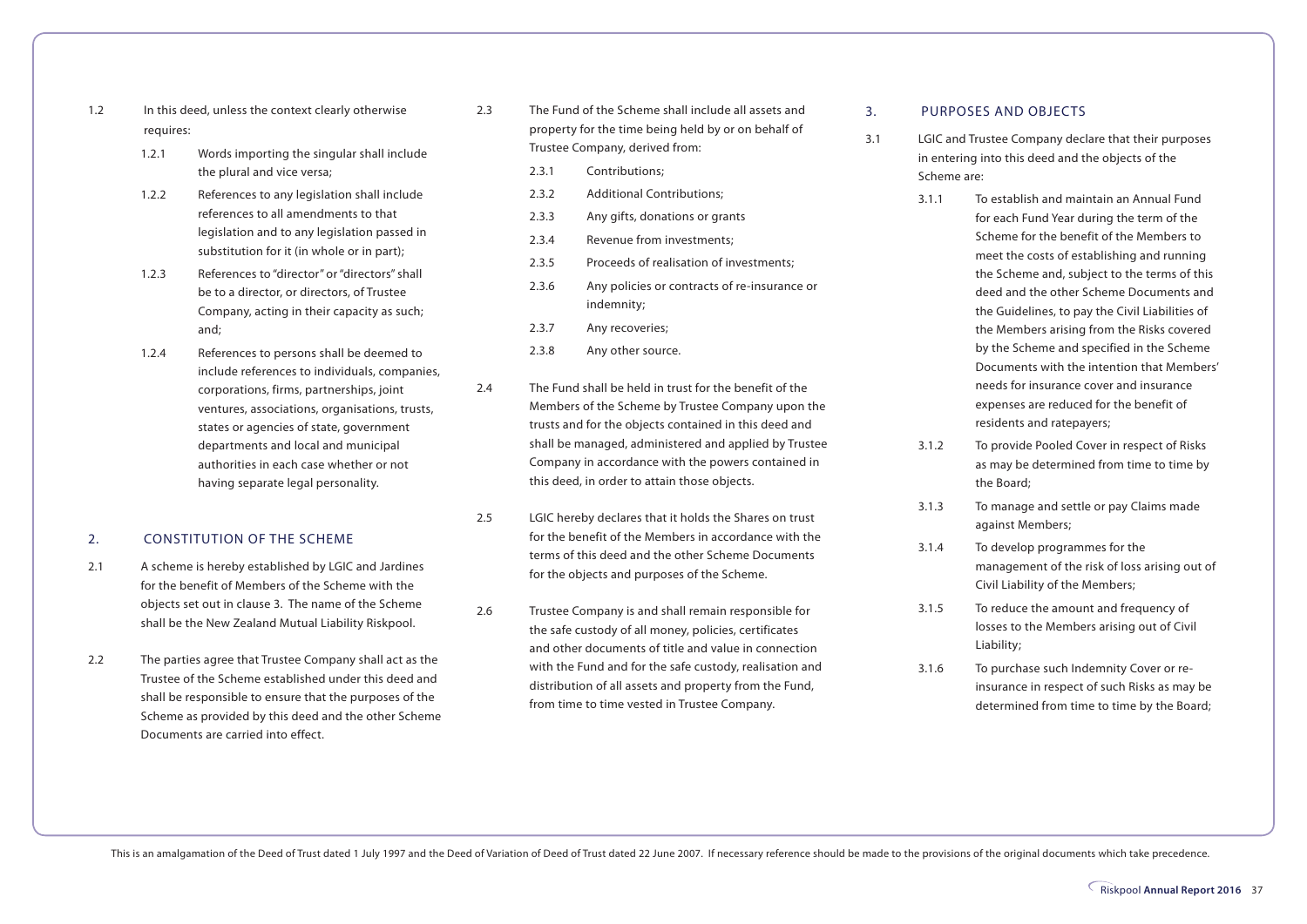1.2 In this deed, unless the context clearly otherwise requires:

1.2.1 Words importing the singular shall include the plural and vice versa;

1.2.2 References to any legislation shall include references to all amendments to that legislation and to any legislation passed in substitution for it (in whole or in part);

1.2.3 References to "director" or "directors" shall be to a director, or directors, of Trustee Company, acting in their capacity as such; and;

1.2.4 References to persons shall be deemed to include references to individuals, companies, corporations, firms, partnerships, joint ventures, associations, organisations, trusts, states or agencies of state, government departments and local and municipal authorities in each case whether or not having separate legal personality.

## 2. CONSTITUTION OF THE SCHEME

2.1 A scheme is hereby established by LGIC and Jardines for the benefit of Members of the Scheme with the objects set out in clause 3. The name of the Scheme shall be the New Zealand Mutual Liability Riskpool.

2.2 The parties agree that Trustee Company shall act as the Trustee of the Scheme established under this deed and shall be responsible to ensure that the purposes of the Scheme as provided by this deed and the other Scheme Documents are carried into effect.

2.3 The Fund of the Scheme shall include all assets and property for the time being held by or on behalf of Trustee Company, derived from:

2.3.1 Contributions;

2.3.2 Additional Contributions;

2.3.3 Any gifts, donations or grants

2.3.4 Revenue from investments;

2.3.5 Proceeds of realisation of investments;

2.3.6 Any policies or contracts of re-insurance or indemnity;

2.3.7 Any recoveries;

2.3.8 Any other source.

2.4 The Fund shall be held in trust for the benefit of the Members of the Scheme by Trustee Company upon the trusts and for the objects contained in this deed and shall be managed, administered and applied by Trustee Company in accordance with the powers contained in this deed, in order to attain those objects.

2.5 LGIC hereby declares that it holds the Shares on trust for the benefit of the Members in accordance with the terms of this deed and the other Scheme Documents for the objects and purposes of the Scheme.

2.6 Trustee Company is and shall remain responsible for the safe custody of all money, policies, certificates and other documents of title and value in connection with the Fund and for the safe custody, realisation and distribution of all assets and property from the Fund, from time to time vested in Trustee Company.

## 3. PURPOSES AND OBJECTS

3.1 LGIC and Trustee Company declare that their purposes in entering into this deed and the objects of the Scheme are:

3.1.1 To establish and maintain an Annual Fund for each Fund Year during the term of the Scheme for the benefit of the Members to meet the costs of establishing and running the Scheme and, subject to the terms of this deed and the other Scheme Documents and the Guidelines, to pay the Civil Liabilities of the Members arising from the Risks covered by the Scheme and specified in the Scheme Documents with the intention that Members' needs for insurance cover and insurance expenses are reduced for the benefit of residents and ratepayers;

3.1.2 To provide Pooled Cover in respect of Risks as may be determined from time to time by the Board;

3.1.3 To manage and settle or pay Claims made against Members;

3.1.4 To develop programmes for the management of the risk of loss arising out of Civil Liability of the Members;

3.1.5 To reduce the amount and frequency of losses to the Members arising out of Civil Liability;

3.1.6 To purchase such Indemnity Cover or re-insurance in respect of such Risks as may be determined from time to time by the Board;

This is an amalgamation of the Deed of Trust dated 1 July 1997 and the Deed of Variation of Deed of Trust dated 22 June 2007. If necessary reference should be made to the provisions of the original documents which take precedence.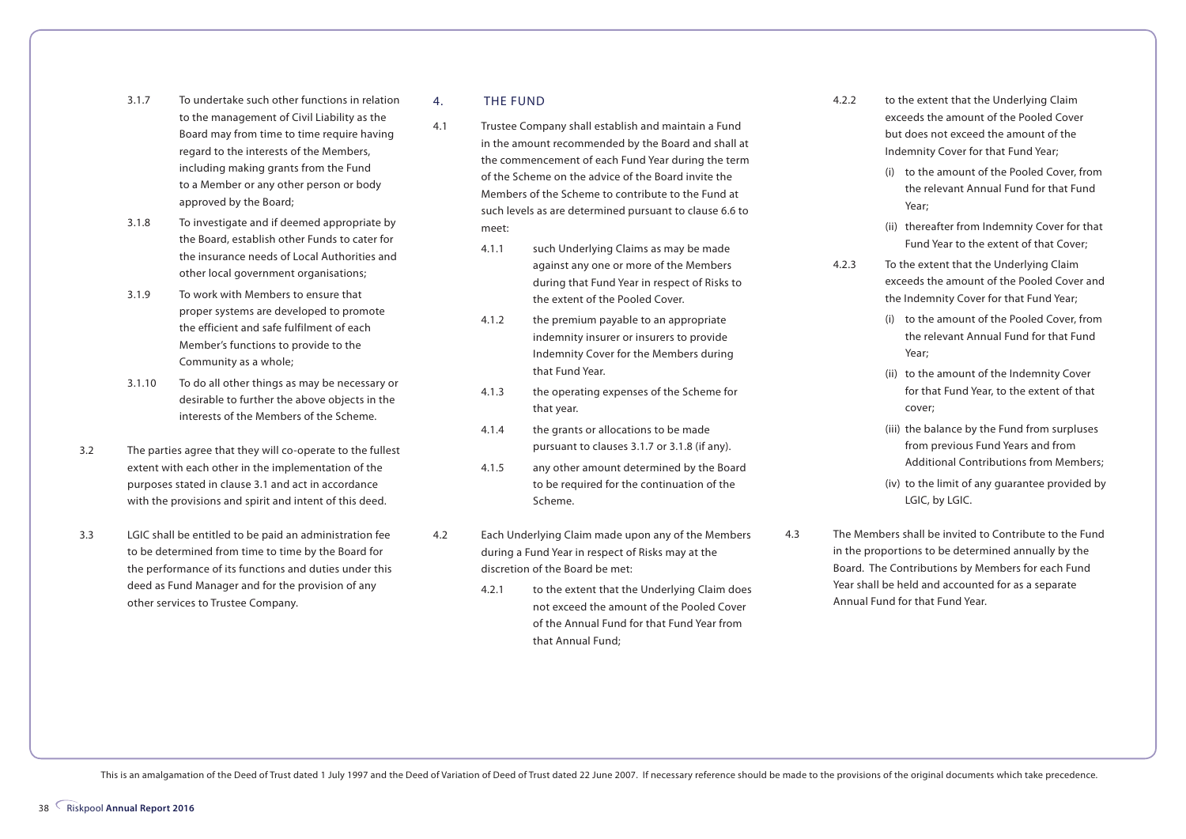3.1.7 To undertake such other functions in relation to the management of Civil Liability as the Board may from time to time require having regard to the interests of the Members, including making grants from the Fund to a Member or any other person or body approved by the Board;

3.1.8 To investigate and if deemed appropriate by the Board, establish other Funds to cater for the insurance needs of Local Authorities and other local government organisations;

3.1.9 To work with Members to ensure that proper systems are developed to promote the efficient and safe fulfilment of each Member's functions to provide to the Community as a whole;

3.1.10 To do all other things as may be necessary or desirable to further the above objects in the interests of the Members of the Scheme.

3.2 The parties agree that they will co-operate to the fullest extent with each other in the implementation of the purposes stated in clause 3.1 and act in accordance with the provisions and spirit and intent of this deed.

3.3 LGIC shall be entitled to be paid an administration fee to be determined from time to time by the Board for the performance of its functions and duties under this deed as Fund Manager and for the provision of any other services to Trustee Company.

## 4. THE FUND

4.1 Trustee Company shall establish and maintain a Fund in the amount recommended by the Board and shall at the commencement of each Fund Year during the term of the Scheme on the advice of the Board invite the Members of the Scheme to contribute to the Fund at such levels as are determined pursuant to clause 6.6 to meet:

4.1.1 such Underlying Claims as may be made against any one or more of the Members during that Fund Year in respect of Risks to the extent of the Pooled Cover.

4.1.2 the premium payable to an appropriate indemnity insurer or insurers to provide Indemnity Cover for the Members during that Fund Year.

4.1.3 the operating expenses of the Scheme for that year.

4.1.4 the grants or allocations to be made pursuant to clauses 3.1.7 or 3.1.8 (if any).

4.1.5 any other amount determined by the Board to be required for the continuation of the Scheme.

4.2 Each Underlying Claim made upon any of the Members during a Fund Year in respect of Risks may at the discretion of the Board be met:

4.2.1 to the extent that the Underlying Claim does not exceed the amount of the Pooled Cover of the Annual Fund for that Fund Year from that Annual Fund;

4.2.2 to the extent that the Underlying Claim exceeds the amount of the Pooled Cover but does not exceed the amount of the Indemnity Cover for that Fund Year;

(i) to the amount of the Pooled Cover, from the relevant Annual Fund for that Fund Year;

(ii) thereafter from Indemnity Cover for that Fund Year to the extent of that Cover;

4.2.3 To the extent that the Underlying Claim exceeds the amount of the Pooled Cover and the Indemnity Cover for that Fund Year;

(i) to the amount of the Pooled Cover, from the relevant Annual Fund for that Fund Year;

(ii) to the amount of the Indemnity Cover for that Fund Year, to the extent of that cover;

(iii) the balance by the Fund from surpluses from previous Fund Years and from Additional Contributions from Members;

(iv) to the limit of any guarantee provided by LGIC, by LGIC.

4.3 The Members shall be invited to Contribute to the Fund in the proportions to be determined annually by the Board. The Contributions by Members for each Fund Year shall be held and accounted for as a separate Annual Fund for that Fund Year.

This is an amalgamation of the Deed of Trust dated 1 July 1997 and the Deed of Variation of Deed of Trust dated 22 June 2007. If necessary reference should be made to the provisions of the original documents which take precedence.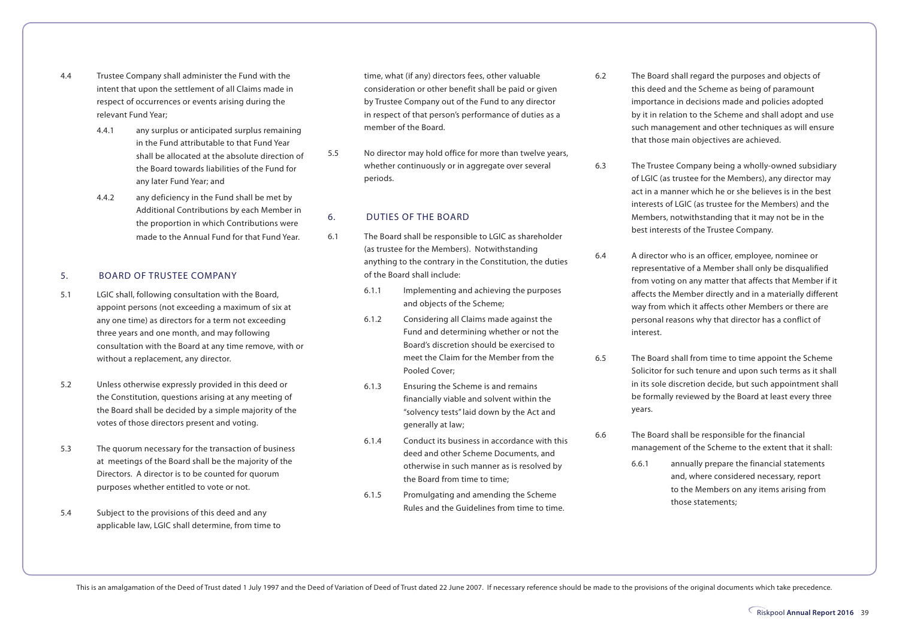4.4 Trustee Company shall administer the Fund with the intent that upon the settlement of all Claims made in respect of occurrences or events arising during the relevant Fund Year;

4.4.1 any surplus or anticipated surplus remaining in the Fund attributable to that Fund Year shall be allocated at the absolute direction of the Board towards liabilities of the Fund for any later Fund Year; and

4.4.2 any deficiency in the Fund shall be met by Additional Contributions by each Member in the proportion in which Contributions were made to the Annual Fund for that Fund Year.

## 5. BOARD OF TRUSTEE COMPANY

5.1 LGIC shall, following consultation with the Board, appoint persons (not exceeding a maximum of six at any one time) as directors for a term not exceeding three years and one month, and may following consultation with the Board at any time remove, with or without a replacement, any director.

5.2 Unless otherwise expressly provided in this deed or the Constitution, questions arising at any meeting of the Board shall be decided by a simple majority of the votes of those directors present and voting.

5.3 The quorum necessary for the transaction of business at meetings of the Board shall be the majority of the Directors. A director is to be counted for quorum purposes whether entitled to vote or not.

5.4 Subject to the provisions of this deed and any applicable law, LGIC shall determine, from time to time, what (if any) directors fees, other valuable consideration or other benefit shall be paid or given by Trustee Company out of the Fund to any director in respect of that person's performance of duties as a member of the Board.

5.5 No director may hold office for more than twelve years, whether continuously or in aggregate over several periods.

## 6. DUTIES OF THE BOARD

6.1 The Board shall be responsible to LGIC as shareholder (as trustee for the Members). Notwithstanding anything to the contrary in the Constitution, the duties of the Board shall include:

6.1.1 Implementing and achieving the purposes and objects of the Scheme;

6.1.2 Considering all Claims made against the Fund and determining whether or not the Board's discretion should be exercised to meet the Claim for the Member from the Pooled Cover;

6.1.3 Ensuring the Scheme is and remains financially viable and solvent within the "solvency tests" laid down by the Act and generally at law;

6.1.4 Conduct its business in accordance with this deed and other Scheme Documents, and otherwise in such manner as is resolved by the Board from time to time;

6.1.5 Promulgating and amending the Scheme Rules and the Guidelines from time to time.

6.2 The Board shall regard the purposes and objects of this deed and the Scheme as being of paramount importance in decisions made and policies adopted by it in relation to the Scheme and shall adopt and use such management and other techniques as will ensure that those main objectives are achieved.

6.3 The Trustee Company being a wholly-owned subsidiary of LGIC (as trustee for the Members), any director may act in a manner which he or she believes is in the best interests of LGIC (as trustee for the Members) and the Members, notwithstanding that it may not be in the best interests of the Trustee Company.

6.4 A director who is an officer, employee, nominee or representative of a Member shall only be disqualified from voting on any matter that affects that Member if it affects the Member directly and in a materially different way from which it affects other Members or there are personal reasons why that director has a conflict of interest.

6.5 The Board shall from time to time appoint the Scheme Solicitor for such tenure and upon such terms as it shall in its sole discretion decide, but such appointment shall be formally reviewed by the Board at least every three years.

6.6 The Board shall be responsible for the financial management of the Scheme to the extent that it shall:

6.6.1 annually prepare the financial statements and, where considered necessary, report to the Members on any items arising from those statements;

This is an amalgamation of the Deed of Trust dated 1 July 1997 and the Deed of Variation of Deed of Trust dated 22 June 2007. If necessary reference should be made to the provisions of the original documents which take precedence.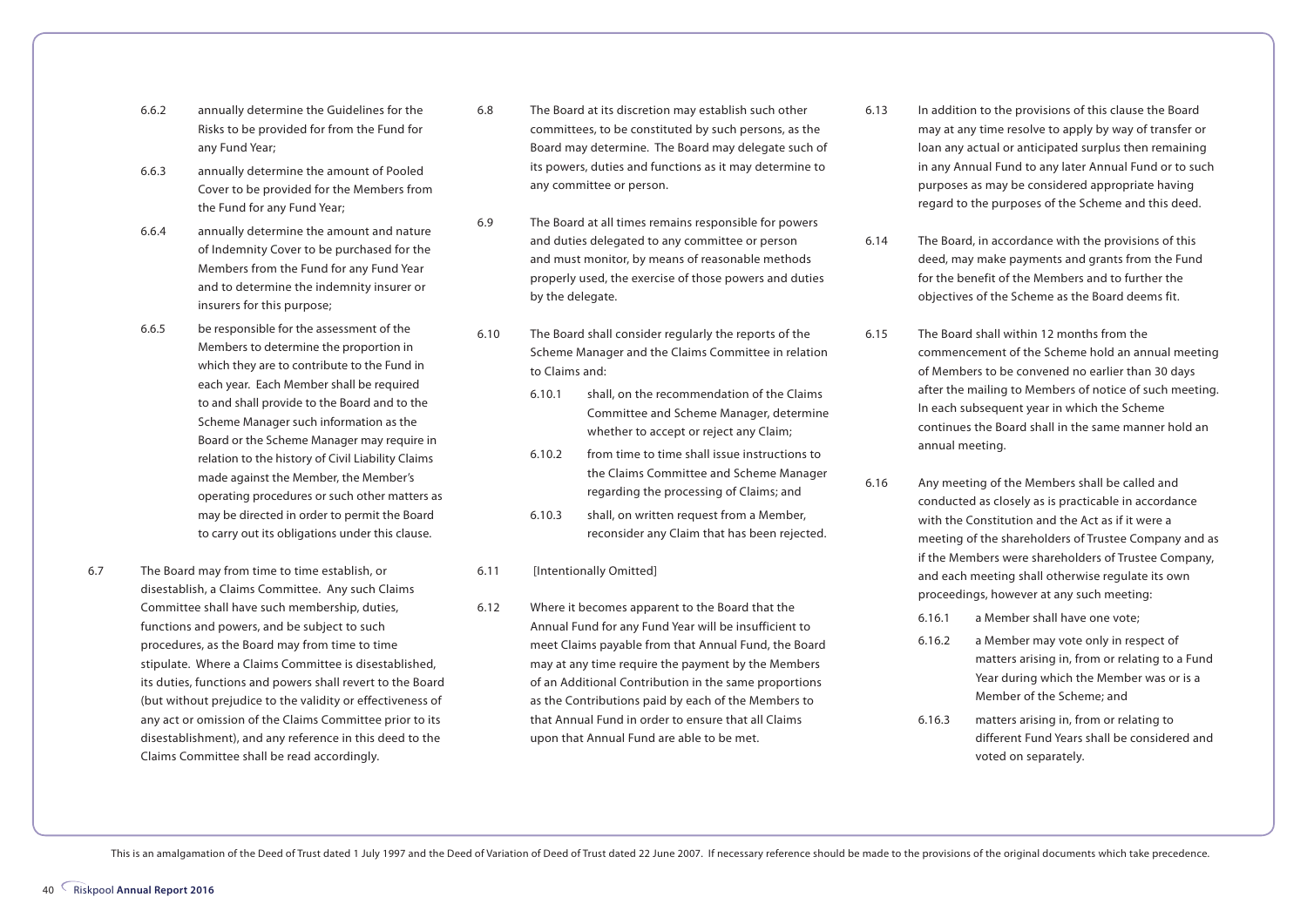6.6.2 annually determine the Guidelines for the Risks to be provided for from the Fund for any Fund Year;

6.6.3 annually determine the amount of Pooled Cover to be provided for the Members from the Fund for any Fund Year;

6.6.4 annually determine the amount and nature of Indemnity Cover to be purchased for the Members from the Fund for any Fund Year and to determine the indemnity insurer or insurers for this purpose;

6.6.5 be responsible for the assessment of the Members to determine the proportion in which they are to contribute to the Fund in each year. Each Member shall be required to and shall provide to the Board and to the Scheme Manager such information as the Board or the Scheme Manager may require in relation to the history of Civil Liability Claims made against the Member, the Member's operating procedures or such other matters as may be directed in order to permit the Board to carry out its obligations under this clause.

6.7 The Board may from time to time establish, or disestablish, a Claims Committee. Any such Claims Committee shall have such membership, duties, functions and powers, and be subject to such procedures, as the Board may from time to time stipulate. Where a Claims Committee is disestablished, its duties, functions and powers shall revert to the Board (but without prejudice to the validity or effectiveness of any act or omission of the Claims Committee prior to its disestablishment), and any reference in this deed to the Claims Committee shall be read accordingly.

6.8 The Board at its discretion may establish such other committees, to be constituted by such persons, as the Board may determine. The Board may delegate such of its powers, duties and functions as it may determine to any committee or person.

6.9 The Board at all times remains responsible for powers and duties delegated to any committee or person and must monitor, by means of reasonable methods properly used, the exercise of those powers and duties by the delegate.

6.10 The Board shall consider regularly the reports of the Scheme Manager and the Claims Committee in relation to Claims and:

6.10.1 shall, on the recommendation of the Claims Committee and Scheme Manager, determine whether to accept or reject any Claim;

6.10.2 from time to time shall issue instructions to the Claims Committee and Scheme Manager regarding the processing of Claims; and

6.10.3 shall, on written request from a Member, reconsider any Claim that has been rejected.

6.11 [Intentionally Omitted]

6.12 Where it becomes apparent to the Board that the Annual Fund for any Fund Year will be insufficient to meet Claims payable from that Annual Fund, the Board may at any time require the payment by the Members of an Additional Contribution in the same proportions as the Contributions paid by each of the Members to that Annual Fund in order to ensure that all Claims upon that Annual Fund are able to be met.

6.13 In addition to the provisions of this clause the Board may at any time resolve to apply by way of transfer or loan any actual or anticipated surplus then remaining in any Annual Fund to any later Annual Fund or to such purposes as may be considered appropriate having regard to the purposes of the Scheme and this deed.

6.14 The Board, in accordance with the provisions of this deed, may make payments and grants from the Fund for the benefit of the Members and to further the objectives of the Scheme as the Board deems fit.

6.15 The Board shall within 12 months from the commencement of the Scheme hold an annual meeting of Members to be convened no earlier than 30 days after the mailing to Members of notice of such meeting. In each subsequent year in which the Scheme continues the Board shall in the same manner hold an annual meeting.

6.16 Any meeting of the Members shall be called and conducted as closely as is practicable in accordance with the Constitution and the Act as if it were a meeting of the shareholders of Trustee Company and as if the Members were shareholders of Trustee Company, and each meeting shall otherwise regulate its own proceedings, however at any such meeting:

6.16.1 a Member shall have one vote;

6.16.2 a Member may vote only in respect of matters arising in, from or relating to a Fund Year during which the Member was or is a Member of the Scheme; and

6.16.3 matters arising in, from or relating to different Fund Years shall be considered and voted on separately.

This is an amalgamation of the Deed of Trust dated 1 July 1997 and the Deed of Variation of Deed of Trust dated 22 June 2007. If necessary reference should be made to the provisions of the original documents which take precedence.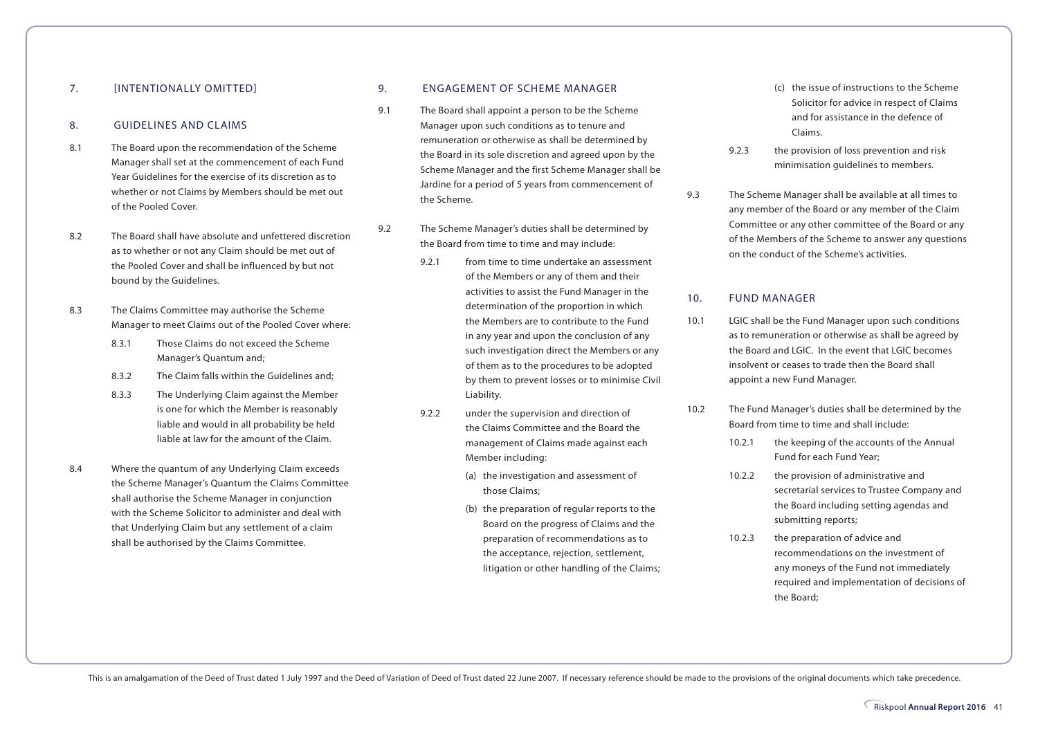## 7. [INTENTIONALLY OMITTED]

## 8. GUIDELINES AND CLAIMS

8.1 The Board upon the recommendation of the Scheme Manager shall set at the commencement of each Fund Year Guidelines for the exercise of its discretion as to whether or not Claims by Members should be met out of the Pooled Cover.

8.2 The Board shall have absolute and unfettered discretion as to whether or not any Claim should be met out of the Pooled Cover and shall be influenced by but not bound by the Guidelines.

8.3 The Claims Committee may authorise the Scheme Manager to meet Claims out of the Pooled Cover where:

8.3.1 Those Claims do not exceed the Scheme Manager's Quantum and;

8.3.2 The Claim falls within the Guidelines and;

8.3.3 The Underlying Claim against the Member is one for which the Member is reasonably liable and would in all probability be held liable at law for the amount of the Claim.

8.4 Where the quantum of any Underlying Claim exceeds the Scheme Manager's Quantum the Claims Committee shall authorise the Scheme Manager in conjunction with the Scheme Solicitor to administer and deal with that Underlying Claim but any settlement of a claim shall be authorised by the Claims Committee.

## 9. ENGAGEMENT OF SCHEME MANAGER

9.1 The Board shall appoint a person to be the Scheme Manager upon such conditions as to tenure and remuneration or otherwise as shall be determined by the Board in its sole discretion and agreed upon by the Scheme Manager and the first Scheme Manager shall be Jardine for a period of 5 years from commencement of the Scheme.

9.2 The Scheme Manager's duties shall be determined by the Board from time to time and may include:

9.2.1 from time to time undertake an assessment of the Members or any of them and their activities to assist the Fund Manager in the determination of the proportion in which the Members are to contribute to the Fund in any year and upon the conclusion of any such investigation direct the Members or any of them as to the procedures to be adopted by them to prevent losses or to minimise Civil Liability.

9.2.2 under the supervision and direction of the Claims Committee and the Board the management of Claims made against each Member including:

(a) the investigation and assessment of those Claims;

(b) the preparation of regular reports to the Board on the progress of Claims and the preparation of recommendations as to the acceptance, rejection, settlement, litigation or other handling of the Claims;

(c) the issue of instructions to the Scheme Solicitor for advice in respect of Claims and for assistance in the defence of Claims.

9.2.3 the provision of loss prevention and risk minimisation guidelines to members.

9.3 The Scheme Manager shall be available at all times to any member of the Board or any member of the Claim Committee or any other committee of the Board or any of the Members of the Scheme to answer any questions on the conduct of the Scheme's activities.

## 10. FUND MANAGER

10.1 LGIC shall be the Fund Manager upon such conditions as to remuneration or otherwise as shall be agreed by the Board and LGIC. In the event that LGIC becomes insolvent or ceases to trade then the Board shall appoint a new Fund Manager.

10.2 The Fund Manager's duties shall be determined by the Board from time to time and shall include:

10.2.1 the keeping of the accounts of the Annual Fund for each Fund Year;

10.2.2 the provision of administrative and secretarial services to Trustee Company and the Board including setting agendas and submitting reports;

10.2.3 the preparation of advice and recommendations on the investment of any moneys of the Fund not immediately required and implementation of decisions of the Board;

This is an amalgamation of the Deed of Trust dated 1 July 1997 and the Deed of Variation of Deed of Trust dated 22 June 2007. If necessary reference should be made to the provisions of the original documents which take precedence.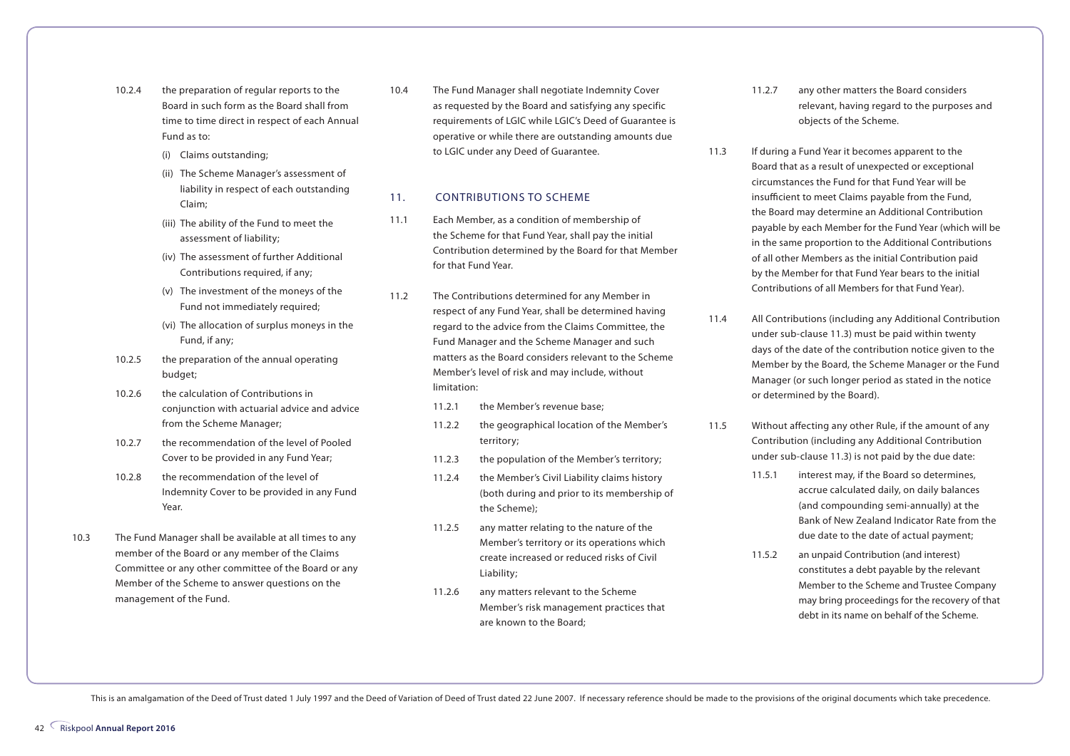10.2.4 the preparation of regular reports to the Board in such form as the Board shall from time to time direct in respect of each Annual Fund as to:

(i) Claims outstanding;

(ii) The Scheme Manager's assessment of liability in respect of each outstanding Claim;

(iii) The ability of the Fund to meet the assessment of liability;

(iv) The assessment of further Additional Contributions required, if any;

(v) The investment of the moneys of the Fund not immediately required;

(vi) The allocation of surplus moneys in the Fund, if any;

10.2.5 the preparation of the annual operating budget;

10.2.6 the calculation of Contributions in conjunction with actuarial advice and advice from the Scheme Manager;

10.2.7 the recommendation of the level of Pooled Cover to be provided in any Fund Year;

10.2.8 the recommendation of the level of Indemnity Cover to be provided in any Fund Year.

10.3 The Fund Manager shall be available at all times to any member of the Board or any member of the Claims Committee or any other committee of the Board or any Member of the Scheme to answer questions on the management of the Fund.

10.4 The Fund Manager shall negotiate Indemnity Cover as requested by the Board and satisfying any specific requirements of LGIC while LGIC's Deed of Guarantee is operative or while there are outstanding amounts due to LGIC under any Deed of Guarantee.

## 11. CONTRIBUTIONS TO SCHEME

11.1 Each Member, as a condition of membership of the Scheme for that Fund Year, shall pay the initial Contribution determined by the Board for that Member for that Fund Year.

11.2 The Contributions determined for any Member in respect of any Fund Year, shall be determined having regard to the advice from the Claims Committee, the Fund Manager and the Scheme Manager and such matters as the Board considers relevant to the Scheme Member's level of risk and may include, without limitation:

11.2.1 the Member's revenue base;

11.2.2 the geographical location of the Member's territory;

11.2.3 the population of the Member's territory;

11.2.4 the Member's Civil Liability claims history (both during and prior to its membership of the Scheme);

11.2.5 any matter relating to the nature of the Member's territory or its operations which create increased or reduced risks of Civil Liability;

11.2.6 any matters relevant to the Scheme Member's risk management practices that are known to the Board;

11.2.7 any other matters the Board considers relevant, having regard to the purposes and objects of the Scheme.

11.3 If during a Fund Year it becomes apparent to the Board that as a result of unexpected or exceptional circumstances the Fund for that Fund Year will be insufficient to meet Claims payable from the Fund, the Board may determine an Additional Contribution payable by each Member for the Fund Year (which will be in the same proportion to the Additional Contributions of all other Members as the initial Contribution paid by the Member for that Fund Year bears to the initial Contributions of all Members for that Fund Year).

11.4 All Contributions (including any Additional Contribution under sub-clause 11.3) must be paid within twenty days of the date of the contribution notice given to the Member by the Board, the Scheme Manager or the Fund Manager (or such longer period as stated in the notice or determined by the Board).

11.5 Without affecting any other Rule, if the amount of any Contribution (including any Additional Contribution under sub-clause 11.3) is not paid by the due date:

11.5.1 interest may, if the Board so determines, accrue calculated daily, on daily balances (and compounding semi-annually) at the Bank of New Zealand Indicator Rate from the due date to the date of actual payment;

11.5.2 an unpaid Contribution (and interest) constitutes a debt payable by the relevant Member to the Scheme and Trustee Company may bring proceedings for the recovery of that debt in its name on behalf of the Scheme.

This is an amalgamation of the Deed of Trust dated 1 July 1997 and the Deed of Variation of Deed of Trust dated 22 June 2007. If necessary reference should be made to the provisions of the original documents which take precedence.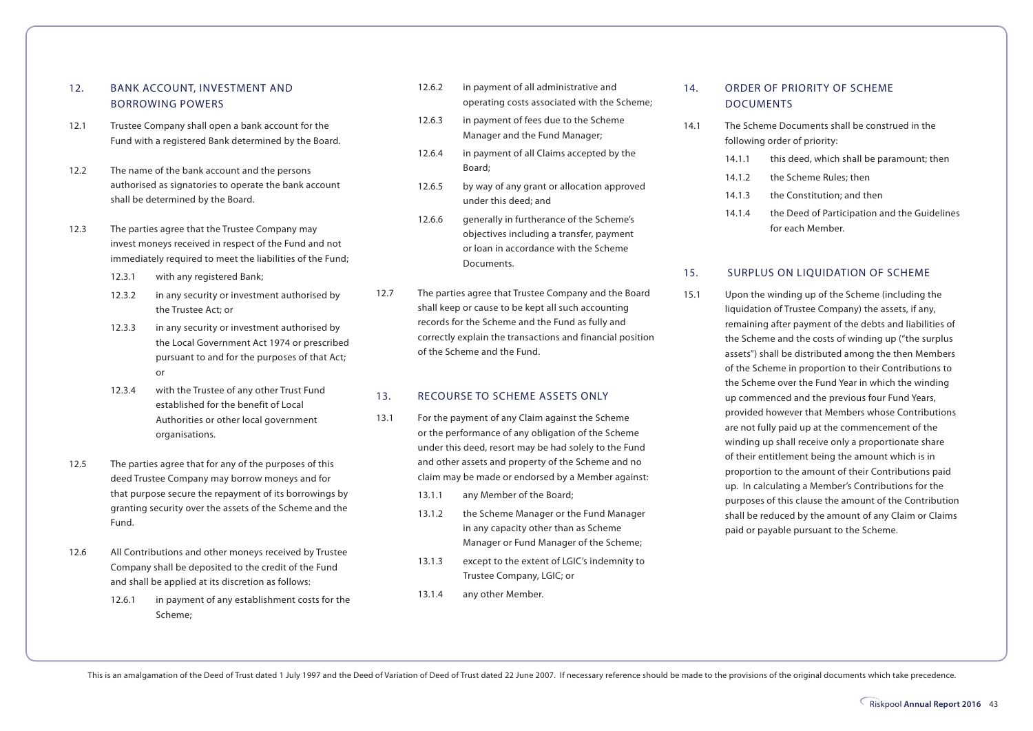## 12. BANK ACCOUNT, INVESTMENT AND BORROWING POWERS

12.1 Trustee Company shall open a bank account for the Fund with a registered Bank determined by the Board.

12.2 The name of the bank account and the persons authorised as signatories to operate the bank account shall be determined by the Board.

12.3 The parties agree that the Trustee Company may invest moneys received in respect of the Fund and not immediately required to meet the liabilities of the Fund;

- 12.3.1 with any registered Bank;
- 12.3.2 in any security or investment authorised by the Trustee Act; or
- 12.3.3 in any security or investment authorised by the Local Government Act 1974 or prescribed pursuant to and for the purposes of that Act; or
- 12.3.4 with the Trustee of any other Trust Fund established for the benefit of Local Authorities or other local government organisations.

12.5 The parties agree that for any of the purposes of this deed Trustee Company may borrow moneys and for that purpose secure the repayment of its borrowings by granting security over the assets of the Scheme and the Fund.

12.6 All Contributions and other moneys received by Trustee Company shall be deposited to the credit of the Fund and shall be applied at its discretion as follows:

- 12.6.1 in payment of any establishment costs for the Scheme;
- 12.6.2 in payment of all administrative and operating costs associated with the Scheme;
- 12.6.3 in payment of fees due to the Scheme Manager and the Fund Manager;
- 12.6.4 in payment of all Claims accepted by the Board;
- 12.6.5 by way of any grant or allocation approved under this deed; and
- 12.6.6 generally in furtherance of the Scheme's objectives including a transfer, payment or loan in accordance with the Scheme Documents.

12.7 The parties agree that Trustee Company and the Board shall keep or cause to be kept all such accounting records for the Scheme and the Fund as fully and correctly explain the transactions and financial position of the Scheme and the Fund.

## 13. RECOURSE TO SCHEME ASSETS ONLY

13.1 For the payment of any Claim against the Scheme or the performance of any obligation of the Scheme under this deed, resort may be had solely to the Fund and other assets and property of the Scheme and no claim may be made or endorsed by a Member against:

- 13.1.1 any Member of the Board;
- 13.1.2 the Scheme Manager or the Fund Manager in any capacity other than as Scheme Manager or Fund Manager of the Scheme;
- 13.1.3 except to the extent of LGIC's indemnity to Trustee Company, LGIC; or
- 13.1.4 any other Member.

## 14. ORDER OF PRIORITY OF SCHEME DOCUMENTS

14.1 The Scheme Documents shall be construed in the following order of priority:

- 14.1.1 this deed, which shall be paramount; then
- 14.1.2 the Scheme Rules; then
- 14.1.3 the Constitution; and then
- 14.1.4 the Deed of Participation and the Guidelines for each Member.

## 15. SURPLUS ON LIQUIDATION OF SCHEME

15.1 Upon the winding up of the Scheme (including the liquidation of Trustee Company) the assets, if any, remaining after payment of the debts and liabilities of the Scheme and the costs of winding up ("the surplus assets") shall be distributed among the then Members of the Scheme in proportion to their Contributions to the Scheme over the Fund Year in which the winding up commenced and the previous four Fund Years, provided however that Members whose Contributions are not fully paid up at the commencement of the winding up shall receive only a proportionate share of their entitlement being the amount which is in proportion to the amount of their Contributions paid up. In calculating a Member's Contributions for the purposes of this clause the amount of the Contribution shall be reduced by the amount of any Claim or Claims paid or payable pursuant to the Scheme.

This is an amalgamation of the Deed of Trust dated 1 July 1997 and the Deed of Variation of Deed of Trust dated 22 June 2007. If necessary reference should be made to the provisions of the original documents which take precedence.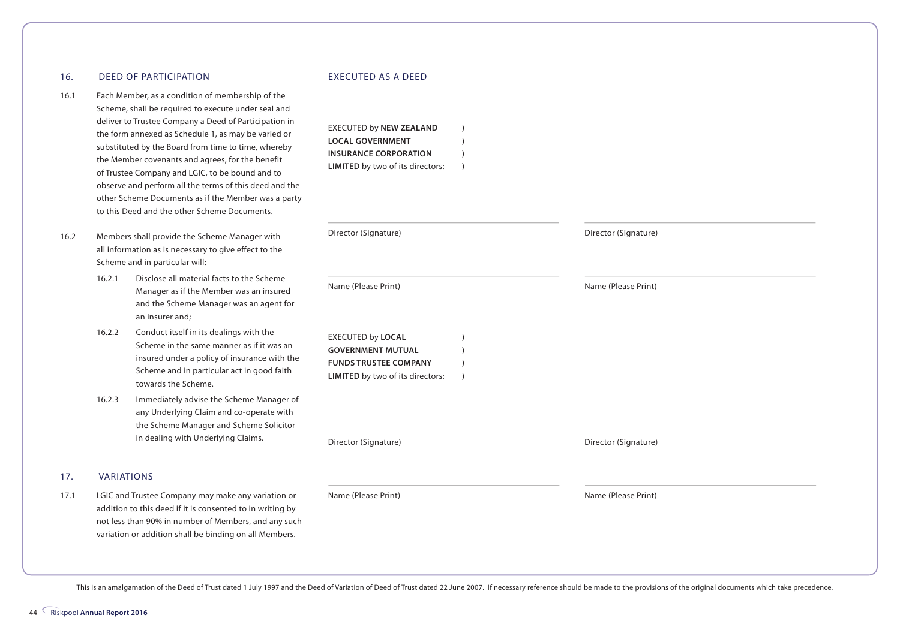## 16. DEED OF PARTICIPATION

16.1 Each Member, as a condition of membership of the Scheme, shall be required to execute under seal and deliver to Trustee Company a Deed of Participation in the form annexed as Schedule 1, as may be varied or substituted by the Board from time to time, whereby the Member covenants and agrees, for the benefit of Trustee Company and LGIC, to be bound and to observe and perform all the terms of this deed and the other Scheme Documents as if the Member was a party to this Deed and the other Scheme Documents.

16.2 Members shall provide the Scheme Manager with all information as is necessary to give effect to the Scheme and in particular will:

16.2.1 Disclose all material facts to the Scheme Manager as if the Member was an insured and the Scheme Manager was an agent for an insurer and;

16.2.2 Conduct itself in its dealings with the Scheme in the same manner as if it was an insured under a policy of insurance with the Scheme and in particular act in good faith towards the Scheme.

16.2.3 Immediately advise the Scheme Manager of any Underlying Claim and co-operate with the Scheme Manager and Scheme Solicitor in dealing with Underlying Claims.

## 17. VARIATIONS

17.1 LGIC and Trustee Company may make any variation or addition to this deed if it is consented to in writing by not less than 90% in number of Members, and any such variation or addition shall be binding on all Members.

## EXECUTED AS A DEED

EXECUTED by **NEW ZEALAND LOCAL GOVERNMENT INSURANCE CORPORATION LIMITED** by two of its directors: )

Director (Signature) Director (Signature)

Name (Please Print) Name (Please Print)

EXECUTED by **LOCAL GOVERNMENT MUTUAL FUNDS TRUSTEE COMPANY LIMITED** by two of its directors: )

Director (Signature) Director (Signature)

Name (Please Print) Name (Please Print)

This is an amalgamation of the Deed of Trust dated 1 July 1997 and the Deed of Variation of Deed of Trust dated 22 June 2007. If necessary reference should be made to the provisions of the original documents which take precedence.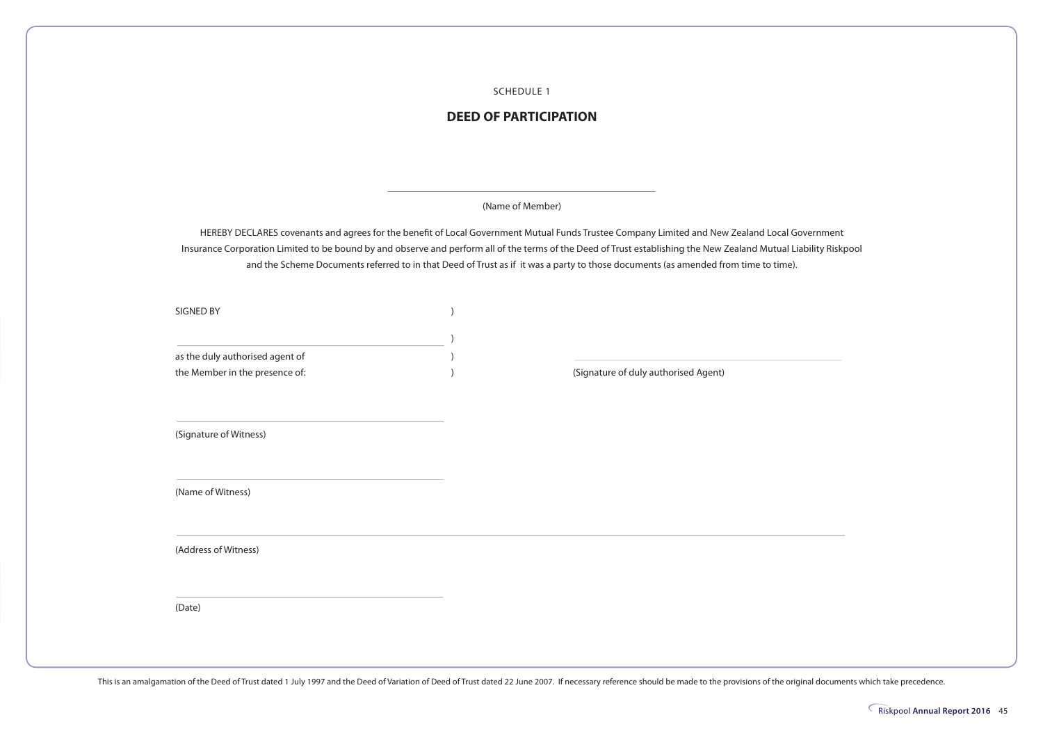SCHEDULE 1

## DEED OF PARTICIPATION

\_\_\_\_\_\_\_\_\_\_\_\_\_\_\_\_\_\_\_\_\_\_\_\_\_\_\_\_\_\_\_\_\_\_\_\_\_\_\_\_

(Name of Member)

HEREBY DECLARES covenants and agrees for the benefit of Local Government Mutual Funds Trustee Company Limited and New Zealand Local Government Insurance Corporation Limited to be bound by and observe and perform all of the terms of the Deed of Trust establishing the New Zealand Mutual Liability Riskpool and the Scheme Documents referred to in that Deed of Trust as if it was a party to those documents (as amended from time to time).

SIGNED BY )

\_\_\_\_\_\_\_\_\_\_\_\_\_\_\_\_\_\_\_\_\_\_\_\_\_\_\_\_\_\_\_\_\_\_\_\_\_\_\_\_ )

as the duly authorised agent of )

the Member in the presence of: )

\_\_\_\_\_\_\_\_\_\_\_\_\_\_\_\_\_\_\_\_\_\_\_\_\_\_\_\_\_\_\_\_\_\_\_\_\_\_\_\_

(Signature of duly authorised Agent)

\_\_\_\_\_\_\_\_\_\_\_\_\_\_\_\_\_\_\_\_\_\_\_\_\_\_\_\_\_\_\_\_\_\_\_\_\_\_\_\_

(Signature of Witness)

\_\_\_\_\_\_\_\_\_\_\_\_\_\_\_\_\_\_\_\_\_\_\_\_\_\_\_\_\_\_\_\_\_\_\_\_\_\_\_\_

(Name of Witness)

\_\_\_\_\_\_\_\_\_\_\_\_\_\_\_\_\_\_\_\_\_\_\_\_\_\_\_\_\_\_\_\_\_\_\_\_\_\_\_\_\_\_\_\_\_\_\_\_\_\_\_\_\_\_\_\_\_\_\_\_\_\_\_\_\_\_\_\_\_\_\_\_\_\_\_\_\_\_

(Address of Witness)

\_\_\_\_\_\_\_\_\_\_\_\_\_\_\_\_\_\_\_\_\_\_\_\_\_\_\_\_\_\_\_\_\_\_\_\_\_\_\_\_

(Date)

This is an amalgamation of the Deed of Trust dated 1 July 1997 and the Deed of Variation of Deed of Trust dated 22 June 2007. If necessary reference should be made to the provisions of the original documents which take precedence.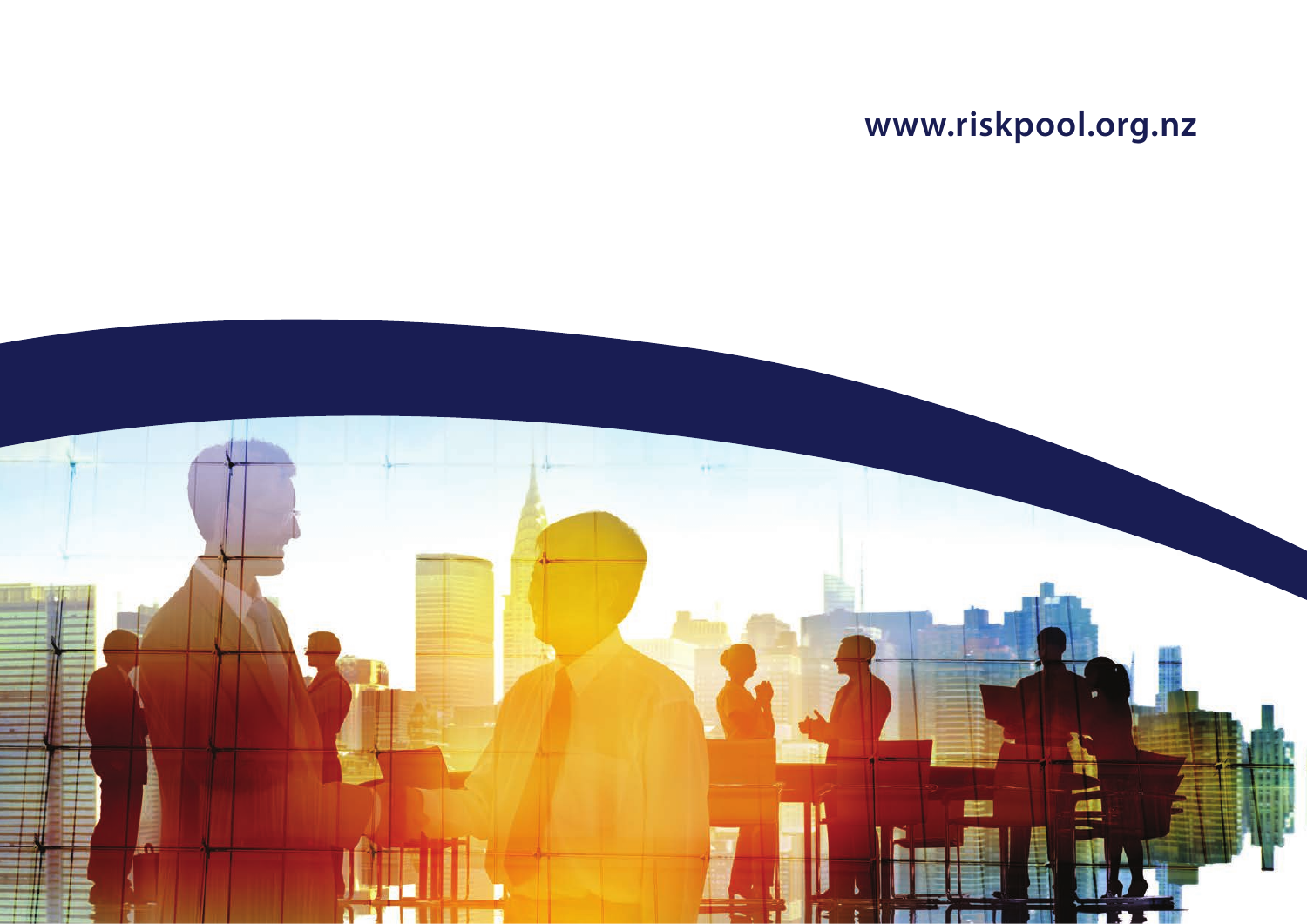www.riskpool.org.nz